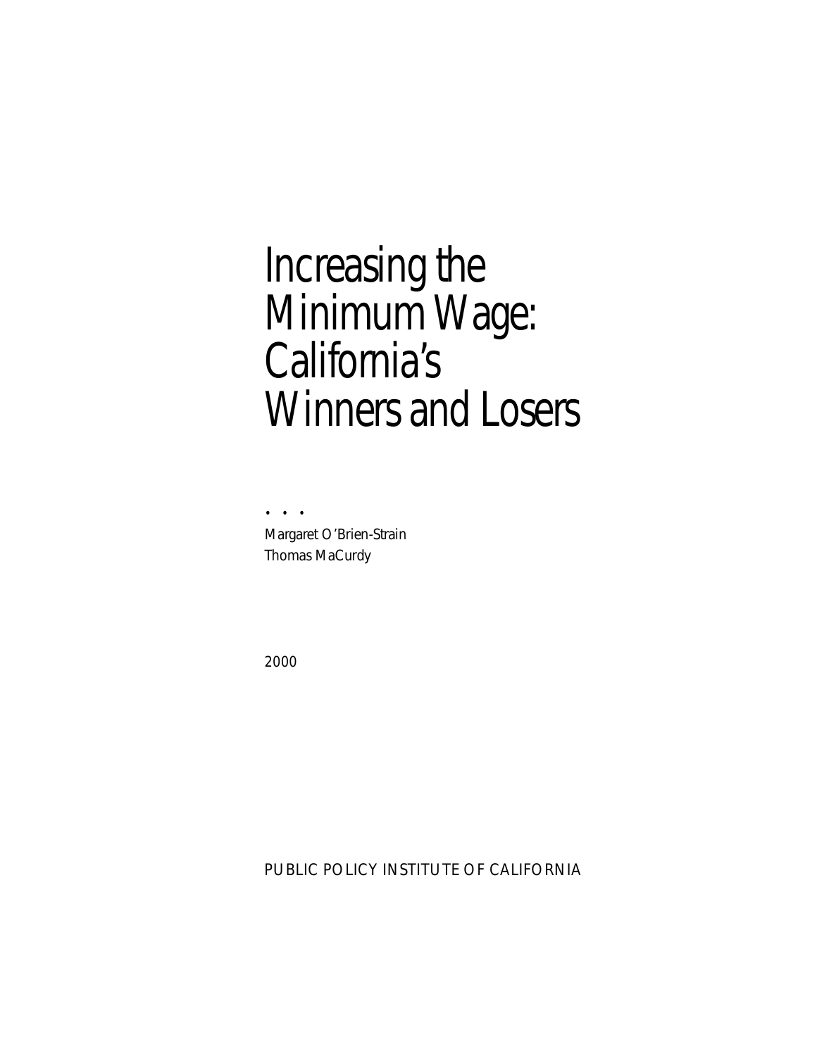# Increasing the Minimum Wage: California's Winners and Losers

. . .

Margaret O'Brien-Strain
Thomas MaCurdy

2000

PUBLIC POLICY INSTITUTE OF CALIFORNIA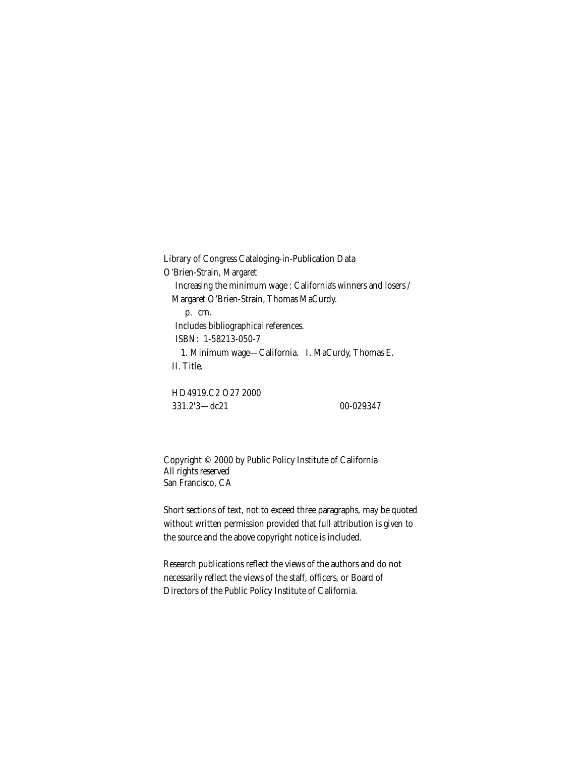Library of Congress Cataloging-in-Publication Data

O'Brien-Strain, Margaret

Increasing the minimum wage : California's winners and losers / Margaret O'Brien-Strain, Thomas MaCurdy.

p. cm.

Includes bibliographical references.

ISBN: 1-58213-050-7

1. Minimum wage—California. I. MaCurdy, Thomas E. II. Title.

HD4919.C2 O27 2000

331.2'3—dc21 00-029347

Copyright © 2000 by Public Policy Institute of California
All rights reserved
San Francisco, CA

Short sections of text, not to exceed three paragraphs, may be quoted without written permission provided that full attribution is given to the source and the above copyright notice is included.

Research publications reflect the views of the authors and do not necessarily reflect the views of the staff, officers, or Board of Directors of the Public Policy Institute of California.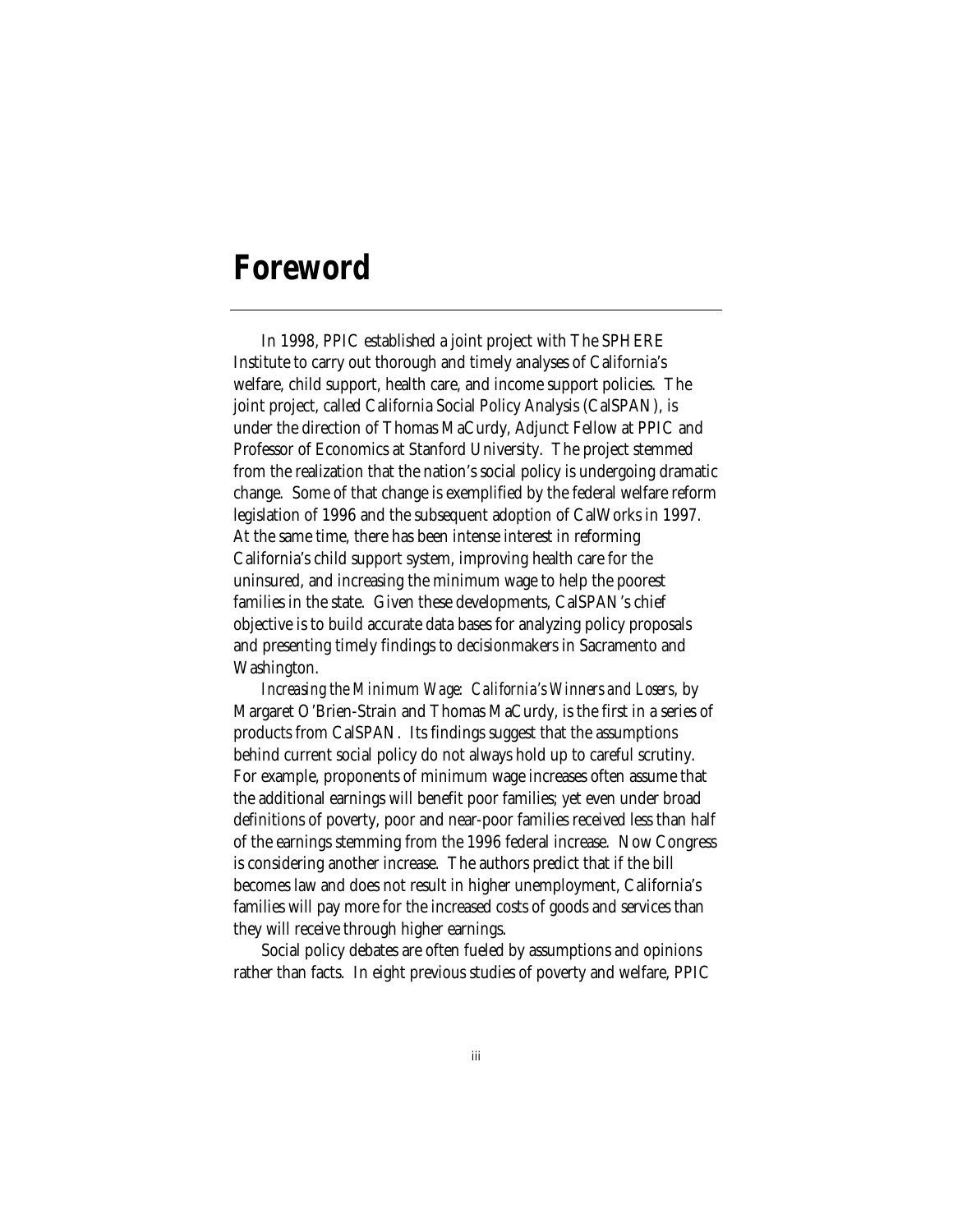# Foreword

In 1998, PPIC established a joint project with The SPHERE Institute to carry out thorough and timely analyses of California's welfare, child support, health care, and income support policies. The joint project, called California Social Policy Analysis (CalSPAN), is under the direction of Thomas MaCurdy, Adjunct Fellow at PPIC and Professor of Economics at Stanford University. The project stemmed from the realization that the nation's social policy is undergoing dramatic change. Some of that change is exemplified by the federal welfare reform legislation of 1996 and the subsequent adoption of CalWorks in 1997. At the same time, there has been intense interest in reforming California's child support system, improving health care for the uninsured, and increasing the minimum wage to help the poorest families in the state. Given these developments, CalSPAN's chief objective is to build accurate data bases for analyzing policy proposals and presenting timely findings to decisionmakers in Sacramento and Washington.

*Increasing the Minimum Wage: California's Winners and Losers*, by Margaret O'Brien-Strain and Thomas MaCurdy, is the first in a series of products from CalSPAN. Its findings suggest that the assumptions behind current social policy do not always hold up to careful scrutiny. For example, proponents of minimum wage increases often assume that the additional earnings will benefit poor families; yet even under broad definitions of poverty, poor and near-poor families received less than half of the earnings stemming from the 1996 federal increase. Now Congress is considering another increase. The authors predict that if the bill becomes law and does not result in higher unemployment, California's families will pay more for the increased costs of goods and services than they will receive through higher earnings.

Social policy debates are often fueled by assumptions and opinions rather than facts. In eight previous studies of poverty and welfare, PPIC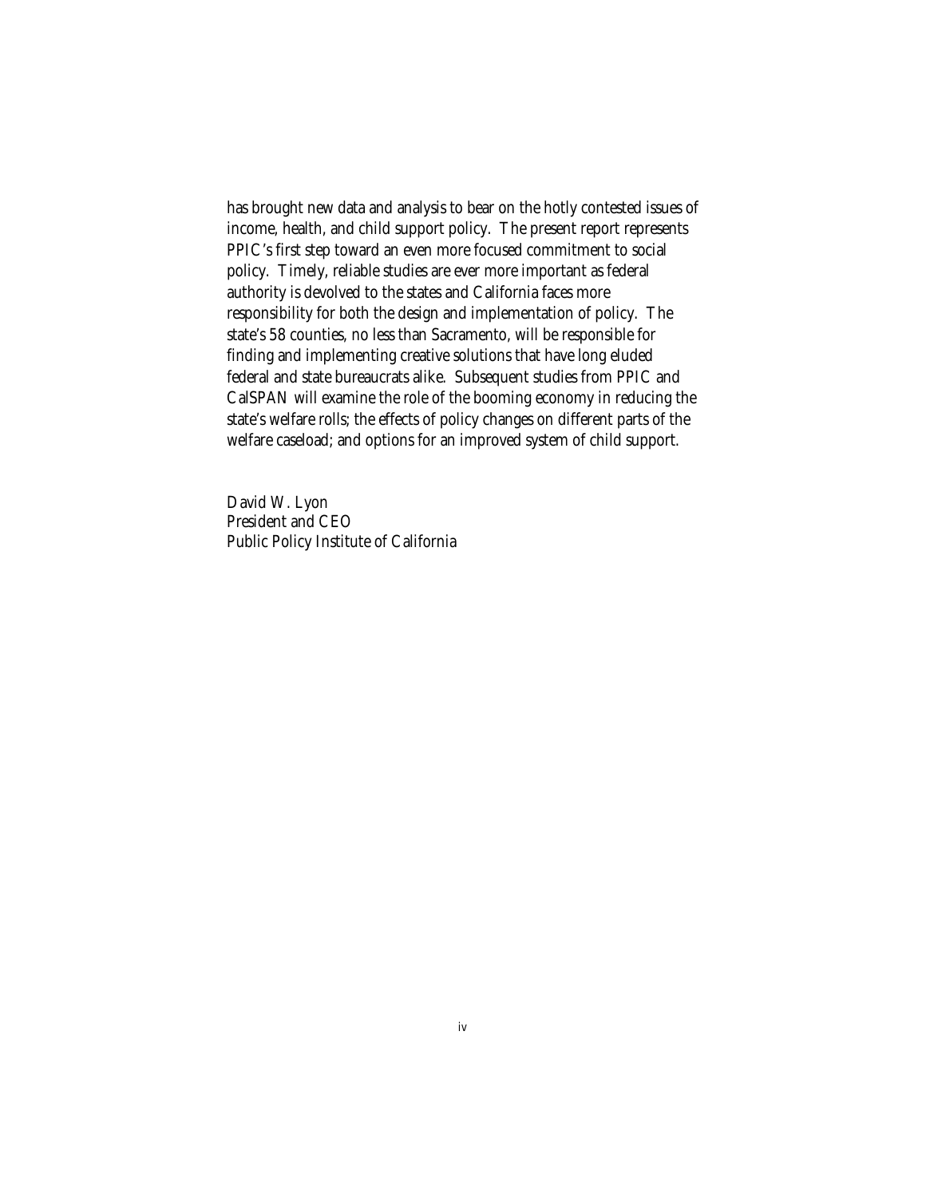has brought new data and analysis to bear on the hotly contested issues of income, health, and child support policy. The present report represents PPIC's first step toward an even more focused commitment to social policy. Timely, reliable studies are ever more important as federal authority is devolved to the states and California faces more responsibility for both the design and implementation of policy. The state's 58 counties, no less than Sacramento, will be responsible for finding and implementing creative solutions that have long eluded federal and state bureaucrats alike. Subsequent studies from PPIC and CalSPAN will examine the role of the booming economy in reducing the state's welfare rolls; the effects of policy changes on different parts of the welfare caseload; and options for an improved system of child support.

David W. Lyon  
President and CEO  
Public Policy Institute of California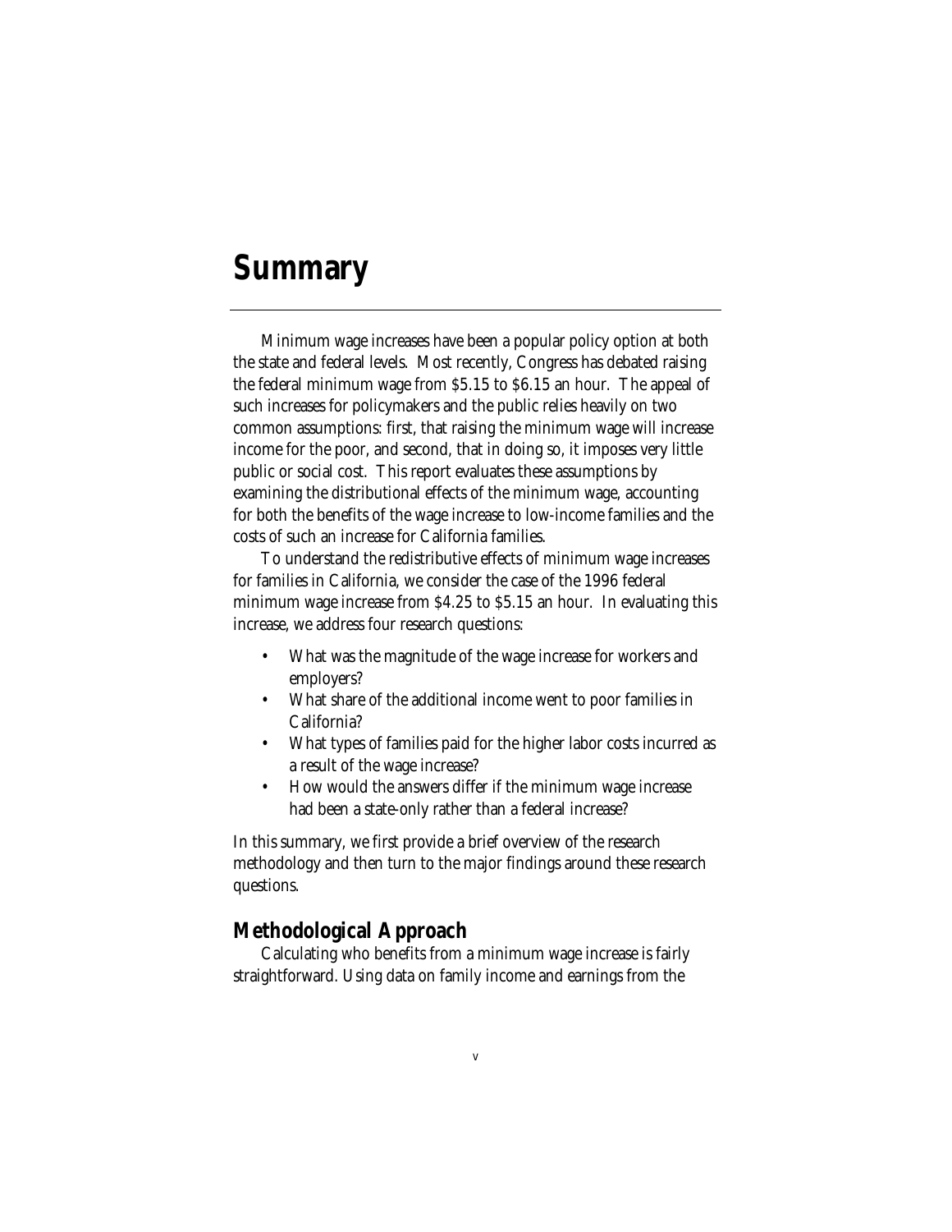# Summary

Minimum wage increases have been a popular policy option at both the state and federal levels. Most recently, Congress has debated raising the federal minimum wage from $5.15 to $6.15 an hour. The appeal of such increases for policymakers and the public relies heavily on two common assumptions: first, that raising the minimum wage will increase income for the poor, and second, that in doing so, it imposes very little public or social cost. This report evaluates these assumptions by examining the distributional effects of the minimum wage, accounting for both the benefits of the wage increase to low-income families and the costs of such an increase for California families.

To understand the redistributive effects of minimum wage increases for families in California, we consider the case of the 1996 federal minimum wage increase from $4.25 to $5.15 an hour. In evaluating this increase, we address four research questions:

- What was the magnitude of the wage increase for workers and employers?
- What share of the additional income went to poor families in California?
- What types of families paid for the higher labor costs incurred as a result of the wage increase?
- How would the answers differ if the minimum wage increase had been a state-only rather than a federal increase?

In this summary, we first provide a brief overview of the research methodology and then turn to the major findings around these research questions.

## Methodological Approach

Calculating who benefits from a minimum wage increase is fairly straightforward. Using data on family income and earnings from the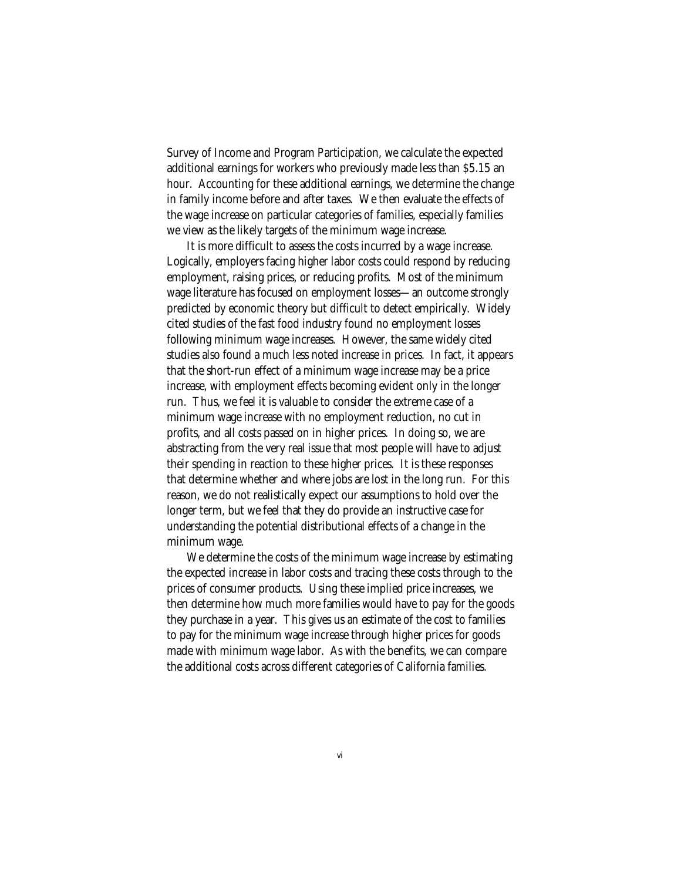Survey of Income and Program Participation, we calculate the expected additional earnings for workers who previously made less than $5.15 an hour. Accounting for these additional earnings, we determine the change in family income before and after taxes. We then evaluate the effects of the wage increase on particular categories of families, especially families we view as the likely targets of the minimum wage increase.

It is more difficult to assess the costs incurred by a wage increase. Logically, employers facing higher labor costs could respond by reducing employment, raising prices, or reducing profits. Most of the minimum wage literature has focused on employment losses—an outcome strongly predicted by economic theory but difficult to detect empirically. Widely cited studies of the fast food industry found no employment losses following minimum wage increases. However, the same widely cited studies also found a much less noted increase in prices. In fact, it appears that the short-run effect of a minimum wage increase may be a price increase, with employment effects becoming evident only in the longer run. Thus, we feel it is valuable to consider the extreme case of a minimum wage increase with no employment reduction, no cut in profits, and all costs passed on in higher prices. In doing so, we are abstracting from the very real issue that most people will have to adjust their spending in reaction to these higher prices. It is these responses that determine whether and where jobs are lost in the long run. For this reason, we do not realistically expect our assumptions to hold over the longer term, but we feel that they do provide an instructive case for understanding the potential distributional effects of a change in the minimum wage.

We determine the costs of the minimum wage increase by estimating the expected increase in labor costs and tracing these costs through to the prices of consumer products. Using these implied price increases, we then determine how much more families would have to pay for the goods they purchase in a year. This gives us an estimate of the cost to families to pay for the minimum wage increase through higher prices for goods made with minimum wage labor. As with the benefits, we can compare the additional costs across different categories of California families.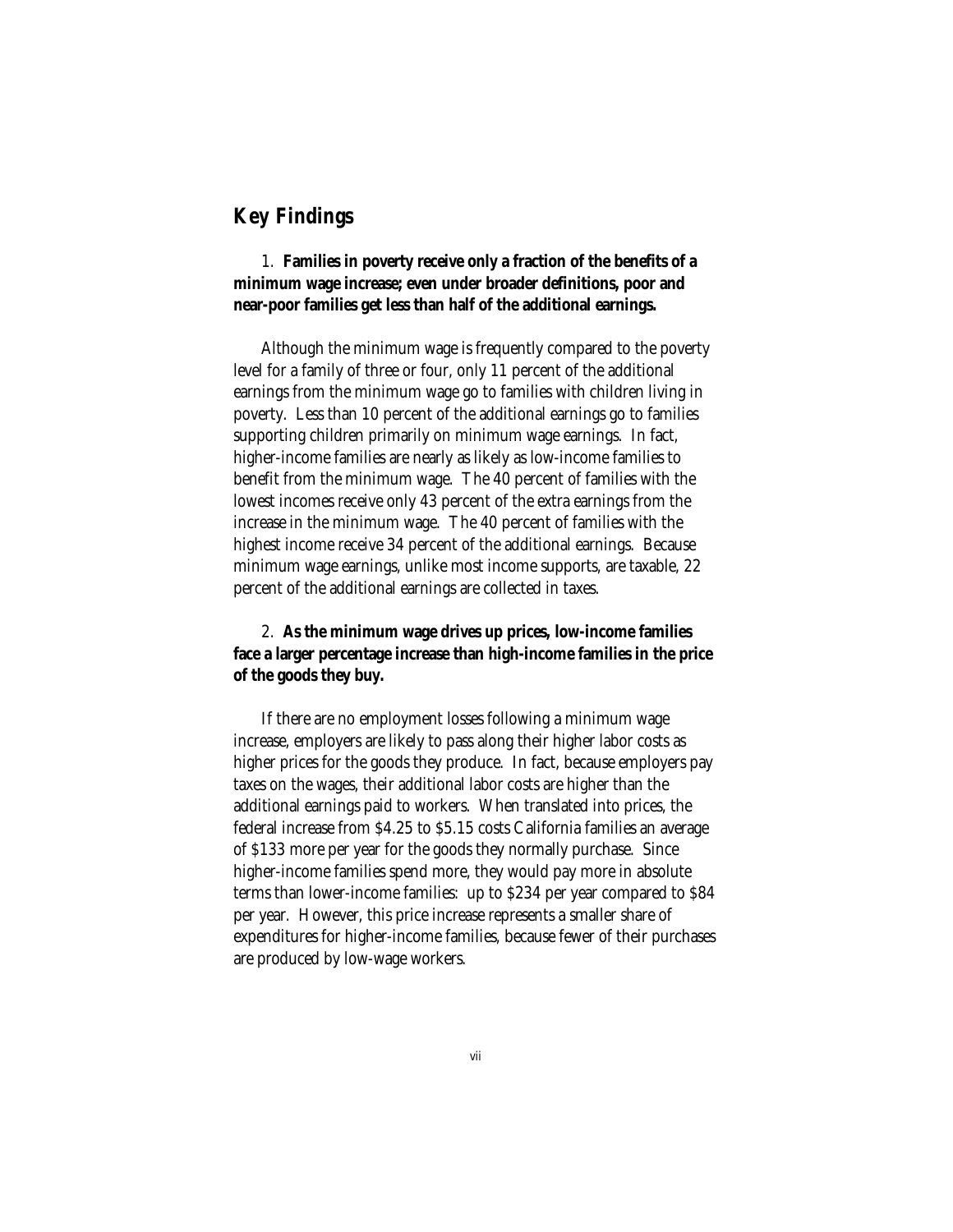## Key Findings

1. **Families in poverty receive only a fraction of the benefits of a minimum wage increase; even under broader definitions, poor and near-poor families get less than half of the additional earnings.**

Although the minimum wage is frequently compared to the poverty level for a family of three or four, only 11 percent of the additional earnings from the minimum wage go to families with children living in poverty. Less than 10 percent of the additional earnings go to families supporting children primarily on minimum wage earnings. In fact, higher-income families are nearly as likely as low-income families to benefit from the minimum wage. The 40 percent of families with the lowest incomes receive only 43 percent of the extra earnings from the increase in the minimum wage. The 40 percent of families with the highest income receive 34 percent of the additional earnings. Because minimum wage earnings, unlike most income supports, are taxable, 22 percent of the additional earnings are collected in taxes.

2. **As the minimum wage drives up prices, low-income families face a larger percentage increase than high-income families in the price of the goods they buy.**

If there are no employment losses following a minimum wage increase, employers are likely to pass along their higher labor costs as higher prices for the goods they produce. In fact, because employers pay taxes on the wages, their additional labor costs are higher than the additional earnings paid to workers. When translated into prices, the federal increase from $4.25 to $5.15 costs California families an average of $133 more per year for the goods they normally purchase. Since higher-income families spend more, they would pay more in absolute terms than lower-income families: up to $234 per year compared to $84 per year. However, this price increase represents a smaller share of expenditures for higher-income families, because fewer of their purchases are produced by low-wage workers.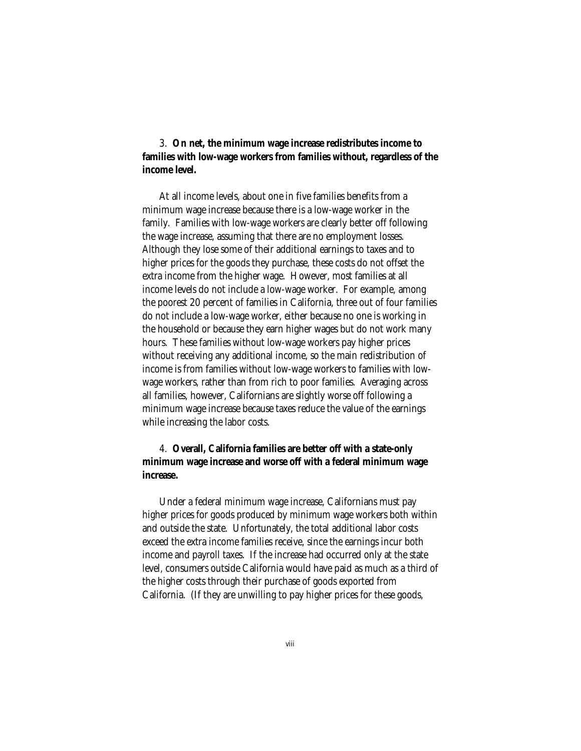3. **On net, the minimum wage increase redistributes income to families with low-wage workers from families without, regardless of the income level.**

At all income levels, about one in five families benefits from a minimum wage increase because there is a low-wage worker in the family. Families with low-wage workers are clearly better off following the wage increase, assuming that there are no employment losses. Although they lose some of their additional earnings to taxes and to higher prices for the goods they purchase, these costs do not offset the extra income from the higher wage. However, most families at all income levels do not include a low-wage worker. For example, among the poorest 20 percent of families in California, three out of four families do not include a low-wage worker, either because no one is working in the household or because they earn higher wages but do not work many hours. These families without low-wage workers pay higher prices without receiving any additional income, so the main redistribution of income is from families without low-wage workers to families with low-wage workers, rather than from rich to poor families. Averaging across all families, however, Californians are slightly worse off following a minimum wage increase because taxes reduce the value of the earnings while increasing the labor costs.

4. **Overall, California families are better off with a state-only minimum wage increase and worse off with a federal minimum wage increase.**

Under a federal minimum wage increase, Californians must pay higher prices for goods produced by minimum wage workers both within and outside the state. Unfortunately, the total additional labor costs exceed the extra income families receive, since the earnings incur both income and payroll taxes. If the increase had occurred only at the state level, consumers outside California would have paid as much as a third of the higher costs through their purchase of goods exported from California. (If they are unwilling to pay higher prices for these goods,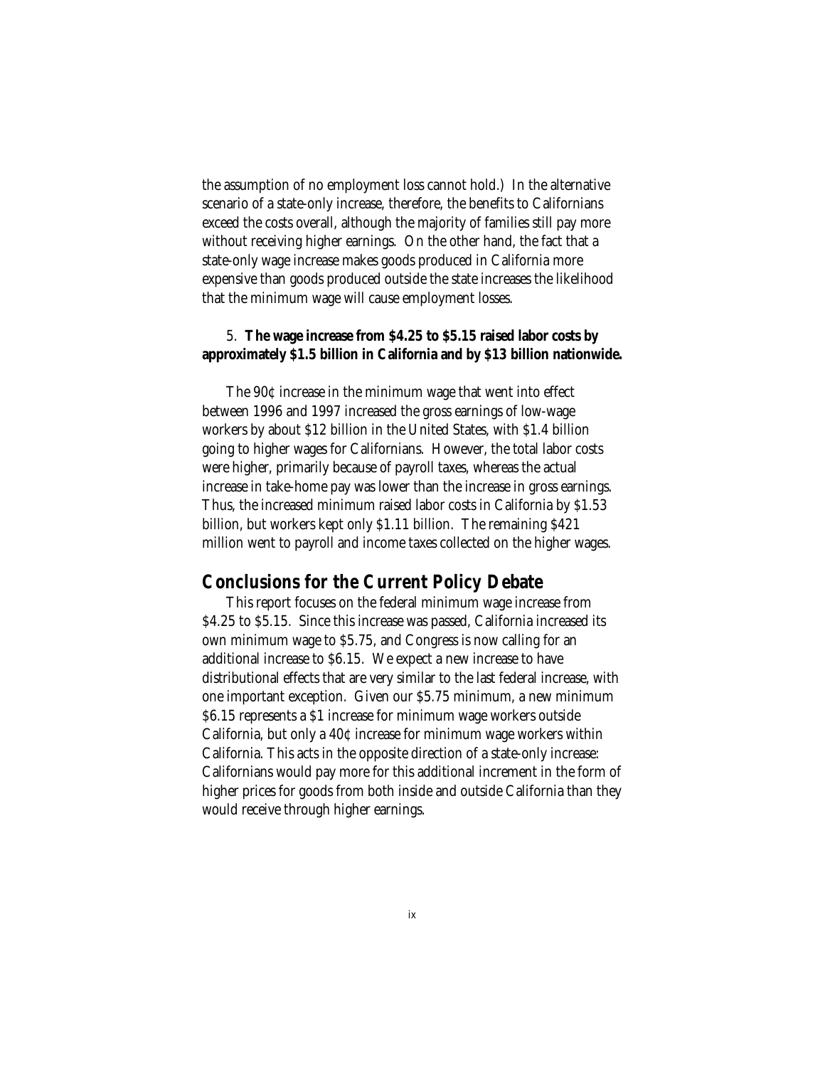the assumption of no employment loss cannot hold.) In the alternative scenario of a state-only increase, therefore, the benefits to Californians exceed the costs overall, although the majority of families still pay more without receiving higher earnings. On the other hand, the fact that a state-only wage increase makes goods produced in California more expensive than goods produced outside the state increases the likelihood that the minimum wage will cause employment losses.

5. **The wage increase from $4.25 to $5.15 raised labor costs by approximately $1.5 billion in California and by $13 billion nationwide.**

The 90¢ increase in the minimum wage that went into effect between 1996 and 1997 increased the gross earnings of low-wage workers by about $12 billion in the United States, with $1.4 billion going to higher wages for Californians. However, the total labor costs were higher, primarily because of payroll taxes, whereas the actual increase in take-home pay was lower than the increase in gross earnings. Thus, the increased minimum raised labor costs in California by $1.53 billion, but workers kept only $1.11 billion. The remaining $421 million went to payroll and income taxes collected on the higher wages.

## Conclusions for the Current Policy Debate

This report focuses on the federal minimum wage increase from $4.25 to $5.15. Since this increase was passed, California increased its own minimum wage to $5.75, and Congress is now calling for an additional increase to $6.15. We expect a new increase to have distributional effects that are very similar to the last federal increase, with one important exception. Given our $5.75 minimum, a new minimum $6.15 represents a $1 increase for minimum wage workers outside California, but only a 40¢ increase for minimum wage workers within California. This acts in the opposite direction of a state-only increase: Californians would pay more for this additional increment in the form of higher prices for goods from both inside and outside California than they would receive through higher earnings.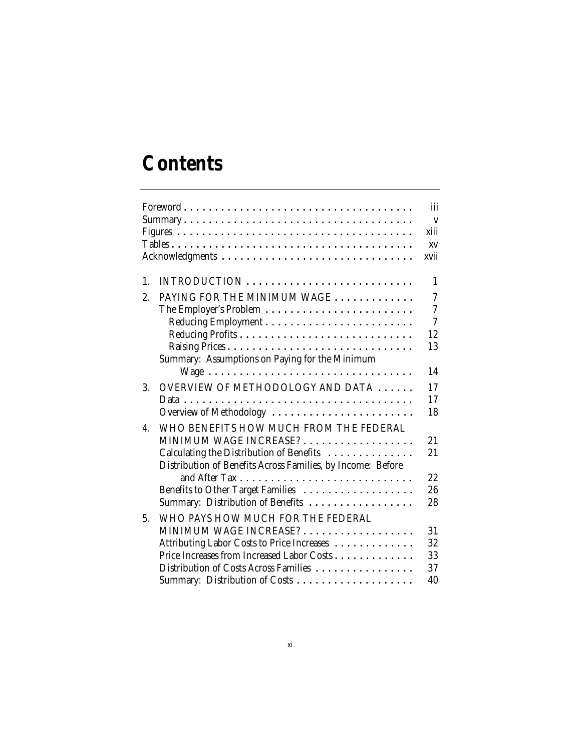# Contents

| | |
|---|---|
| Foreword | iii |
| Summary | v |
| Figures | xiii |
| Tables | xv |
| Acknowledgments | xvii |
| 1. INTRODUCTION | 1 |
| 2. PAYING FOR THE MINIMUM WAGE | 7 |
| The Employer's Problem | 7 |
| Reducing Employment | 7 |
| Reducing Profits | 12 |
| Raising Prices | 13 |
| Summary: Assumptions on Paying for the Minimum Wage | 14 |
| 3. OVERVIEW OF METHODOLOGY AND DATA | 17 |
| Data | 17 |
| Overview of Methodology | 18 |
| 4. WHO BENEFITS HOW MUCH FROM THE FEDERAL MINIMUM WAGE INCREASE? | 21 |
| Calculating the Distribution of Benefits | 21 |
| Distribution of Benefits Across Families, by Income: Before and After Tax | 22 |
| Benefits to Other Target Families | 26 |
| Summary: Distribution of Benefits | 28 |
| 5. WHO PAYS HOW MUCH FOR THE FEDERAL MINIMUM WAGE INCREASE? | 31 |
| Attributing Labor Costs to Price Increases | 32 |
| Price Increases from Increased Labor Costs | 33 |
| Distribution of Costs Across Families | 37 |
| Summary: Distribution of Costs | 40 |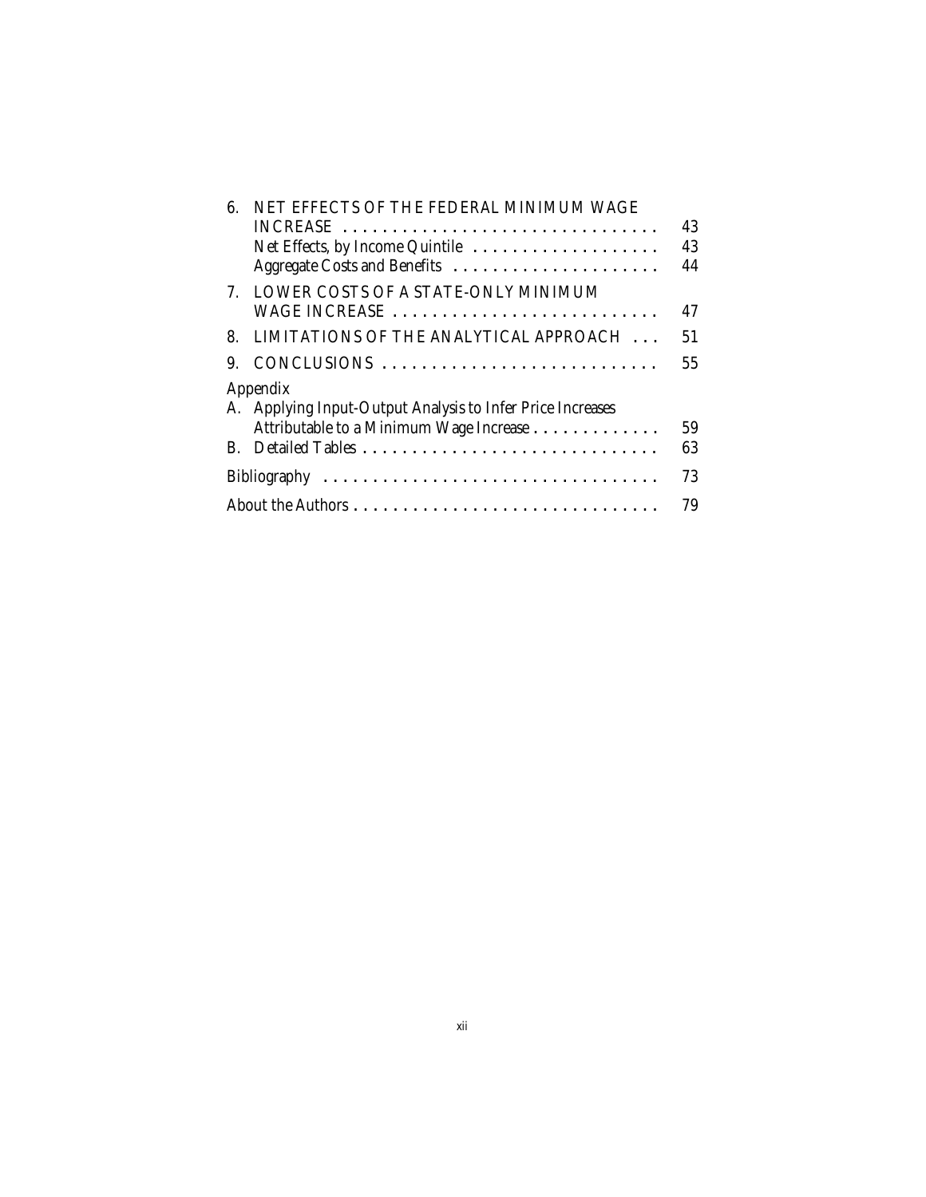| | |
|---|---|
| 6. NET EFFECTS OF THE FEDERAL MINIMUM WAGE INCREASE | 43 |
| Net Effects, by Income Quintile | 43 |
| Aggregate Costs and Benefits | 44 |
| 7. LOWER COSTS OF A STATE-ONLY MINIMUM WAGE INCREASE | 47 |
| 8. LIMITATIONS OF THE ANALYTICAL APPROACH | 51 |
| 9. CONCLUSIONS | 55 |
| Appendix | |
| A. Applying Input-Output Analysis to Infer Price Increases Attributable to a Minimum Wage Increase | 59 |
| B. Detailed Tables | 63 |
| Bibliography | 73 |
| About the Authors | 79 |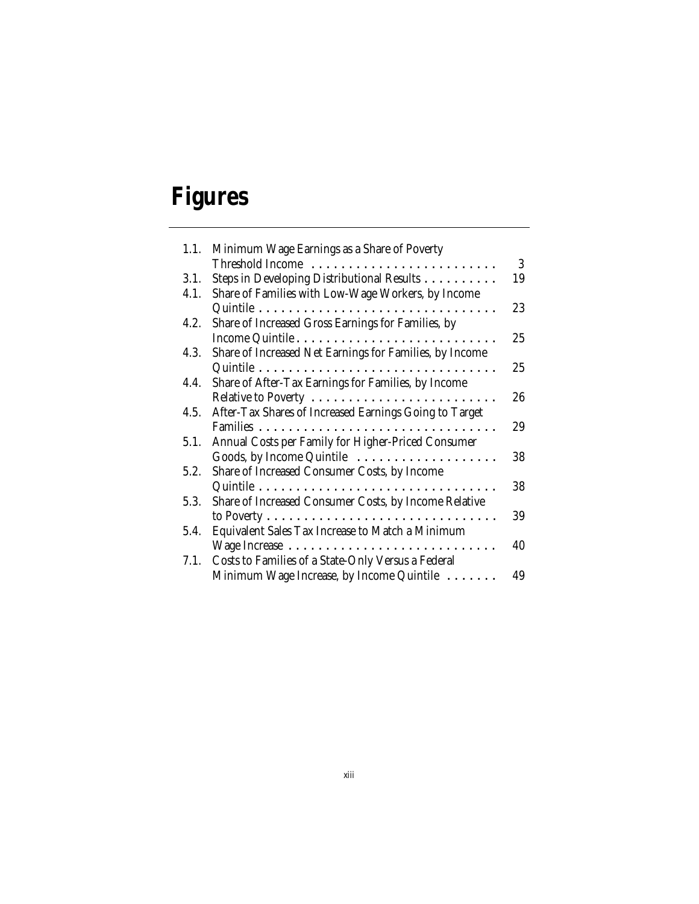# Figures

| | | |
|---|---|---|
| 1.1. | Minimum Wage Earnings as a Share of Poverty Threshold Income | 3 |
| 3.1. | Steps in Developing Distributional Results | 19 |
| 4.1. | Share of Families with Low-Wage Workers, by Income Quintile | 23 |
| 4.2. | Share of Increased Gross Earnings for Families, by Income Quintile | 25 |
| 4.3. | Share of Increased Net Earnings for Families, by Income Quintile | 25 |
| 4.4. | Share of After-Tax Earnings for Families, by Income Relative to Poverty | 26 |
| 4.5. | After-Tax Shares of Increased Earnings Going to Target Families | 29 |
| 5.1. | Annual Costs per Family for Higher-Priced Consumer Goods, by Income Quintile | 38 |
| 5.2. | Share of Increased Consumer Costs, by Income Quintile | 38 |
| 5.3. | Share of Increased Consumer Costs, by Income Relative to Poverty | 39 |
| 5.4. | Equivalent Sales Tax Increase to Match a Minimum Wage Increase | 40 |
| 7.1. | Costs to Families of a State-Only Versus a Federal Minimum Wage Increase, by Income Quintile | 49 |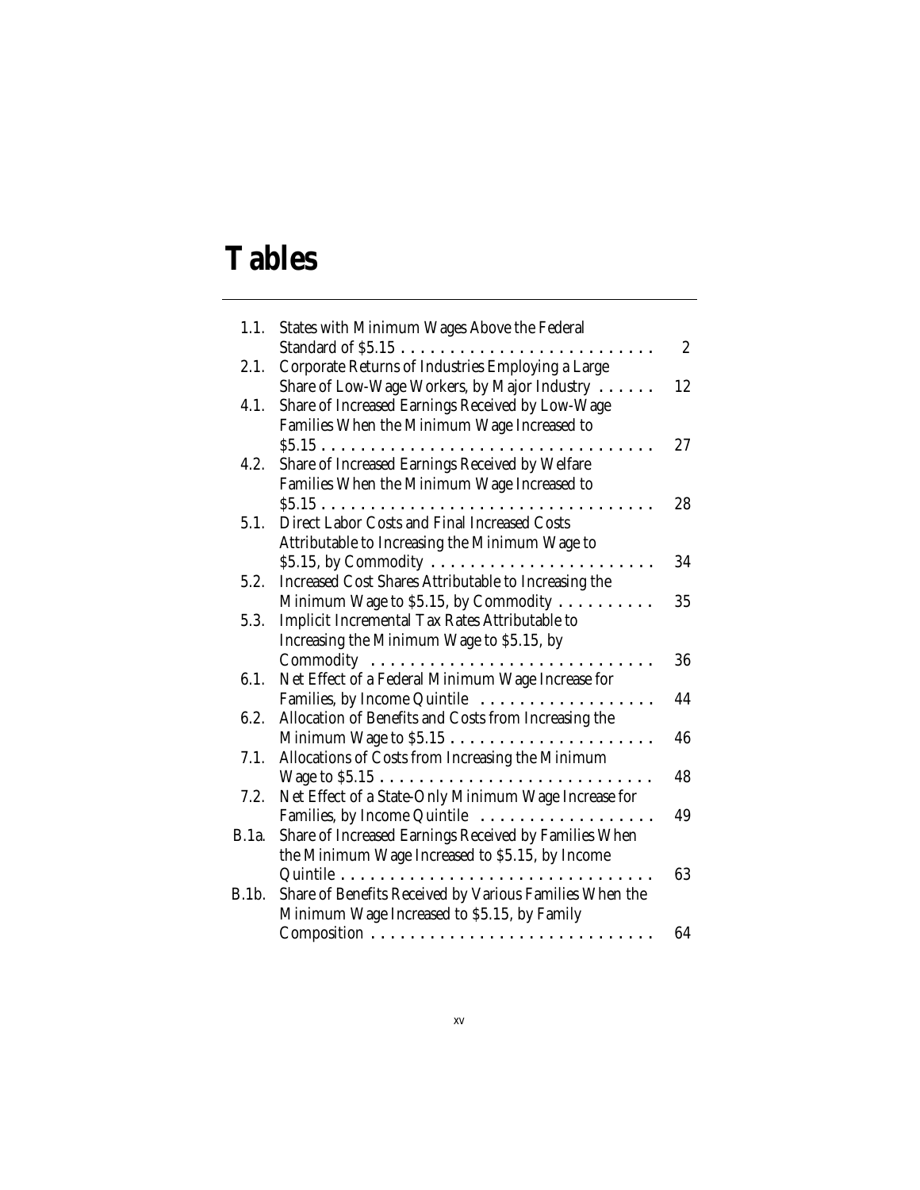# Tables

| | | |
|---|---|---|
| 1.1. | States with Minimum Wages Above the Federal Standard of $5.15 | 2 |
| 2.1. | Corporate Returns of Industries Employing a Large Share of Low-Wage Workers, by Major Industry | 12 |
| 4.1. | Share of Increased Earnings Received by Low-Wage Families When the Minimum Wage Increased to $5.15 | 27 |
| 4.2. | Share of Increased Earnings Received by Welfare Families When the Minimum Wage Increased to $5.15 | 28 |
| 5.1. | Direct Labor Costs and Final Increased Costs Attributable to Increasing the Minimum Wage to $5.15, by Commodity | 34 |
| 5.2. | Increased Cost Shares Attributable to Increasing the Minimum Wage to $5.15, by Commodity | 35 |
| 5.3. | Implicit Incremental Tax Rates Attributable to Increasing the Minimum Wage to $5.15, by Commodity | 36 |
| 6.1. | Net Effect of a Federal Minimum Wage Increase for Families, by Income Quintile | 44 |
| 6.2. | Allocation of Benefits and Costs from Increasing the Minimum Wage to $5.15 | 46 |
| 7.1. | Allocations of Costs from Increasing the Minimum Wage to $5.15 | 48 |
| 7.2. | Net Effect of a State-Only Minimum Wage Increase for Families, by Income Quintile | 49 |
| B.1a. | Share of Increased Earnings Received by Families When the Minimum Wage Increased to $5.15, by Income Quintile | 63 |
| B.1b. | Share of Benefits Received by Various Families When the Minimum Wage Increased to $5.15, by Family Composition | 64 |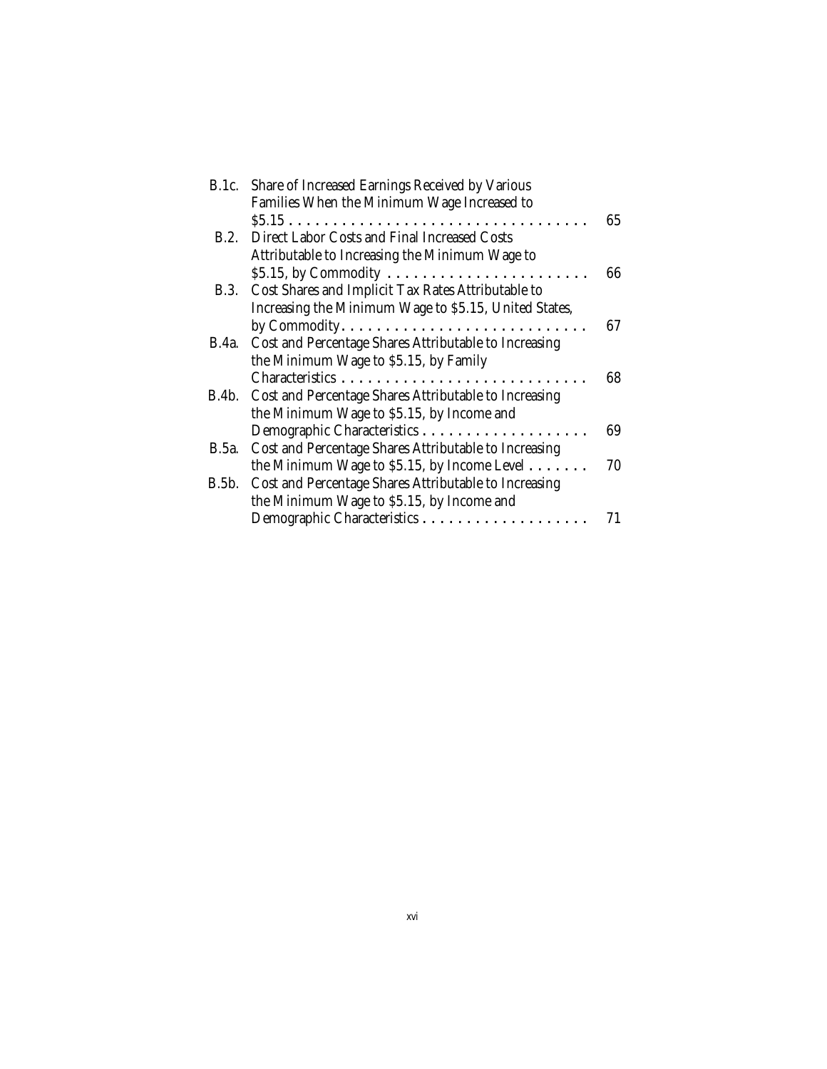| | | |
|---|---|---|
| B.1c. | Share of Increased Earnings Received by Various Families When the Minimum Wage Increased to $5.15 | 65 |
| B.2. | Direct Labor Costs and Final Increased Costs Attributable to Increasing the Minimum Wage to $5.15, by Commodity | 66 |
| B.3. | Cost Shares and Implicit Tax Rates Attributable to Increasing the Minimum Wage to $5.15, United States, by Commodity | 67 |
| B.4a. | Cost and Percentage Shares Attributable to Increasing the Minimum Wage to $5.15, by Family Characteristics | 68 |
| B.4b. | Cost and Percentage Shares Attributable to Increasing the Minimum Wage to $5.15, by Income and Demographic Characteristics | 69 |
| B.5a. | Cost and Percentage Shares Attributable to Increasing the Minimum Wage to $5.15, by Income Level | 70 |
| B.5b. | Cost and Percentage Shares Attributable to Increasing the Minimum Wage to $5.15, by Income and Demographic Characteristics | 71 |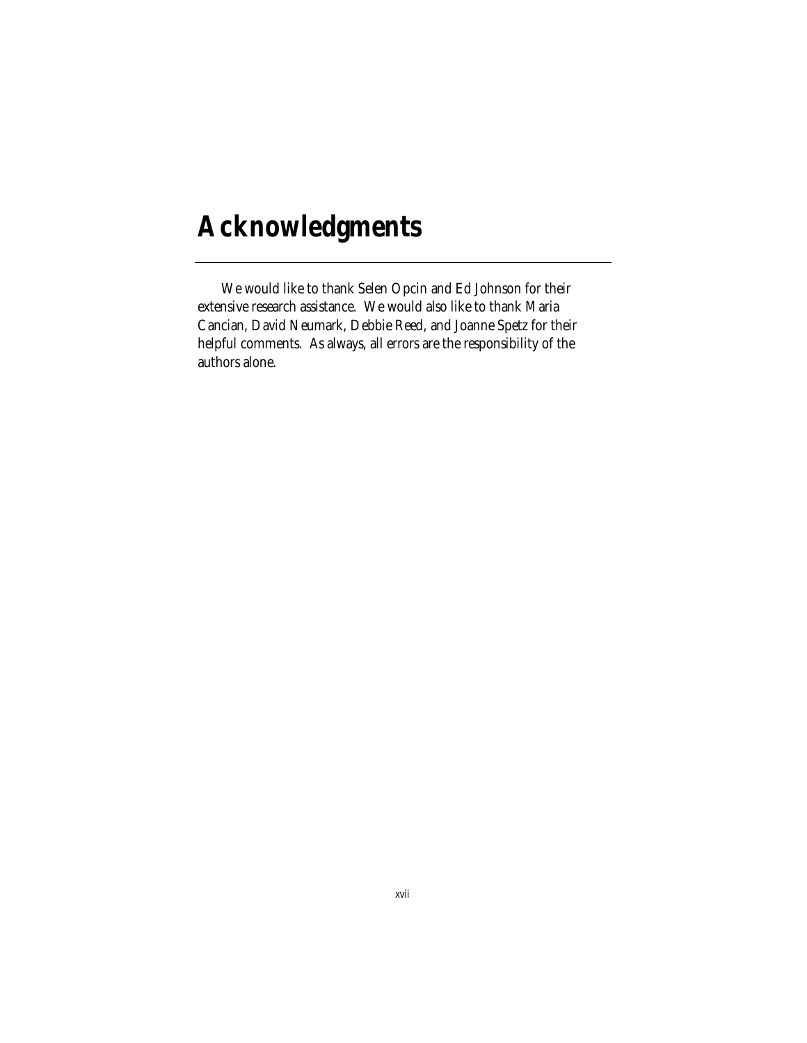# Acknowledgments

We would like to thank Selen Opcin and Ed Johnson for their extensive research assistance. We would also like to thank Maria Cancian, David Neumark, Debbie Reed, and Joanne Spetz for their helpful comments. As always, all errors are the responsibility of the authors alone.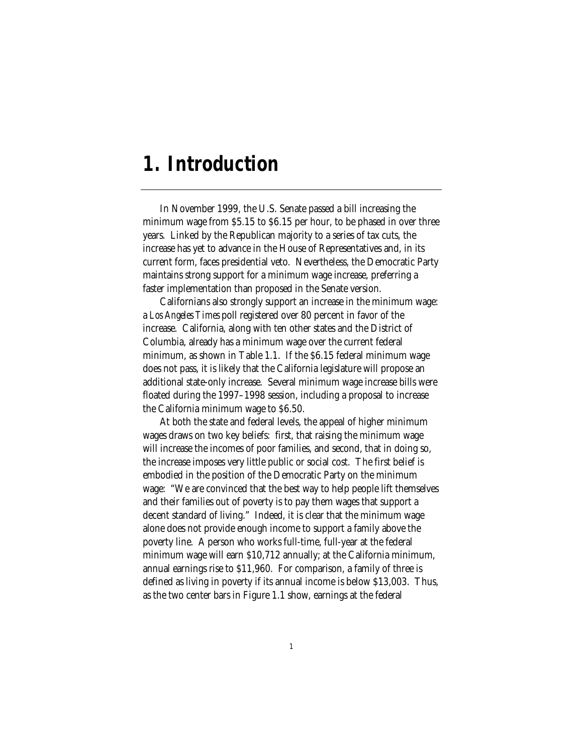# 1. Introduction

In November 1999, the U.S. Senate passed a bill increasing the minimum wage from $5.15 to $6.15 per hour, to be phased in over three years. Linked by the Republican majority to a series of tax cuts, the increase has yet to advance in the House of Representatives and, in its current form, faces presidential veto. Nevertheless, the Democratic Party maintains strong support for a minimum wage increase, preferring a faster implementation than proposed in the Senate version.

Californians also strongly support an increase in the minimum wage: a *Los Angeles Times* poll registered over 80 percent in favor of the increase. California, along with ten other states and the District of Columbia, already has a minimum wage over the current federal minimum, as shown in Table 1.1. If the $6.15 federal minimum wage does not pass, it is likely that the California legislature will propose an additional state-only increase. Several minimum wage increase bills were floated during the 1997–1998 session, including a proposal to increase the California minimum wage to $6.50.

At both the state and federal levels, the appeal of higher minimum wages draws on two key beliefs: first, that raising the minimum wage will increase the incomes of poor families, and second, that in doing so, the increase imposes very little public or social cost. The first belief is embodied in the position of the Democratic Party on the minimum wage: "We are convinced that the best way to help people lift themselves and their families out of poverty is to pay them wages that support a decent standard of living." Indeed, it is clear that the minimum wage alone does not provide enough income to support a family above the poverty line. A person who works full-time, full-year at the federal minimum wage will earn $10,712 annually; at the California minimum, annual earnings rise to $11,960. For comparison, a family of three is defined as living in poverty if its annual income is below $13,003. Thus, as the two center bars in Figure 1.1 show, earnings at the federal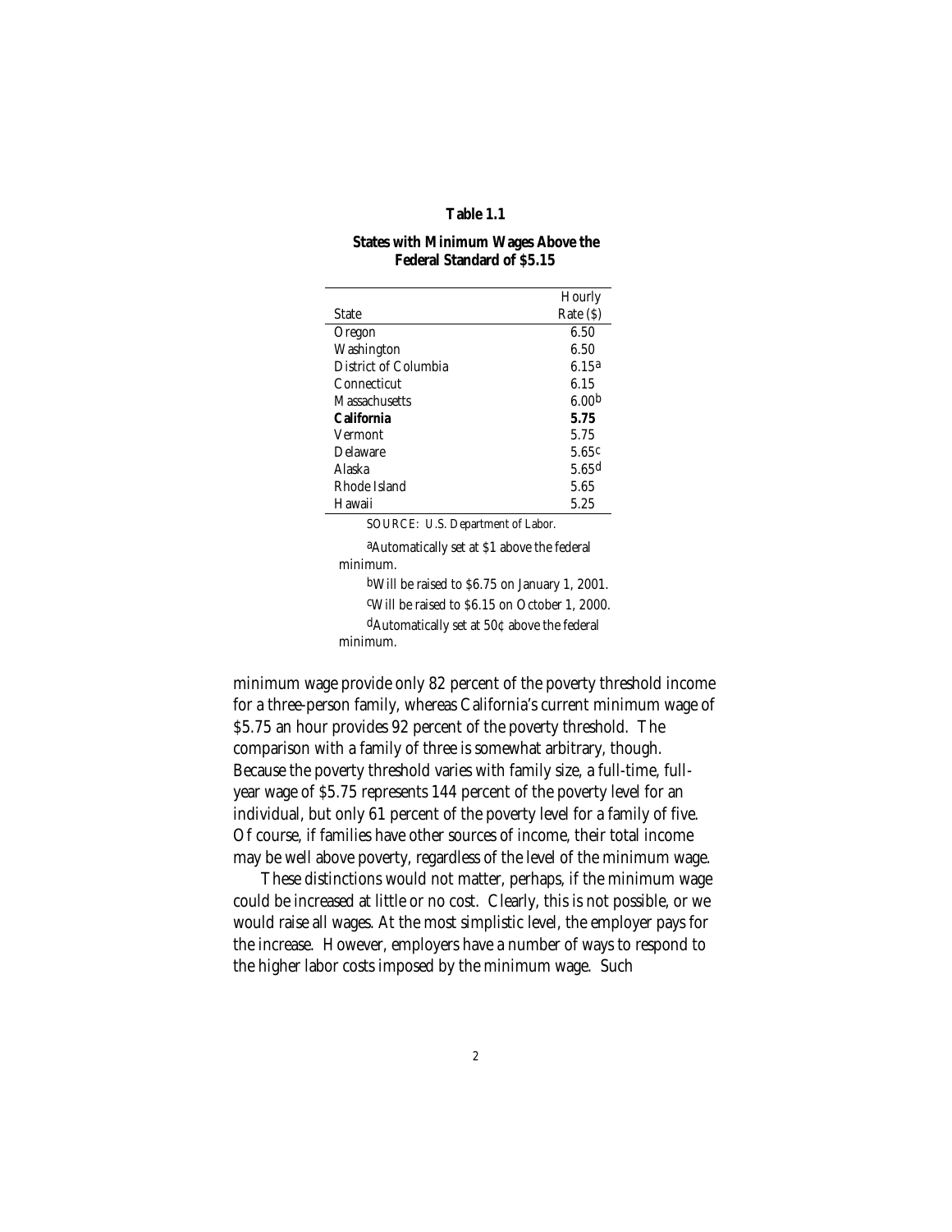**Table 1.1**

**States with Minimum Wages Above the Federal Standard of $5.15**

| State | Hourly Rate ($) |
|---|---|
| Oregon | 6.50 |
| Washington | 6.50 |
| District of Columbia | 6.15[a] |
| Connecticut | 6.15 |
| Massachusetts | 6.00[b] |
| **California** | **5.75** |
| Vermont | 5.75 |
| Delaware | 5.65[c] |
| Alaska | 5.65[d] |
| Rhode Island | 5.65 |
| Hawaii | 5.25 |

SOURCE: U.S. Department of Labor.

[a]Automatically set at $1 above the federal minimum.

[b]Will be raised to $6.75 on January 1, 2001.

[c]Will be raised to $6.15 on October 1, 2000.

[d]Automatically set at 50¢ above the federal minimum.

minimum wage provide only 82 percent of the poverty threshold income for a three-person family, whereas California's current minimum wage of $5.75 an hour provides 92 percent of the poverty threshold. The comparison with a family of three is somewhat arbitrary, though. Because the poverty threshold varies with family size, a full-time, full-year wage of $5.75 represents 144 percent of the poverty level for an individual, but only 61 percent of the poverty level for a family of five. Of course, if families have other sources of income, their total income may be well above poverty, regardless of the level of the minimum wage.

These distinctions would not matter, perhaps, if the minimum wage could be increased at little or no cost. Clearly, this is not possible, or we would raise all wages. At the most simplistic level, the employer pays for the increase. However, employers have a number of ways to respond to the higher labor costs imposed by the minimum wage. Such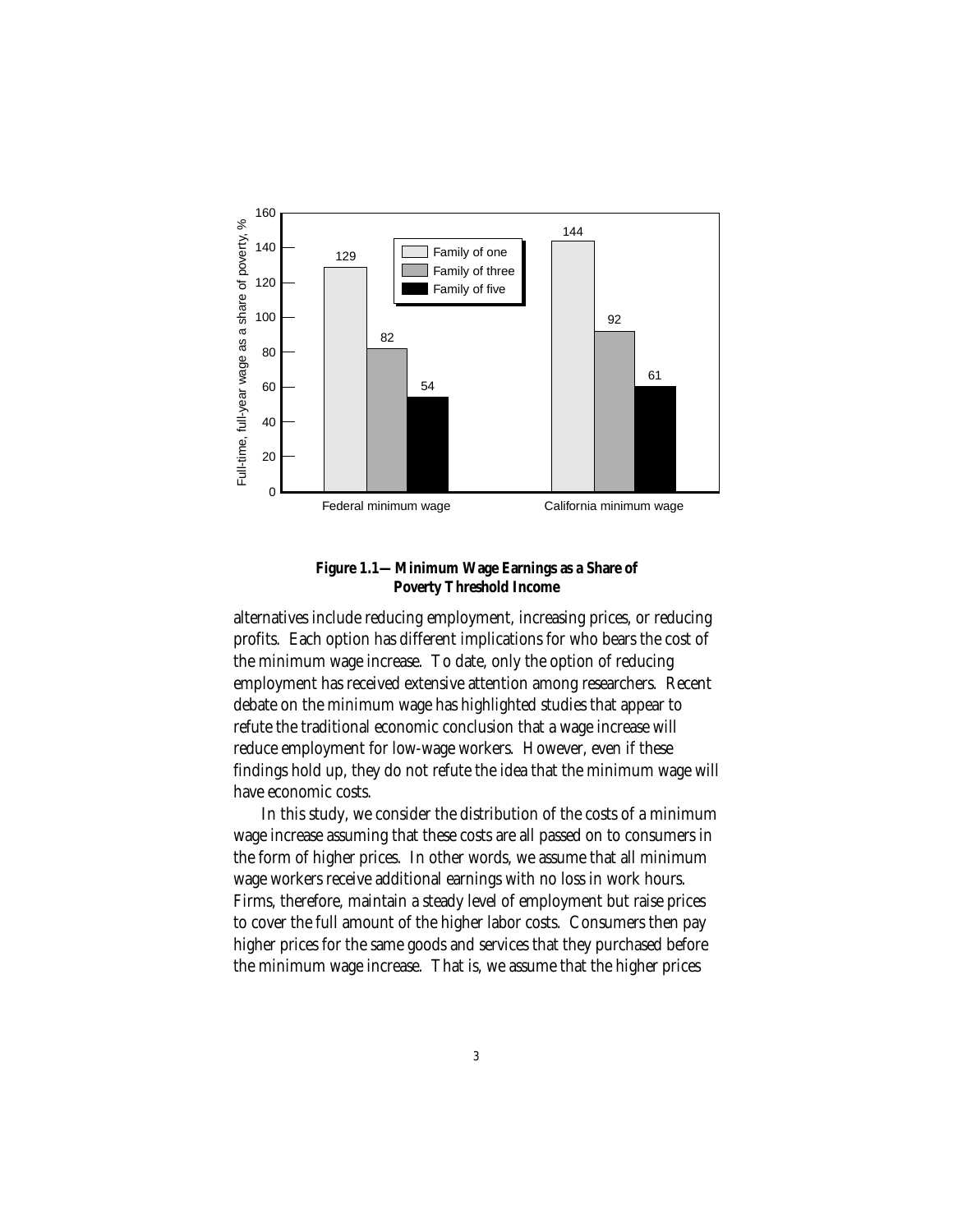**Figure 1.1—Minimum Wage Earnings as a Share of Poverty Threshold Income**

alternatives include reducing employment, increasing prices, or reducing profits. Each option has different implications for who bears the cost of the minimum wage increase. To date, only the option of reducing employment has received extensive attention among researchers. Recent debate on the minimum wage has highlighted studies that appear to refute the traditional economic conclusion that a wage increase will reduce employment for low-wage workers. However, even if these findings hold up, they do not refute the idea that the minimum wage will have economic costs.

In this study, we consider the distribution of the costs of a minimum wage increase assuming that these costs are all passed on to consumers in the form of higher prices. In other words, we assume that all minimum wage workers receive additional earnings with no loss in work hours. Firms, therefore, maintain a steady level of employment but raise prices to cover the full amount of the higher labor costs. Consumers then pay higher prices for the same goods and services that they purchased before the minimum wage increase. That is, we assume that the higher prices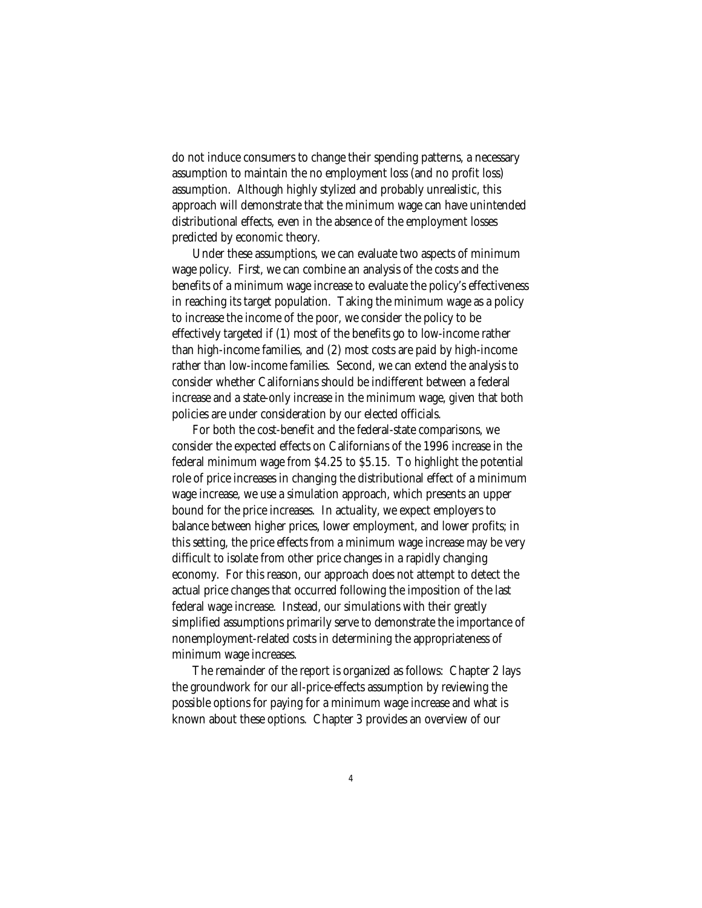do not induce consumers to change their spending patterns, a necessary assumption to maintain the no employment loss (and no profit loss) assumption. Although highly stylized and probably unrealistic, this approach will demonstrate that the minimum wage can have unintended distributional effects, even in the absence of the employment losses predicted by economic theory.

Under these assumptions, we can evaluate two aspects of minimum wage policy. First, we can combine an analysis of the costs and the benefits of a minimum wage increase to evaluate the policy's effectiveness in reaching its target population. Taking the minimum wage as a policy to increase the income of the poor, we consider the policy to be effectively targeted if (1) most of the benefits go to low-income rather than high-income families, and (2) most costs are paid by high-income rather than low-income families. Second, we can extend the analysis to consider whether Californians should be indifferent between a federal increase and a state-only increase in the minimum wage, given that both policies are under consideration by our elected officials.

For both the cost-benefit and the federal-state comparisons, we consider the expected effects on Californians of the 1996 increase in the federal minimum wage from $4.25 to $5.15. To highlight the potential role of price increases in changing the distributional effect of a minimum wage increase, we use a simulation approach, which presents an upper bound for the price increases. In actuality, we expect employers to balance between higher prices, lower employment, and lower profits; in this setting, the price effects from a minimum wage increase may be very difficult to isolate from other price changes in a rapidly changing economy. For this reason, our approach does not attempt to detect the actual price changes that occurred following the imposition of the last federal wage increase. Instead, our simulations with their greatly simplified assumptions primarily serve to demonstrate the importance of nonemployment-related costs in determining the appropriateness of minimum wage increases.

The remainder of the report is organized as follows: Chapter 2 lays the groundwork for our all-price-effects assumption by reviewing the possible options for paying for a minimum wage increase and what is known about these options. Chapter 3 provides an overview of our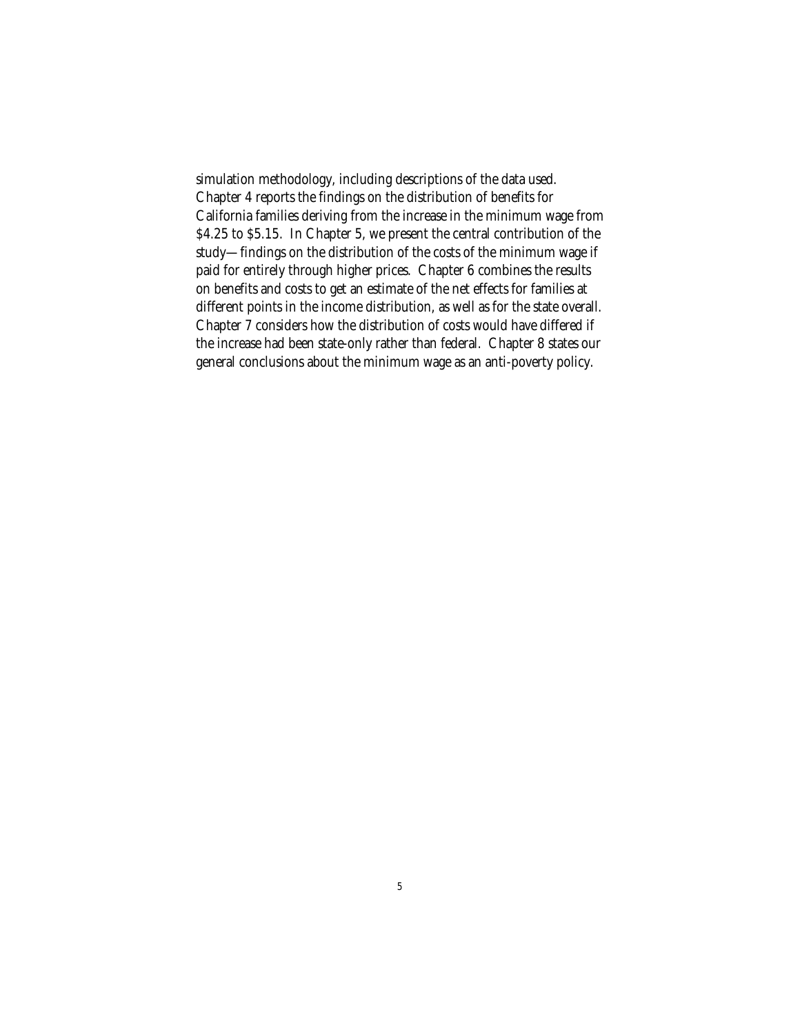simulation methodology, including descriptions of the data used. Chapter 4 reports the findings on the distribution of benefits for California families deriving from the increase in the minimum wage from $4.25 to $5.15. In Chapter 5, we present the central contribution of the study—findings on the distribution of the costs of the minimum wage if paid for entirely through higher prices. Chapter 6 combines the results on benefits and costs to get an estimate of the net effects for families at different points in the income distribution, as well as for the state overall. Chapter 7 considers how the distribution of costs would have differed if the increase had been state-only rather than federal. Chapter 8 states our general conclusions about the minimum wage as an anti-poverty policy.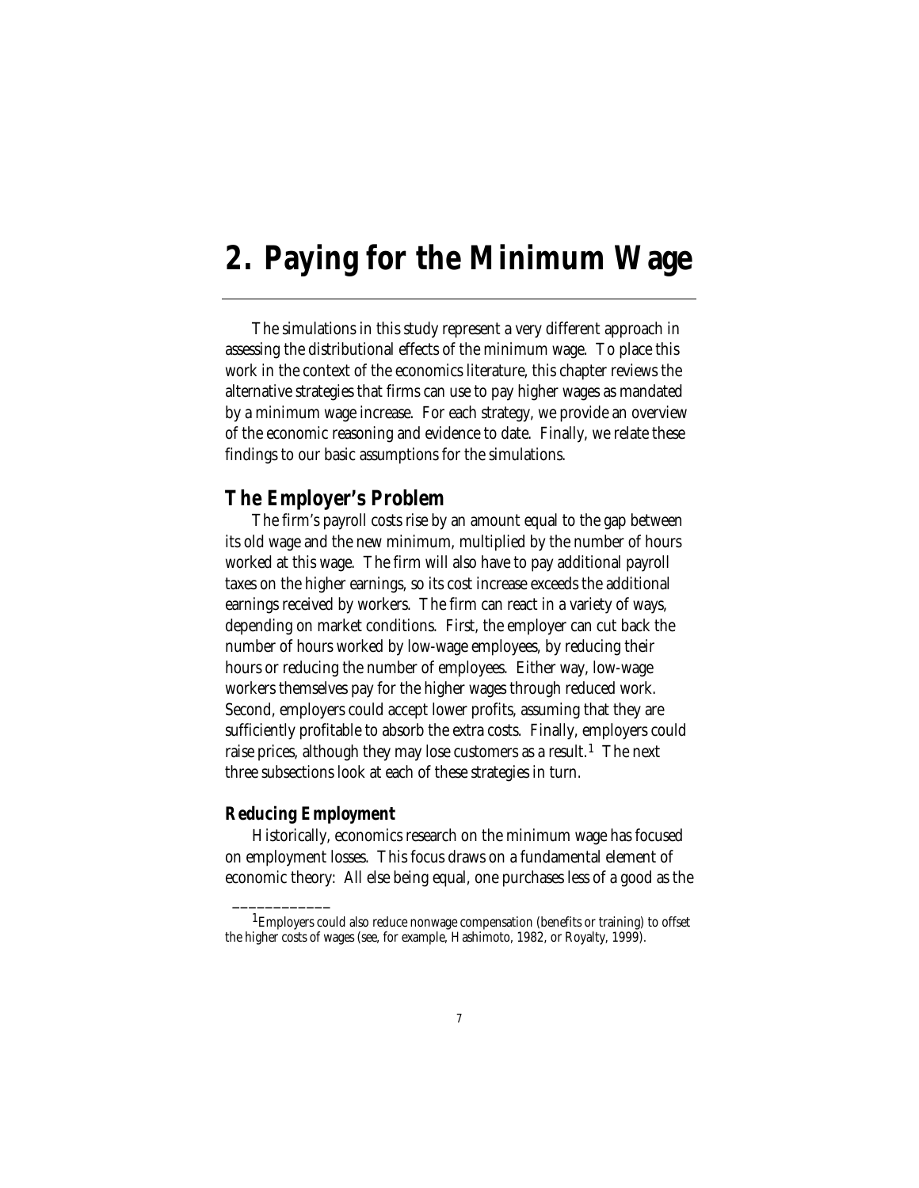# 2. Paying for the Minimum Wage

The simulations in this study represent a very different approach in assessing the distributional effects of the minimum wage. To place this work in the context of the economics literature, this chapter reviews the alternative strategies that firms can use to pay higher wages as mandated by a minimum wage increase. For each strategy, we provide an overview of the economic reasoning and evidence to date. Finally, we relate these findings to our basic assumptions for the simulations.

## The Employer's Problem

The firm's payroll costs rise by an amount equal to the gap between its old wage and the new minimum, multiplied by the number of hours worked at this wage. The firm will also have to pay additional payroll taxes on the higher earnings, so its cost increase exceeds the additional earnings received by workers. The firm can react in a variety of ways, depending on market conditions. First, the employer can cut back the number of hours worked by low-wage employees, by reducing their hours or reducing the number of employees. Either way, low-wage workers themselves pay for the higher wages through reduced work. Second, employers could accept lower profits, assuming that they are sufficiently profitable to absorb the extra costs. Finally, employers could raise prices, although they may lose customers as a result.[1] The next three subsections look at each of these strategies in turn.

### Reducing Employment

Historically, economics research on the minimum wage has focused on employment losses. This focus draws on a fundamental element of economic theory: All else being equal, one purchases less of a good as the

[1] Employers could also reduce nonwage compensation (benefits or training) to offset the higher costs of wages (see, for example, Hashimoto, 1982, or Royalty, 1999).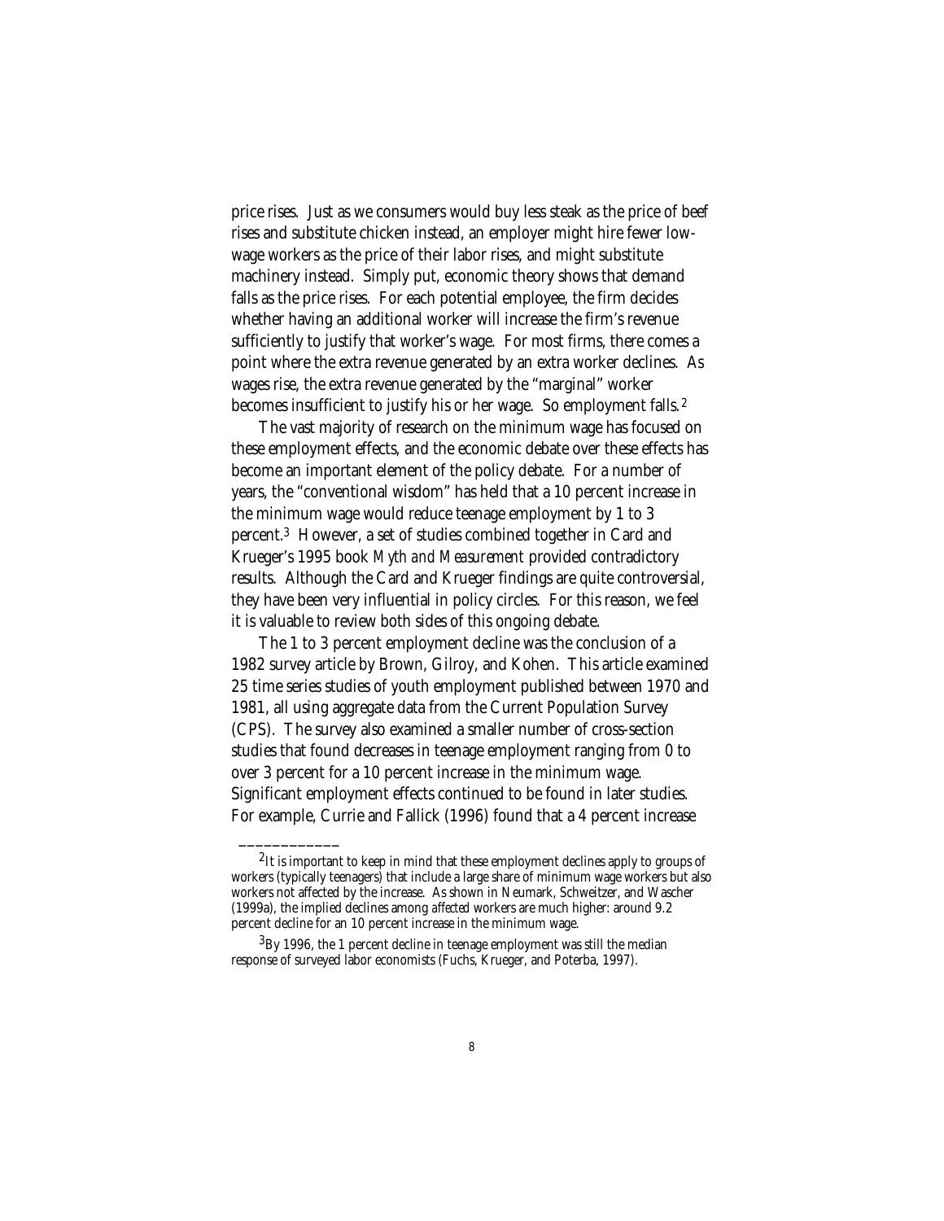price rises. Just as we consumers would buy less steak as the price of beef rises and substitute chicken instead, an employer might hire fewer low-wage workers as the price of their labor rises, and might substitute machinery instead. Simply put, economic theory shows that demand falls as the price rises. For each potential employee, the firm decides whether having an additional worker will increase the firm's revenue sufficiently to justify that worker's wage. For most firms, there comes a point where the extra revenue generated by an extra worker declines. As wages rise, the extra revenue generated by the "marginal" worker becomes insufficient to justify his or her wage. So employment falls.[2]

The vast majority of research on the minimum wage has focused on these employment effects, and the economic debate over these effects has become an important element of the policy debate. For a number of years, the "conventional wisdom" has held that a 10 percent increase in the minimum wage would reduce teenage employment by 1 to 3 percent.[3] However, a set of studies combined together in Card and Krueger's 1995 book *Myth and Measurement* provided contradictory results. Although the Card and Krueger findings are quite controversial, they have been very influential in policy circles. For this reason, we feel it is valuable to review both sides of this ongoing debate.

The 1 to 3 percent employment decline was the conclusion of a 1982 survey article by Brown, Gilroy, and Kohen. This article examined 25 time series studies of youth employment published between 1970 and 1981, all using aggregate data from the Current Population Survey (CPS). The survey also examined a smaller number of cross-section studies that found decreases in teenage employment ranging from 0 to over 3 percent for a 10 percent increase in the minimum wage. Significant employment effects continued to be found in later studies. For example, Currie and Fallick (1996) found that a 4 percent increase

---

[2] It is important to keep in mind that these employment declines apply to groups of workers (typically teenagers) that include a large share of minimum wage workers but also workers not affected by the increase. As shown in Neumark, Schweitzer, and Wascher (1999a), the implied declines among *affected* workers are much higher: around 9.2 percent decline for an 10 percent increase in the minimum wage.

[3] By 1996, the 1 percent decline in teenage employment was still the median response of surveyed labor economists (Fuchs, Krueger, and Poterba, 1997).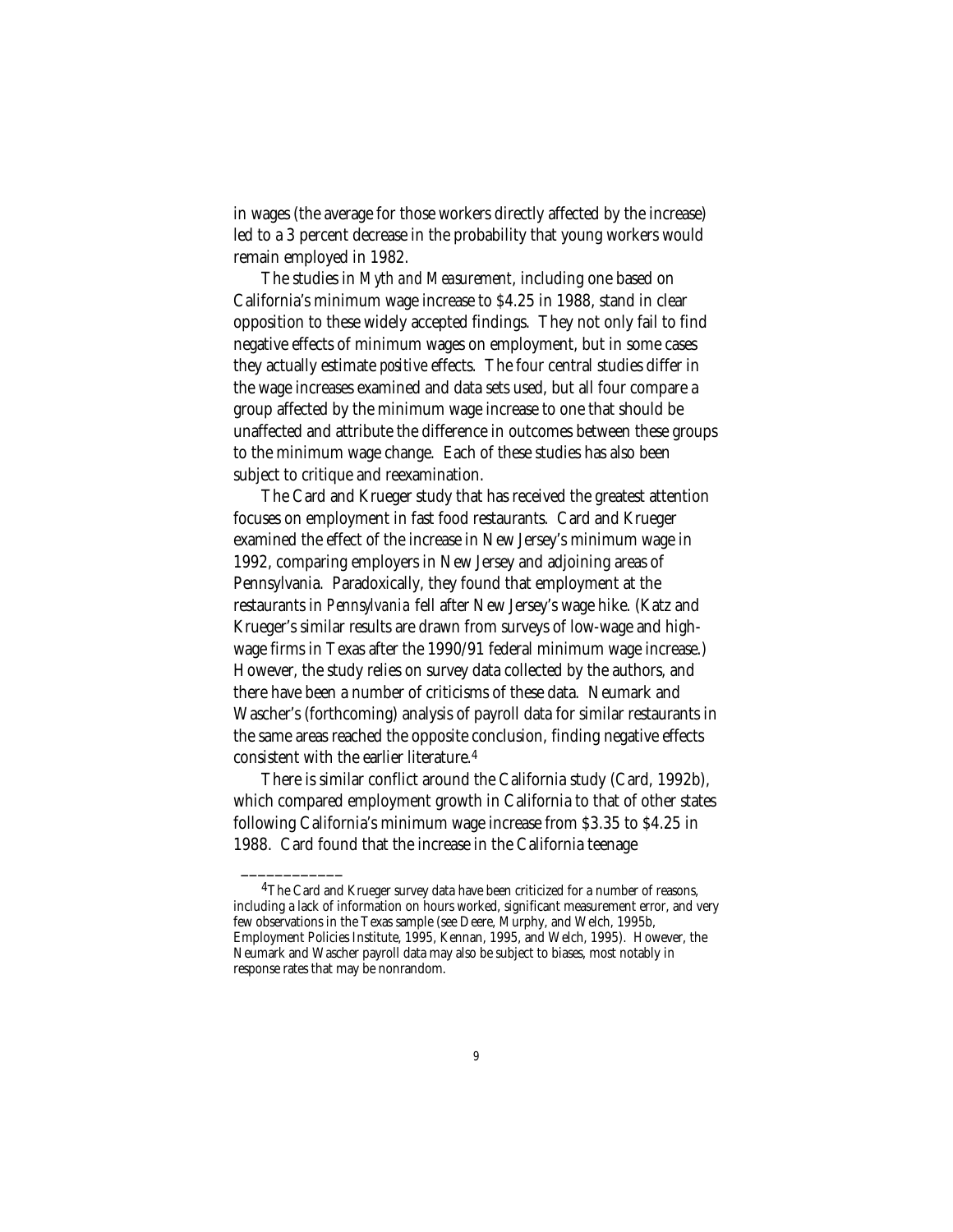in wages (the average for those workers directly affected by the increase) led to a 3 percent decrease in the probability that young workers would remain employed in 1982.

The studies in *Myth and Measurement*, including one based on California's minimum wage increase to $4.25 in 1988, stand in clear opposition to these widely accepted findings. They not only fail to find negative effects of minimum wages on employment, but in some cases they actually estimate *positive* effects. The four central studies differ in the wage increases examined and data sets used, but all four compare a group affected by the minimum wage increase to one that should be unaffected and attribute the difference in outcomes between these groups to the minimum wage change. Each of these studies has also been subject to critique and reexamination.

The Card and Krueger study that has received the greatest attention focuses on employment in fast food restaurants. Card and Krueger examined the effect of the increase in New Jersey's minimum wage in 1992, comparing employers in New Jersey and adjoining areas of Pennsylvania. Paradoxically, they found that employment at the restaurants in *Pennsylvania* fell after New Jersey's wage hike. (Katz and Krueger's similar results are drawn from surveys of low-wage and high-wage firms in Texas after the 1990/91 federal minimum wage increase.) However, the study relies on survey data collected by the authors, and there have been a number of criticisms of these data. Neumark and Wascher's (forthcoming) analysis of payroll data for similar restaurants in the same areas reached the opposite conclusion, finding negative effects consistent with the earlier literature.[4]

There is similar conflict around the California study (Card, 1992b), which compared employment growth in California to that of other states following California's minimum wage increase from $3.35 to $4.25 in 1988. Card found that the increase in the California teenage

---

[4]The Card and Krueger survey data have been criticized for a number of reasons, including a lack of information on hours worked, significant measurement error, and very few observations in the Texas sample (see Deere, Murphy, and Welch, 1995b, Employment Policies Institute, 1995, Kennan, 1995, and Welch, 1995). However, the Neumark and Wascher payroll data may also be subject to biases, most notably in response rates that may be nonrandom.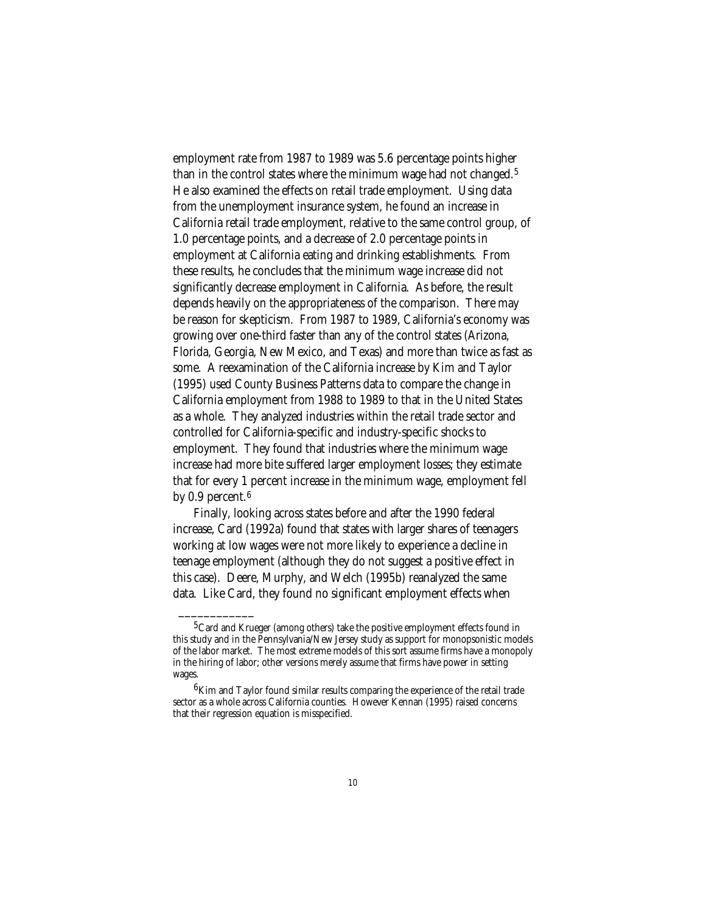employment rate from 1987 to 1989 was 5.6 percentage points higher than in the control states where the minimum wage had not changed.[5] He also examined the effects on retail trade employment. Using data from the unemployment insurance system, he found an increase in California retail trade employment, relative to the same control group, of 1.0 percentage points, and a decrease of 2.0 percentage points in employment at California eating and drinking establishments. From these results, he concludes that the minimum wage increase did not significantly decrease employment in California. As before, the result depends heavily on the appropriateness of the comparison. There may be reason for skepticism. From 1987 to 1989, California's economy was growing over one-third faster than any of the control states (Arizona, Florida, Georgia, New Mexico, and Texas) and more than twice as fast as some. A reexamination of the California increase by Kim and Taylor (1995) used County Business Patterns data to compare the change in California employment from 1988 to 1989 to that in the United States as a whole. They analyzed industries within the retail trade sector and controlled for California-specific and industry-specific shocks to employment. They found that industries where the minimum wage increase had more bite suffered larger employment losses; they estimate that for every 1 percent increase in the minimum wage, employment fell by 0.9 percent.[6]

Finally, looking across states before and after the 1990 federal increase, Card (1992a) found that states with larger shares of teenagers working at low wages were not more likely to experience a decline in teenage employment (although they do not suggest a positive effect in this case). Deere, Murphy, and Welch (1995b) reanalyzed the same data. Like Card, they found no significant employment effects when

---

[5] Card and Krueger (among others) take the positive employment effects found in this study and in the Pennsylvania/New Jersey study as support for monopsonistic models of the labor market. The most extreme models of this sort assume firms have a monopoly in the hiring of labor; other versions merely assume that firms have power in setting wages.

[6] Kim and Taylor found similar results comparing the experience of the retail trade sector as a whole across California counties. However Kennan (1995) raised concerns that their regression equation is misspecified.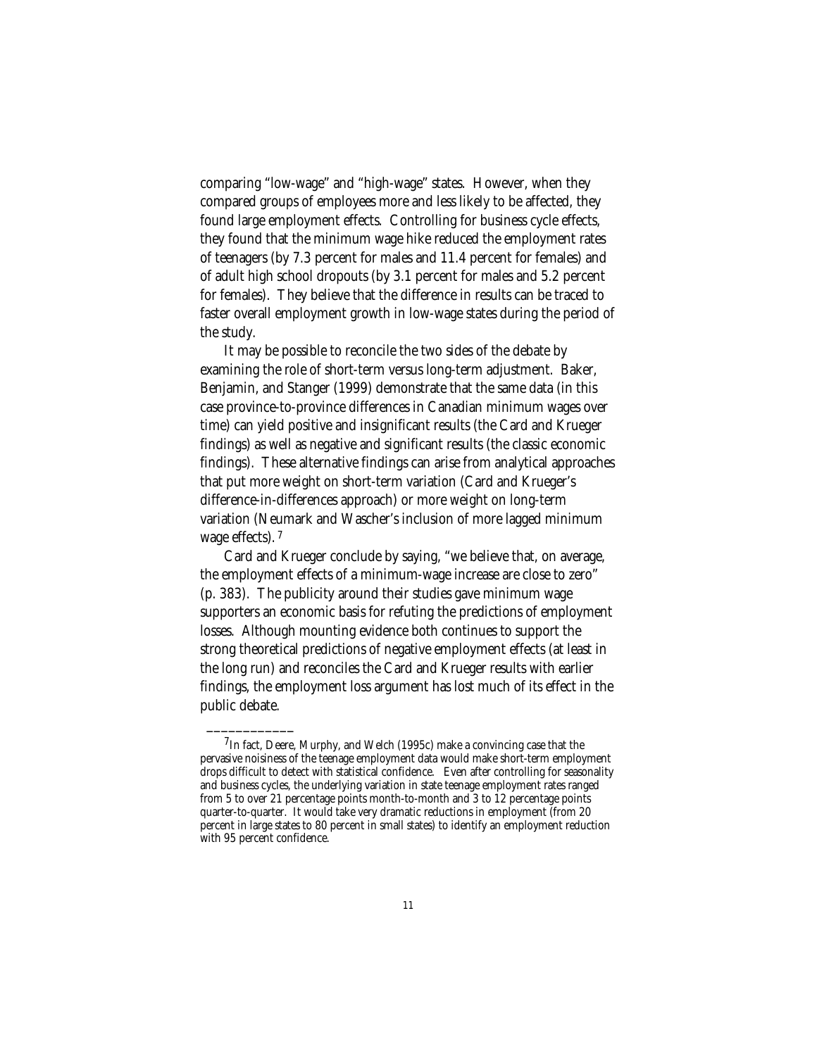comparing "low-wage" and "high-wage" states. However, when they compared groups of employees more and less likely to be affected, they found large employment effects. Controlling for business cycle effects, they found that the minimum wage hike reduced the employment rates of teenagers (by 7.3 percent for males and 11.4 percent for females) and of adult high school dropouts (by 3.1 percent for males and 5.2 percent for females). They believe that the difference in results can be traced to faster overall employment growth in low-wage states during the period of the study.

It may be possible to reconcile the two sides of the debate by examining the role of short-term versus long-term adjustment. Baker, Benjamin, and Stanger (1999) demonstrate that the same data (in this case province-to-province differences in Canadian minimum wages over time) can yield positive and insignificant results (the Card and Krueger findings) as well as negative and significant results (the classic economic findings). These alternative findings can arise from analytical approaches that put more weight on short-term variation (Card and Krueger's difference-in-differences approach) or more weight on long-term variation (Neumark and Wascher's inclusion of more lagged minimum wage effects). [7]

Card and Krueger conclude by saying, "we believe that, on average, the employment effects of a minimum-wage increase are close to zero" (p. 383). The publicity around their studies gave minimum wage supporters an economic basis for refuting the predictions of employment losses. Although mounting evidence both continues to support the strong theoretical predictions of negative employment effects (at least in the long run) and reconciles the Card and Krueger results with earlier findings, the employment loss argument has lost much of its effect in the public debate.

---

[7] In fact, Deere, Murphy, and Welch (1995c) make a convincing case that the pervasive noisiness of the teenage employment data would make short-term employment drops difficult to detect with statistical confidence. Even after controlling for seasonality and business cycles, the underlying variation in state teenage employment rates ranged from 5 to over 21 percentage points month-to-month and 3 to 12 percentage points quarter-to-quarter. It would take very dramatic reductions in employment (from 20 percent in large states to 80 percent in small states) to identify an employment reduction with 95 percent confidence.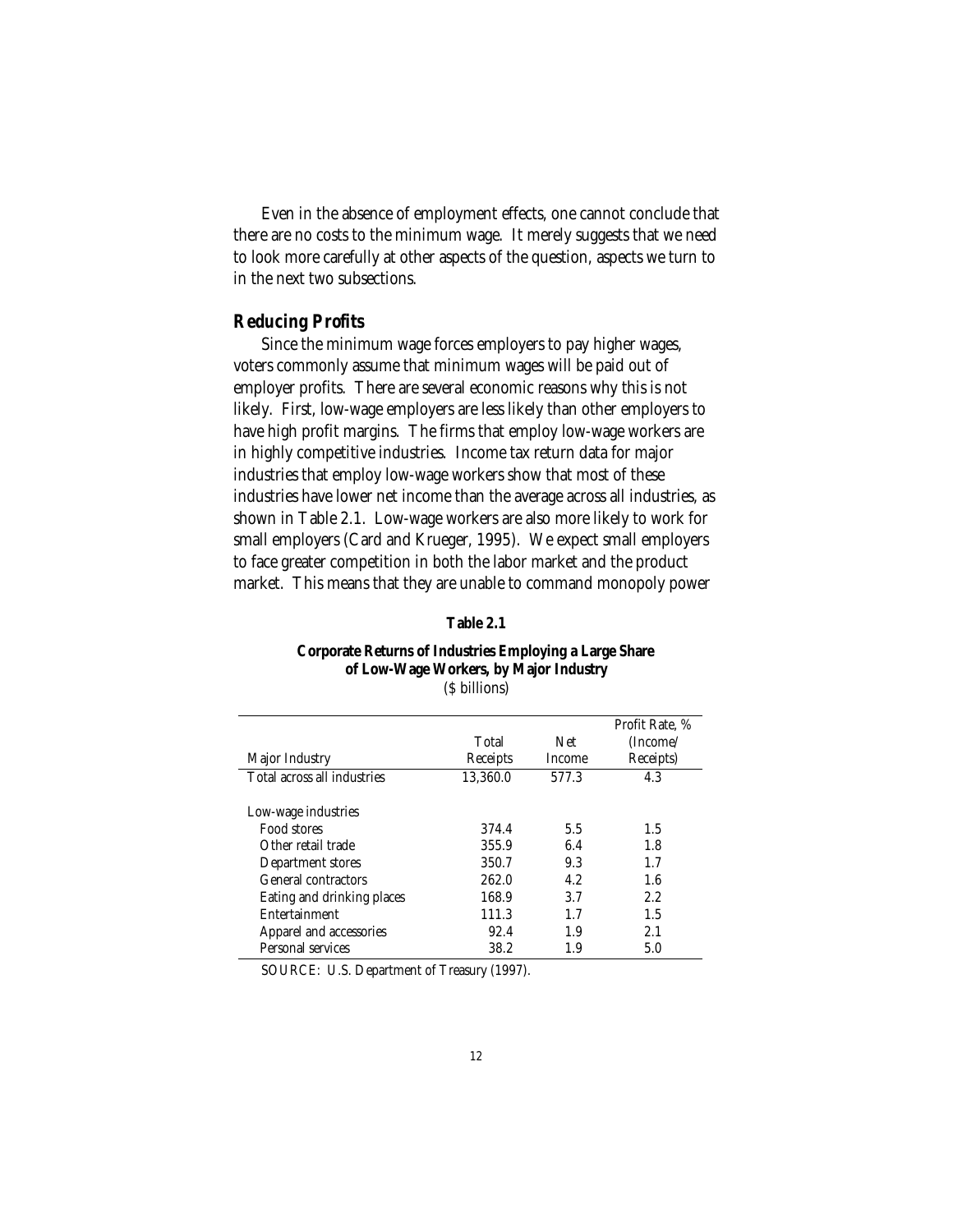Even in the absence of employment effects, one cannot conclude that there are no costs to the minimum wage. It merely suggests that we need to look more carefully at other aspects of the question, aspects we turn to in the next two subsections.

### Reducing Profits

Since the minimum wage forces employers to pay higher wages, voters commonly assume that minimum wages will be paid out of employer profits. There are several economic reasons why this is not likely. First, low-wage employers are less likely than other employers to have high profit margins. The firms that employ low-wage workers are in highly competitive industries. Income tax return data for major industries that employ low-wage workers show that most of these industries have lower net income than the average across all industries, as shown in Table 2.1. Low-wage workers are also more likely to work for small employers (Card and Krueger, 1995). We expect small employers to face greater competition in both the labor market and the product market. This means that they are unable to command monopoly power

**Table 2.1**

**Corporate Returns of Industries Employing a Large Share of Low-Wage Workers, by Major Industry**
($ billions)

| Major Industry | Total Receipts | Net Income | Profit Rate, % (Income/ Receipts) |
|---|---|---|---|
| Total across all industries | 13,360.0 | 577.3 | 4.3 |
| Low-wage industries | | | |
| Food stores | 374.4 | 5.5 | 1.5 |
| Other retail trade | 355.9 | 6.4 | 1.8 |
| Department stores | 350.7 | 9.3 | 1.7 |
| General contractors | 262.0 | 4.2 | 1.6 |
| Eating and drinking places | 168.9 | 3.7 | 2.2 |
| Entertainment | 111.3 | 1.7 | 1.5 |
| Apparel and accessories | 92.4 | 1.9 | 2.1 |
| Personal services | 38.2 | 1.9 | 5.0 |

SOURCE: U.S. Department of Treasury (1997).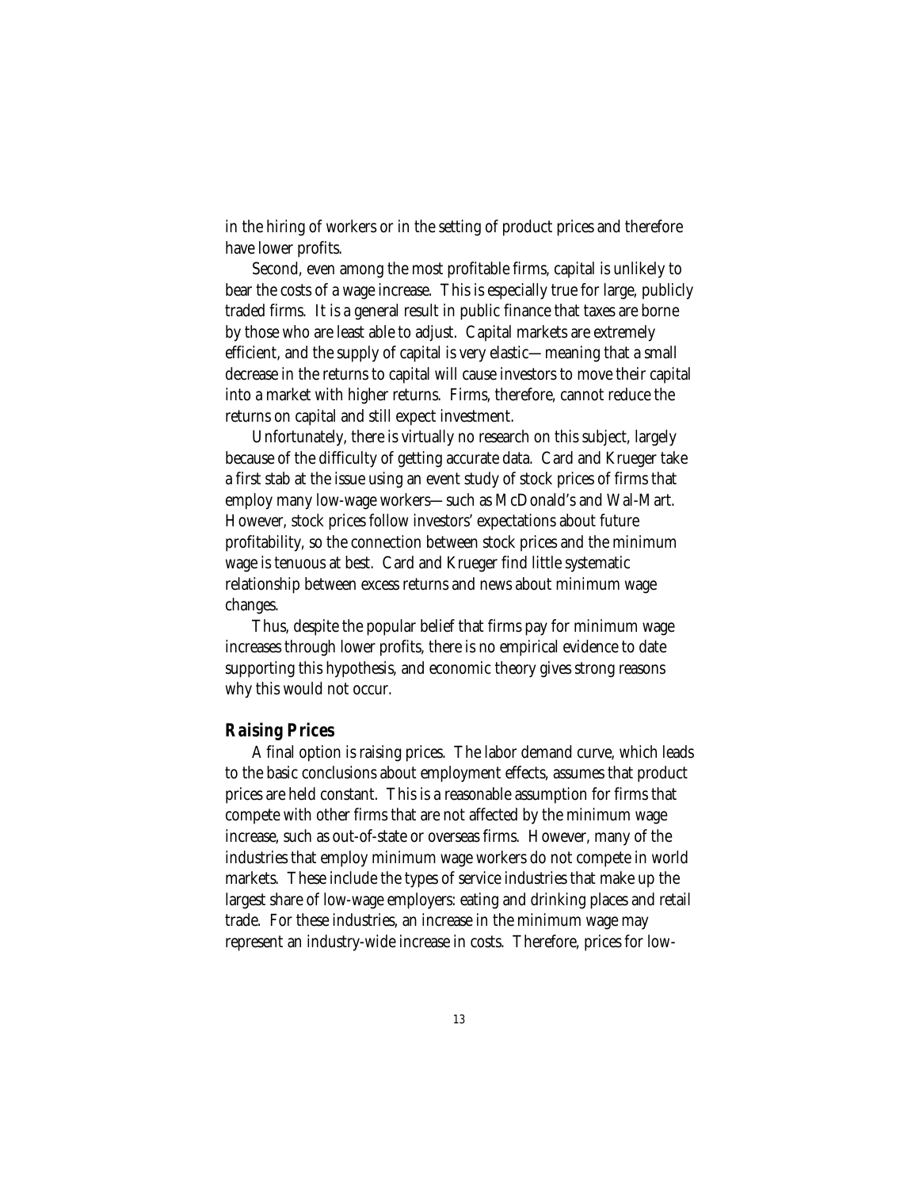in the hiring of workers or in the setting of product prices and therefore have lower profits.

Second, even among the most profitable firms, capital is unlikely to bear the costs of a wage increase. This is especially true for large, publicly traded firms. It is a general result in public finance that taxes are borne by those who are least able to adjust. Capital markets are extremely efficient, and the supply of capital is very elastic—meaning that a small decrease in the returns to capital will cause investors to move their capital into a market with higher returns. Firms, therefore, cannot reduce the returns on capital and still expect investment.

Unfortunately, there is virtually no research on this subject, largely because of the difficulty of getting accurate data. Card and Krueger take a first stab at the issue using an event study of stock prices of firms that employ many low-wage workers—such as McDonald's and Wal-Mart. However, stock prices follow investors' expectations about future profitability, so the connection between stock prices and the minimum wage is tenuous at best. Card and Krueger find little systematic relationship between excess returns and news about minimum wage changes.

Thus, despite the popular belief that firms pay for minimum wage increases through lower profits, there is no empirical evidence to date supporting this hypothesis, and economic theory gives strong reasons why this would not occur.

### Raising Prices

A final option is raising prices. The labor demand curve, which leads to the basic conclusions about employment effects, assumes that product prices are held constant. This is a reasonable assumption for firms that compete with other firms that are not affected by the minimum wage increase, such as out-of-state or overseas firms. However, many of the industries that employ minimum wage workers do not compete in world markets. These include the types of service industries that make up the largest share of low-wage employers: eating and drinking places and retail trade. For these industries, an increase in the minimum wage may represent an industry-wide increase in costs. Therefore, prices for low-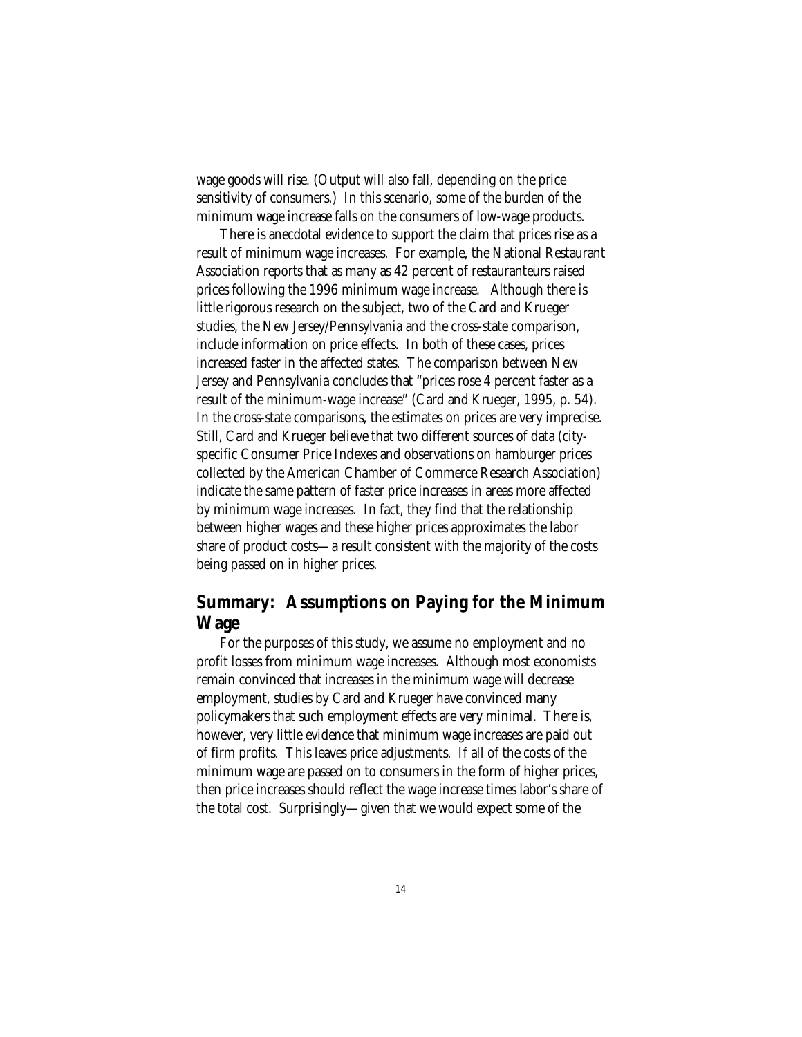wage goods will rise. (Output will also fall, depending on the price sensitivity of consumers.) In this scenario, some of the burden of the minimum wage increase falls on the consumers of low-wage products.

There is anecdotal evidence to support the claim that prices rise as a result of minimum wage increases. For example, the National Restaurant Association reports that as many as 42 percent of restauranteurs raised prices following the 1996 minimum wage increase. Although there is little rigorous research on the subject, two of the Card and Krueger studies, the New Jersey/Pennsylvania and the cross-state comparison, include information on price effects. In both of these cases, prices increased faster in the affected states. The comparison between New Jersey and Pennsylvania concludes that "prices rose 4 percent faster as a result of the minimum-wage increase" (Card and Krueger, 1995, p. 54). In the cross-state comparisons, the estimates on prices are very imprecise. Still, Card and Krueger believe that two different sources of data (city-specific Consumer Price Indexes and observations on hamburger prices collected by the American Chamber of Commerce Research Association) indicate the same pattern of faster price increases in areas more affected by minimum wage increases. In fact, they find that the relationship between higher wages and these higher prices approximates the labor share of product costs—a result consistent with the majority of the costs being passed on in higher prices.

## Summary: Assumptions on Paying for the Minimum Wage

For the purposes of this study, we assume no employment and no profit losses from minimum wage increases. Although most economists remain convinced that increases in the minimum wage will decrease employment, studies by Card and Krueger have convinced many policymakers that such employment effects are very minimal. There is, however, very little evidence that minimum wage increases are paid out of firm profits. This leaves price adjustments. If all of the costs of the minimum wage are passed on to consumers in the form of higher prices, then price increases should reflect the wage increase times labor's share of the total cost. Surprisingly—given that we would expect some of the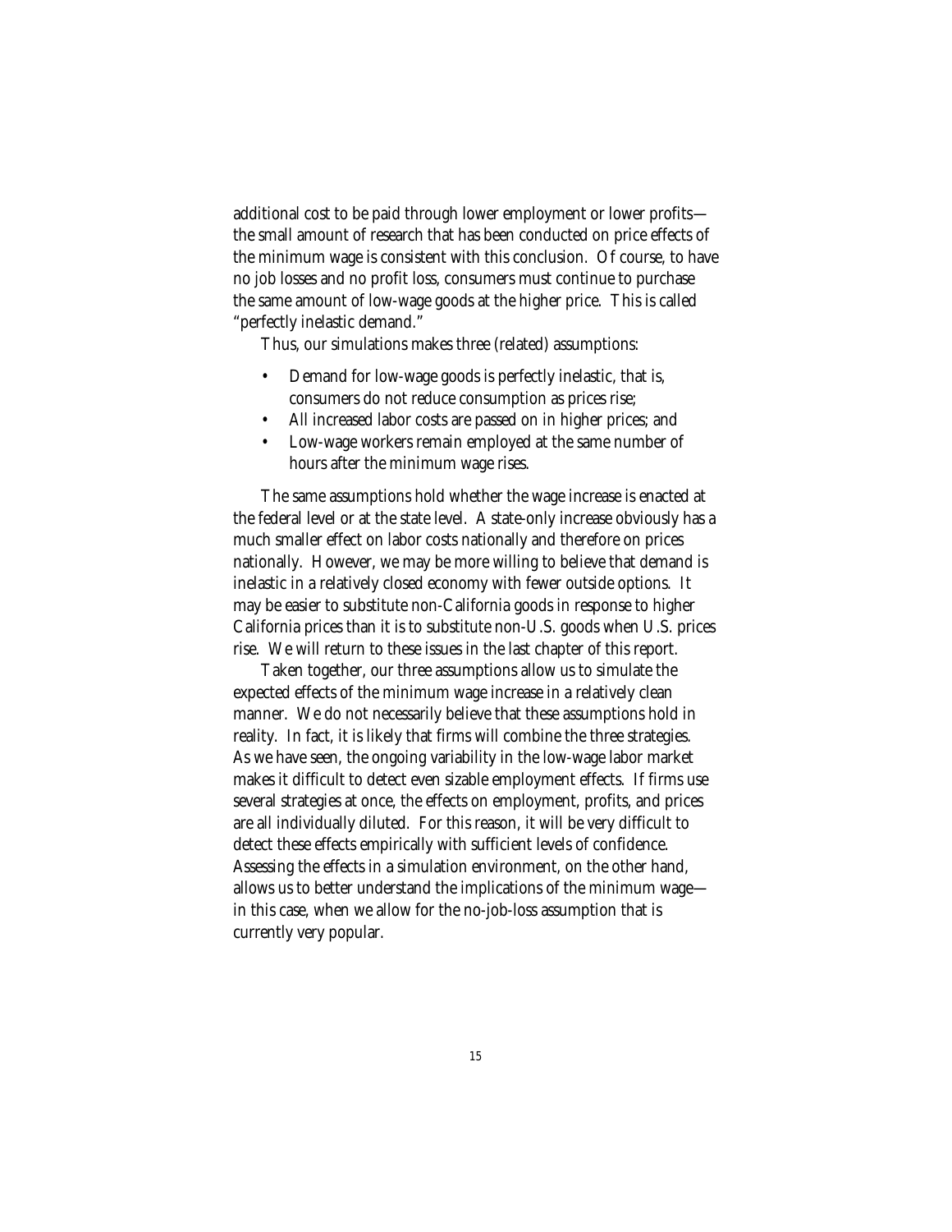additional cost to be paid through lower employment or lower profits—the small amount of research that has been conducted on price effects of the minimum wage is consistent with this conclusion. Of course, to have no job losses and no profit loss, consumers must continue to purchase the same amount of low-wage goods at the higher price. This is called "perfectly inelastic demand."

Thus, our simulations makes three (related) assumptions:

- Demand for low-wage goods is perfectly inelastic, that is, consumers do not reduce consumption as prices rise;
- All increased labor costs are passed on in higher prices; and
- Low-wage workers remain employed at the same number of hours after the minimum wage rises.

The same assumptions hold whether the wage increase is enacted at the federal level or at the state level. A state-only increase obviously has a much smaller effect on labor costs nationally and therefore on prices nationally. However, we may be more willing to believe that demand is inelastic in a relatively closed economy with fewer outside options. It may be easier to substitute non-California goods in response to higher California prices than it is to substitute non-U.S. goods when U.S. prices rise. We will return to these issues in the last chapter of this report.

Taken together, our three assumptions allow us to simulate the expected effects of the minimum wage increase in a relatively clean manner. We do not necessarily believe that these assumptions hold in reality. In fact, it is likely that firms will combine the three strategies. As we have seen, the ongoing variability in the low-wage labor market makes it difficult to detect even sizable employment effects. If firms use several strategies at once, the effects on employment, profits, and prices are all individually diluted. For this reason, it will be very difficult to detect these effects empirically with sufficient levels of confidence. Assessing the effects in a simulation environment, on the other hand, allows us to better understand the implications of the minimum wage—in this case, when we allow for the no-job-loss assumption that is currently very popular.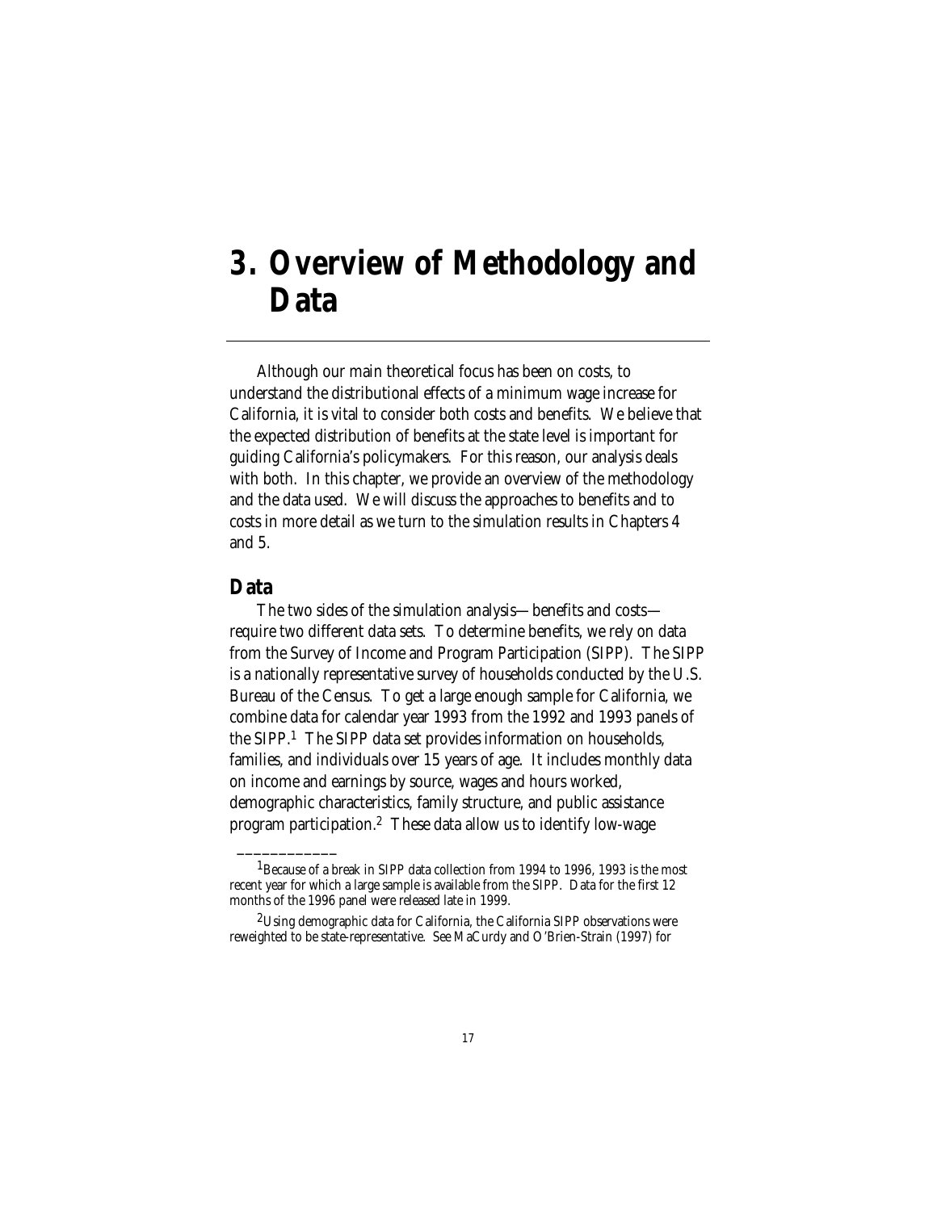# 3. Overview of Methodology and Data

Although our main theoretical focus has been on costs, to understand the distributional effects of a minimum wage increase for California, it is vital to consider both costs and benefits. We believe that the expected distribution of benefits at the state level is important for guiding California's policymakers. For this reason, our analysis deals with both. In this chapter, we provide an overview of the methodology and the data used. We will discuss the approaches to benefits and to costs in more detail as we turn to the simulation results in Chapters 4 and 5.

## Data

The two sides of the simulation analysis—benefits and costs—require two different data sets. To determine benefits, we rely on data from the Survey of Income and Program Participation (SIPP). The SIPP is a nationally representative survey of households conducted by the U.S. Bureau of the Census. To get a large enough sample for California, we combine data for calendar year 1993 from the 1992 and 1993 panels of the SIPP.[1] The SIPP data set provides information on households, families, and individuals over 15 years of age. It includes monthly data on income and earnings by source, wages and hours worked, demographic characteristics, family structure, and public assistance program participation.[2] These data allow us to identify low-wage

---

[1]Because of a break in SIPP data collection from 1994 to 1996, 1993 is the most recent year for which a large sample is available from the SIPP. Data for the first 12 months of the 1996 panel were released late in 1999.

[2]Using demographic data for California, the California SIPP observations were reweighted to be state-representative. See MaCurdy and O'Brien-Strain (1997) for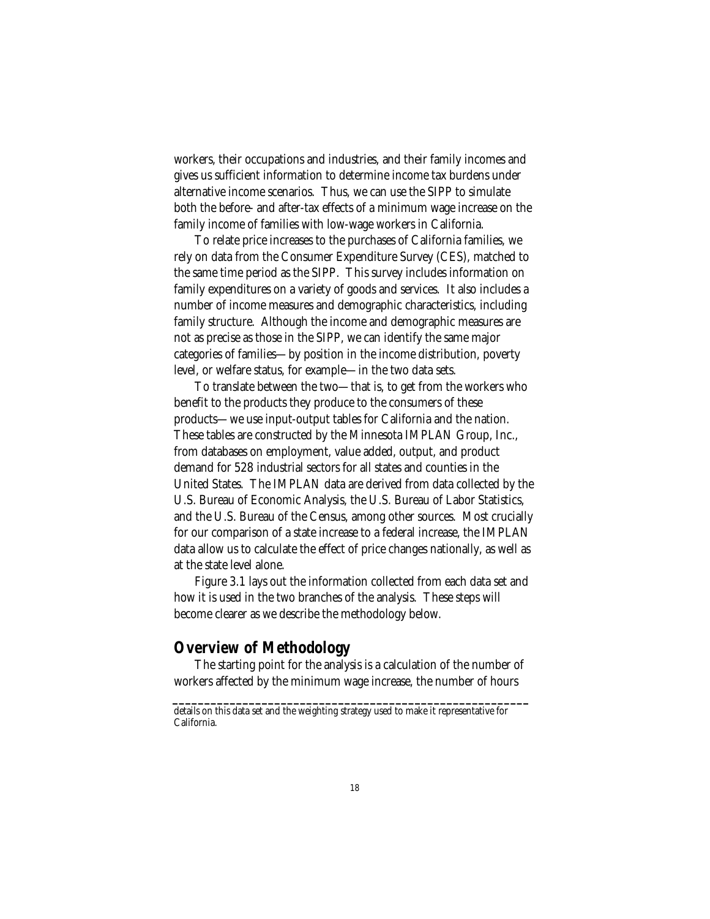workers, their occupations and industries, and their family incomes and gives us sufficient information to determine income tax burdens under alternative income scenarios. Thus, we can use the SIPP to simulate both the before- and after-tax effects of a minimum wage increase on the family income of families with low-wage workers in California.

To relate price increases to the purchases of California families, we rely on data from the Consumer Expenditure Survey (CES), matched to the same time period as the SIPP. This survey includes information on family expenditures on a variety of goods and services. It also includes a number of income measures and demographic characteristics, including family structure. Although the income and demographic measures are not as precise as those in the SIPP, we can identify the same major categories of families—by position in the income distribution, poverty level, or welfare status, for example—in the two data sets.

To translate between the two—that is, to get from the workers who benefit to the products they produce to the consumers of these products—we use input-output tables for California and the nation. These tables are constructed by the Minnesota IMPLAN Group, Inc., from databases on employment, value added, output, and product demand for 528 industrial sectors for all states and counties in the United States. The IMPLAN data are derived from data collected by the U.S. Bureau of Economic Analysis, the U.S. Bureau of Labor Statistics, and the U.S. Bureau of the Census, among other sources. Most crucially for our comparison of a state increase to a federal increase, the IMPLAN data allow us to calculate the effect of price changes nationally, as well as at the state level alone.

Figure 3.1 lays out the information collected from each data set and how it is used in the two branches of the analysis. These steps will become clearer as we describe the methodology below.

## Overview of Methodology

The starting point for the analysis is a calculation of the number of workers affected by the minimum wage increase, the number of hours

---

details on this data set and the weighting strategy used to make it representative for California.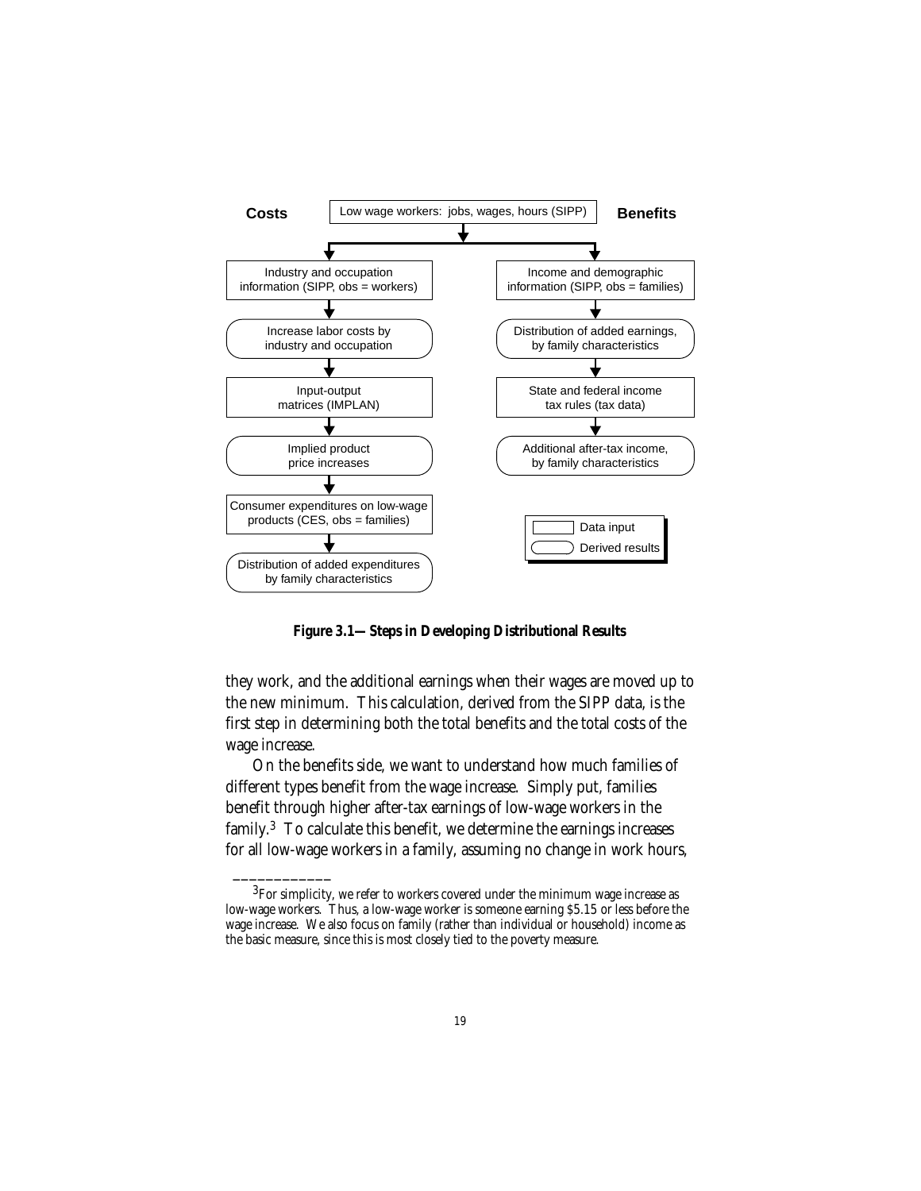**Costs** | Low wage workers: jobs, wages, hours (SIPP) | **Benefits**

Costs:
- Industry and occupation information (SIPP, obs = workers)
- Increase labor costs by industry and occupation
- Input-output matrices (IMPLAN)
- Implied product price increases
- Consumer expenditures on low-wage products (CES, obs = families)
- Distribution of added expenditures by family characteristics

Benefits:
- Income and demographic information (SIPP, obs = families)
- Distribution of added earnings, by family characteristics
- State and federal income tax rules (tax data)
- Additional after-tax income, by family characteristics

Legend: Data input (rectangle); Derived results (rounded box)

**Figure 3.1—Steps in Developing Distributional Results**

they work, and the additional earnings when their wages are moved up to the new minimum. This calculation, derived from the SIPP data, is the first step in determining both the total benefits and the total costs of the wage increase.

On the benefits side, we want to understand how much families of different types benefit from the wage increase. Simply put, families benefit through higher after-tax earnings of low-wage workers in the family.[3] To calculate this benefit, we determine the earnings increases for all low-wage workers in a family, assuming no change in work hours,

---

[3]For simplicity, we refer to workers covered under the minimum wage increase as low-wage workers. Thus, a low-wage worker is someone earning $5.15 or less before the wage increase. We also focus on family (rather than individual or household) income as the basic measure, since this is most closely tied to the poverty measure.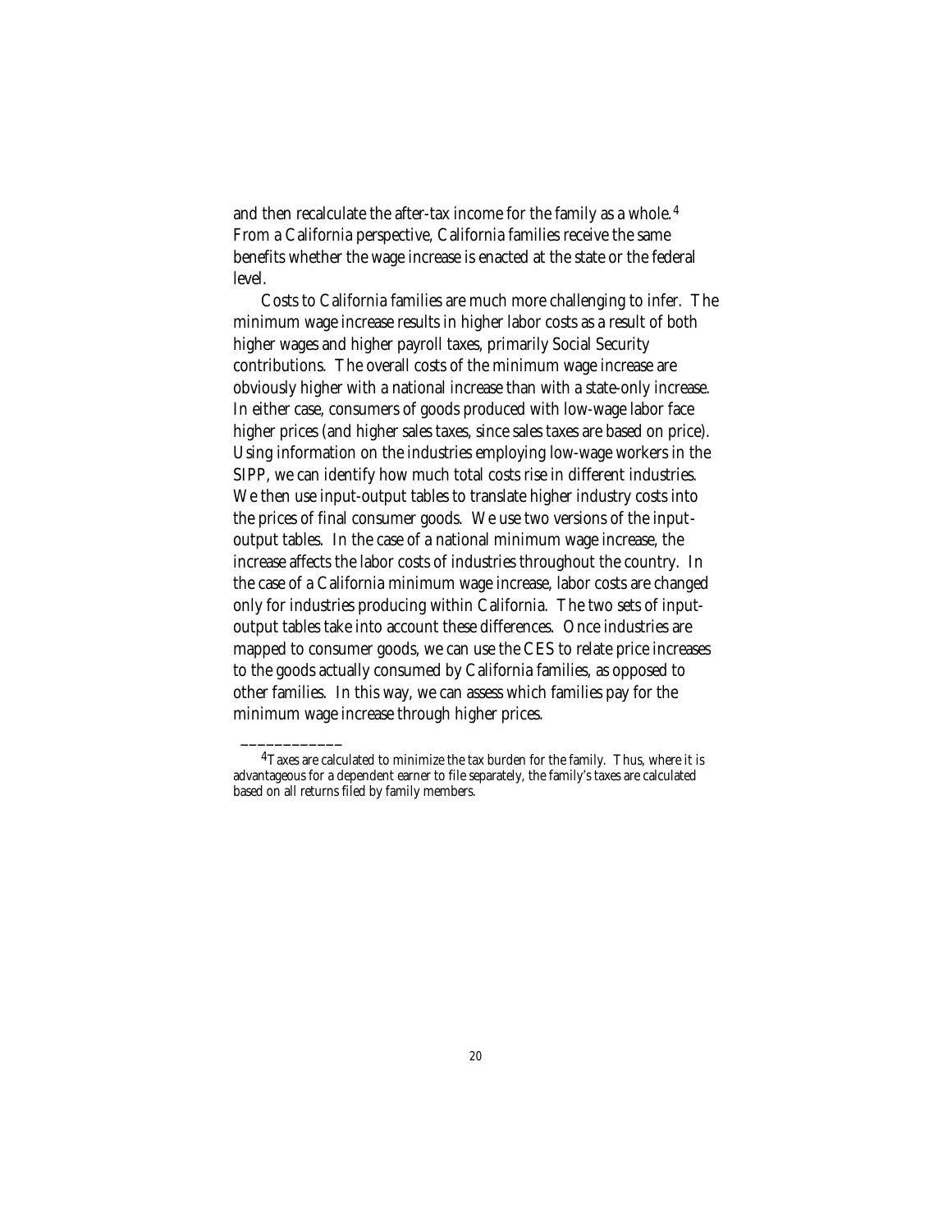and then recalculate the after-tax income for the family as a whole.[4] From a California perspective, California families receive the same benefits whether the wage increase is enacted at the state or the federal level.

Costs to California families are much more challenging to infer. The minimum wage increase results in higher labor costs as a result of both higher wages and higher payroll taxes, primarily Social Security contributions. The overall costs of the minimum wage increase are obviously higher with a national increase than with a state-only increase. In either case, consumers of goods produced with low-wage labor face higher prices (and higher sales taxes, since sales taxes are based on price). Using information on the industries employing low-wage workers in the SIPP, we can identify how much total costs rise in different industries. We then use input-output tables to translate higher industry costs into the prices of final consumer goods. We use two versions of the input-output tables. In the case of a national minimum wage increase, the increase affects the labor costs of industries throughout the country. In the case of a California minimum wage increase, labor costs are changed only for industries producing within California. The two sets of input-output tables take into account these differences. Once industries are mapped to consumer goods, we can use the CES to relate price increases to the goods actually consumed by California families, as opposed to other families. In this way, we can assess which families pay for the minimum wage increase through higher prices.

---

[4] Taxes are calculated to minimize the tax burden for the family. Thus, where it is advantageous for a dependent earner to file separately, the family's taxes are calculated based on all returns filed by family members.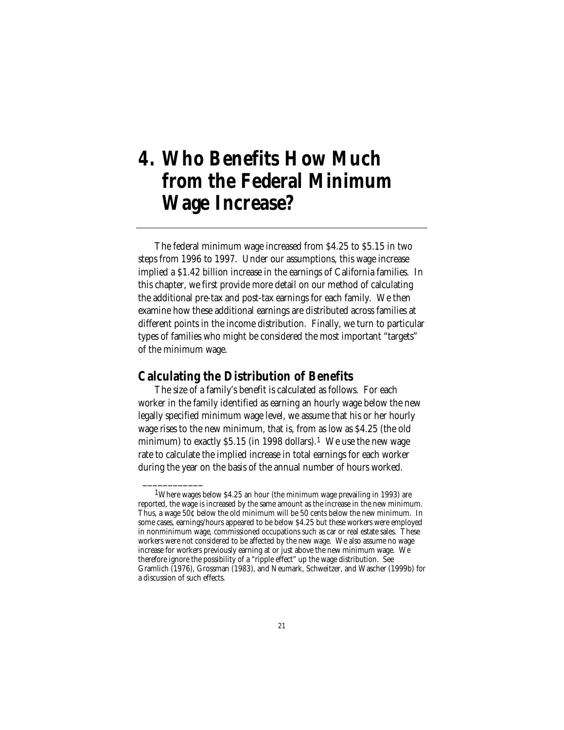# 4. Who Benefits How Much from the Federal Minimum Wage Increase?

The federal minimum wage increased from $4.25 to $5.15 in two steps from 1996 to 1997. Under our assumptions, this wage increase implied a $1.42 billion increase in the earnings of California families. In this chapter, we first provide more detail on our method of calculating the additional pre-tax and post-tax earnings for each family. We then examine how these additional earnings are distributed across families at different points in the income distribution. Finally, we turn to particular types of families who might be considered the most important "targets" of the minimum wage.

## Calculating the Distribution of Benefits

The size of a family's benefit is calculated as follows. For each worker in the family identified as earning an hourly wage below the new legally specified minimum wage level, we assume that his or her hourly wage rises to the new minimum, that is, from as low as $4.25 (the old minimum) to exactly $5.15 (in 1998 dollars).[1] We use the new wage rate to calculate the implied increase in total earnings for each worker during the year on the basis of the annual number of hours worked.

---

[1]Where wages below $4.25 an hour (the minimum wage prevailing in 1993) are reported, the wage is increased by the same amount as the increase in the new minimum. Thus, a wage 50¢ below the old minimum will be 50 cents below the new minimum. In some cases, earnings/hours appeared to be below $4.25 but these workers were employed in nonminimum wage, commissioned occupations such as car or real estate sales. These workers were not considered to be affected by the new wage. We also assume no wage increase for workers previously earning at or just above the new minimum wage. We therefore ignore the possibility of a "ripple effect" up the wage distribution. See Gramlich (1976), Grossman (1983), and Neumark, Schweitzer, and Wascher (1999b) for a discussion of such effects.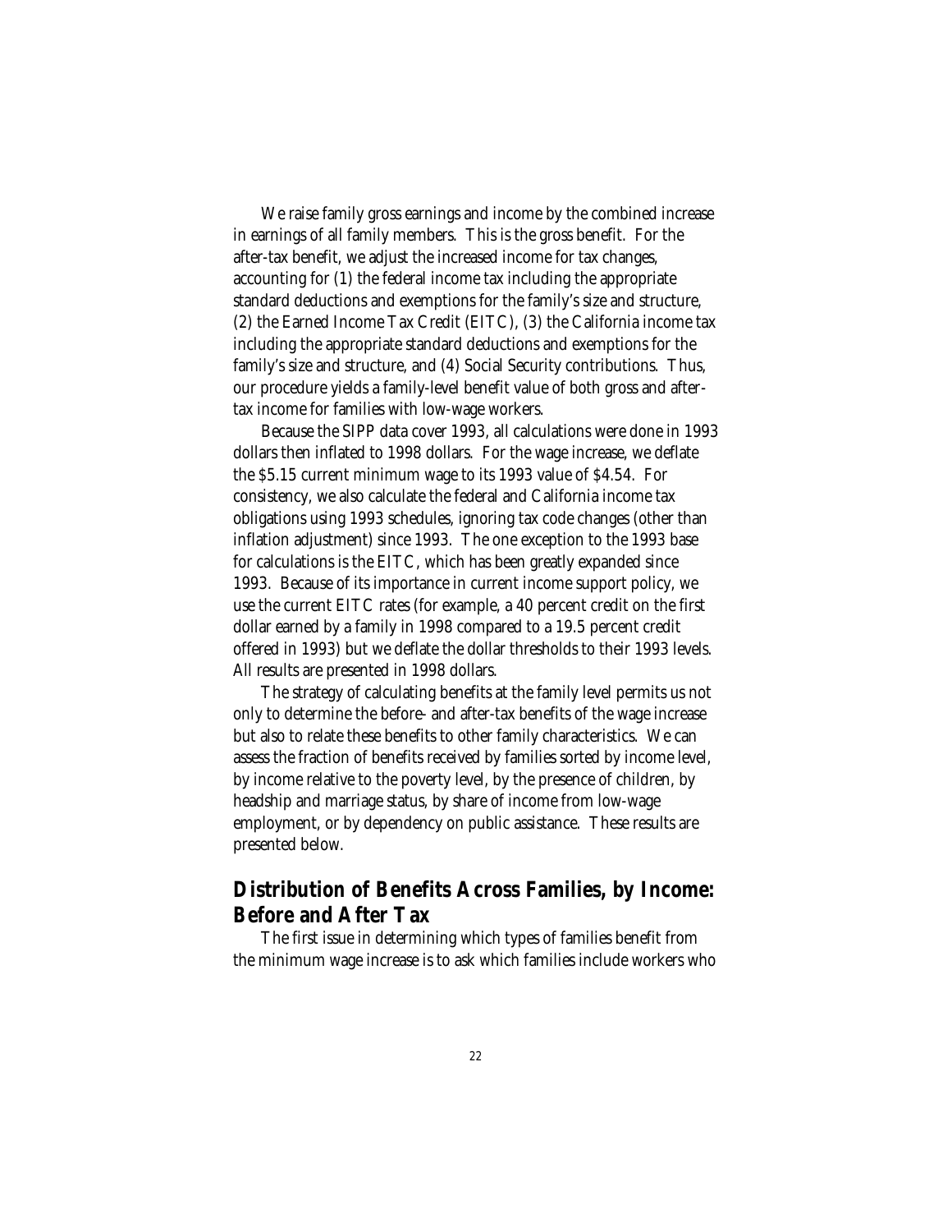We raise family gross earnings and income by the combined increase in earnings of all family members. This is the gross benefit. For the after-tax benefit, we adjust the increased income for tax changes, accounting for (1) the federal income tax including the appropriate standard deductions and exemptions for the family's size and structure, (2) the Earned Income Tax Credit (EITC), (3) the California income tax including the appropriate standard deductions and exemptions for the family's size and structure, and (4) Social Security contributions. Thus, our procedure yields a family-level benefit value of both gross and after-tax income for families with low-wage workers.

Because the SIPP data cover 1993, all calculations were done in 1993 dollars then inflated to 1998 dollars. For the wage increase, we deflate the $5.15 current minimum wage to its 1993 value of $4.54. For consistency, we also calculate the federal and California income tax obligations using 1993 schedules, ignoring tax code changes (other than inflation adjustment) since 1993. The one exception to the 1993 base for calculations is the EITC, which has been greatly expanded since 1993. Because of its importance in current income support policy, we use the current EITC rates (for example, a 40 percent credit on the first dollar earned by a family in 1998 compared to a 19.5 percent credit offered in 1993) but we deflate the dollar thresholds to their 1993 levels. All results are presented in 1998 dollars.

The strategy of calculating benefits at the family level permits us not only to determine the before- and after-tax benefits of the wage increase but also to relate these benefits to other family characteristics. We can assess the fraction of benefits received by families sorted by income level, by income relative to the poverty level, by the presence of children, by headship and marriage status, by share of income from low-wage employment, or by dependency on public assistance. These results are presented below.

## Distribution of Benefits Across Families, by Income: Before and After Tax

The first issue in determining which types of families benefit from the minimum wage increase is to ask which families include workers who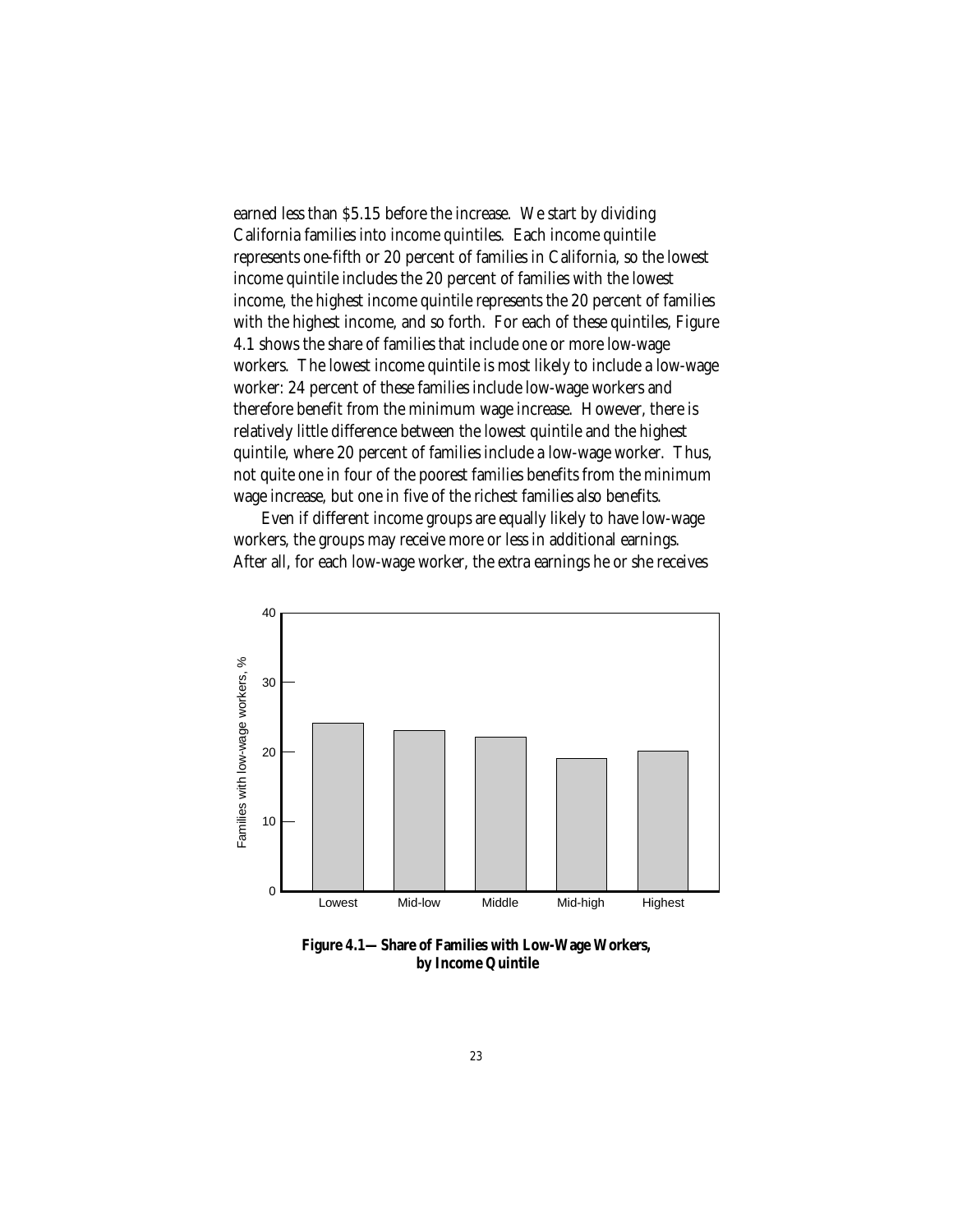earned less than $5.15 before the increase. We start by dividing California families into income quintiles. Each income quintile represents one-fifth or 20 percent of families in California, so the lowest income quintile includes the 20 percent of families with the lowest income, the highest income quintile represents the 20 percent of families with the highest income, and so forth. For each of these quintiles, Figure 4.1 shows the share of families that include one or more low-wage workers. The lowest income quintile is most likely to include a low-wage worker: 24 percent of these families include low-wage workers and therefore benefit from the minimum wage increase. However, there is relatively little difference between the lowest quintile and the highest quintile, where 20 percent of families include a low-wage worker. Thus, not quite one in four of the poorest families benefits from the minimum wage increase, but one in five of the richest families also benefits.

Even if different income groups are equally likely to have low-wage workers, the groups may receive more or less in additional earnings. After all, for each low-wage worker, the extra earnings he or she receives

**Figure 4.1—Share of Families with Low-Wage Workers, by Income Quintile**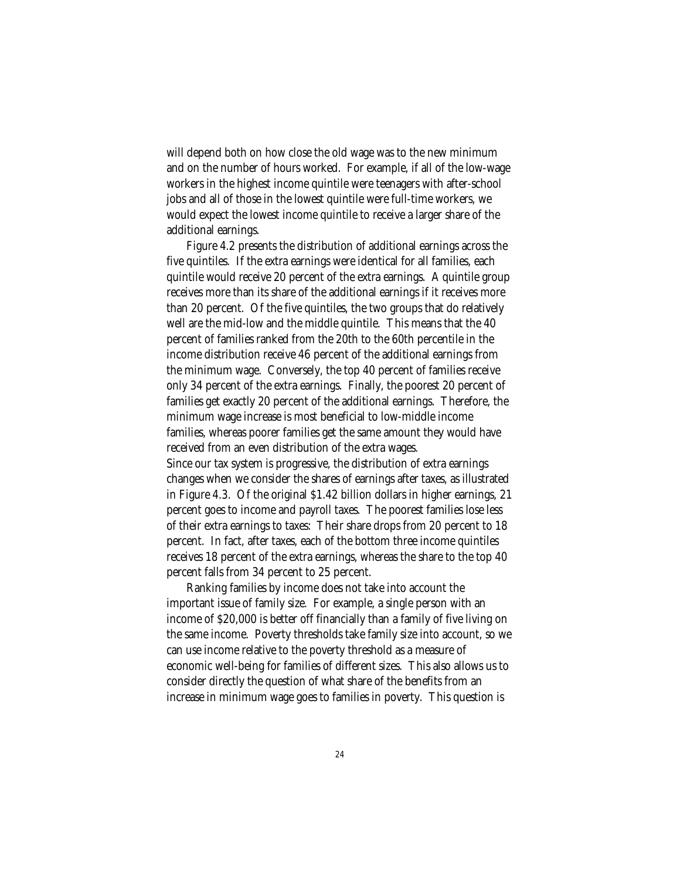will depend both on how close the old wage was to the new minimum and on the number of hours worked. For example, if all of the low-wage workers in the highest income quintile were teenagers with after-school jobs and all of those in the lowest quintile were full-time workers, we would expect the lowest income quintile to receive a larger share of the additional earnings.

Figure 4.2 presents the distribution of additional earnings across the five quintiles. If the extra earnings were identical for all families, each quintile would receive 20 percent of the extra earnings. A quintile group receives more than its share of the additional earnings if it receives more than 20 percent. Of the five quintiles, the two groups that do relatively well are the mid-low and the middle quintile. This means that the 40 percent of families ranked from the 20th to the 60th percentile in the income distribution receive 46 percent of the additional earnings from the minimum wage. Conversely, the top 40 percent of families receive only 34 percent of the extra earnings. Finally, the poorest 20 percent of families get exactly 20 percent of the additional earnings. Therefore, the minimum wage increase is most beneficial to low-middle income families, whereas poorer families get the same amount they would have received from an even distribution of the extra wages.

Since our tax system is progressive, the distribution of extra earnings changes when we consider the shares of earnings after taxes, as illustrated in Figure 4.3. Of the original $1.42 billion dollars in higher earnings, 21 percent goes to income and payroll taxes. The poorest families lose less of their extra earnings to taxes: Their share drops from 20 percent to 18 percent. In fact, after taxes, each of the bottom three income quintiles receives 18 percent of the extra earnings, whereas the share to the top 40 percent falls from 34 percent to 25 percent.

Ranking families by income does not take into account the important issue of family size. For example, a single person with an income of $20,000 is better off financially than a family of five living on the same income. Poverty thresholds take family size into account, so we can use income relative to the poverty threshold as a measure of economic well-being for families of different sizes. This also allows us to consider directly the question of what share of the benefits from an increase in minimum wage goes to families in poverty. This question is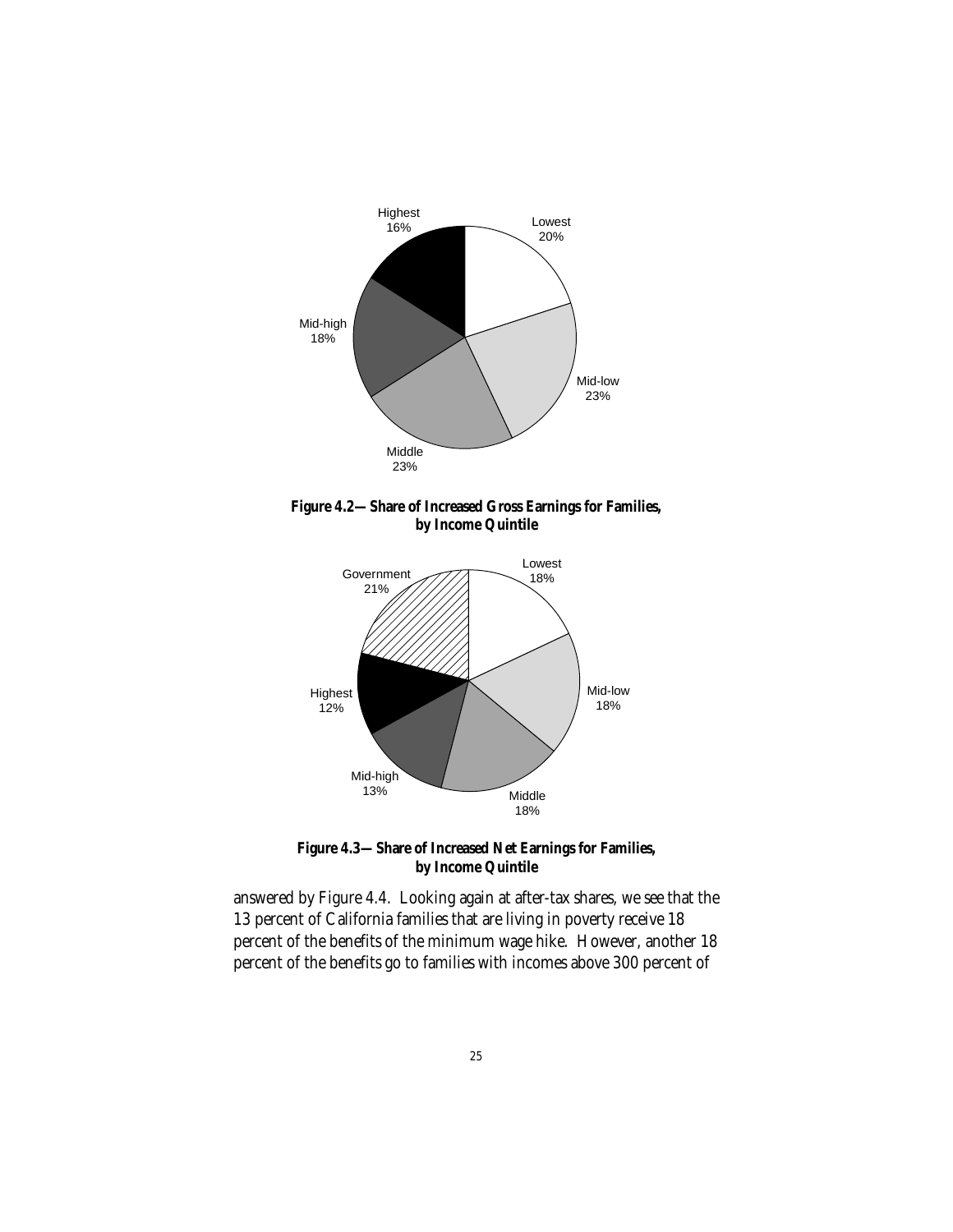**Figure 4.2—Share of Increased Gross Earnings for Families, by Income Quintile**

**Figure 4.3—Share of Increased Net Earnings for Families, by Income Quintile**

answered by Figure 4.4. Looking again at after-tax shares, we see that the 13 percent of California families that are living in poverty receive 18 percent of the benefits of the minimum wage hike. However, another 18 percent of the benefits go to families with incomes above 300 percent of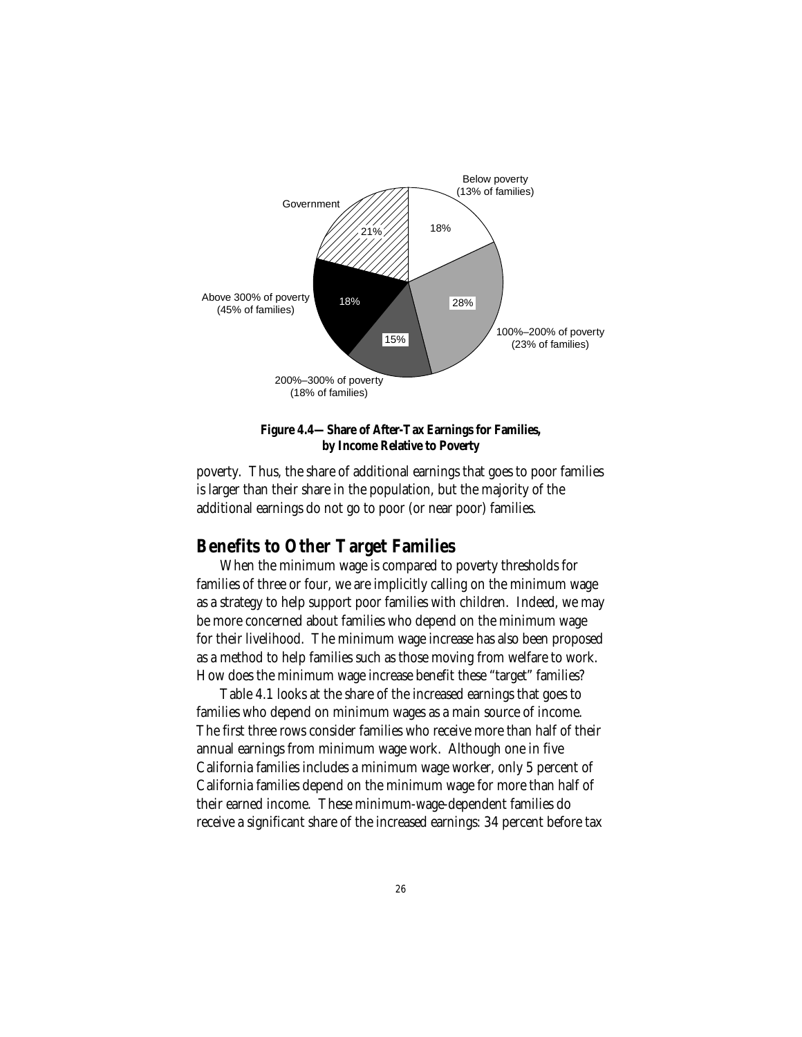Below poverty
(13% of families)

18%

100%–200% of poverty
(23% of families)

28%

200%–300% of poverty
(18% of families)

15%

Above 300% of poverty
(45% of families)

18%

Government

21%

**Figure 4.4—Share of After-Tax Earnings for Families, by Income Relative to Poverty**

poverty. Thus, the share of additional earnings that goes to poor families is larger than their share in the population, but the majority of the additional earnings do not go to poor (or near poor) families.

## Benefits to Other Target Families

When the minimum wage is compared to poverty thresholds for families of three or four, we are implicitly calling on the minimum wage as a strategy to help support poor families with children. Indeed, we may be more concerned about families who depend on the minimum wage for their livelihood. The minimum wage increase has also been proposed as a method to help families such as those moving from welfare to work. How does the minimum wage increase benefit these "target" families?

Table 4.1 looks at the share of the increased earnings that goes to families who depend on minimum wages as a main source of income. The first three rows consider families who receive more than half of their annual earnings from minimum wage work. Although one in five California families includes a minimum wage worker, only 5 percent of California families depend on the minimum wage for more than half of their earned income. These minimum-wage-dependent families do receive a significant share of the increased earnings: 34 percent before tax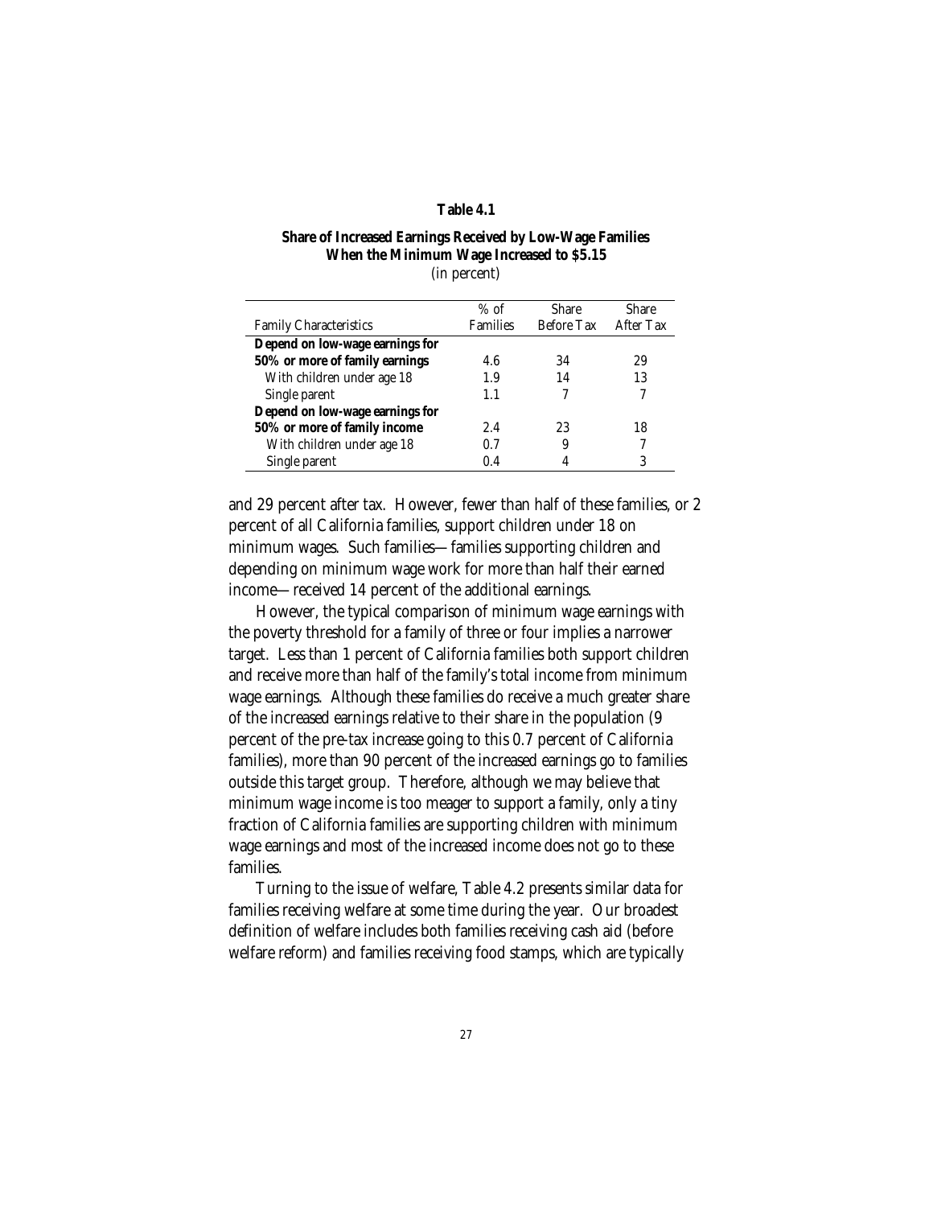**Table 4.1**

**Share of Increased Earnings Received by Low-Wage Families When the Minimum Wage Increased to $5.15**

(in percent)

| Family Characteristics | % of Families | Share Before Tax | Share After Tax |
|---|---|---|---|
| **Depend on low-wage earnings for 50% or more of family earnings** | 4.6 | 34 | 29 |
| With children under age 18 | 1.9 | 14 | 13 |
| Single parent | 1.1 | 7 | 7 |
| **Depend on low-wage earnings for 50% or more of family income** | 2.4 | 23 | 18 |
| With children under age 18 | 0.7 | 9 | 7 |
| Single parent | 0.4 | 4 | 3 |

and 29 percent after tax. However, fewer than half of these families, or 2 percent of all California families, support children under 18 on minimum wages. Such families—families supporting children and depending on minimum wage work for more than half their earned income—received 14 percent of the additional earnings.

However, the typical comparison of minimum wage earnings with the poverty threshold for a family of three or four implies a narrower target. Less than 1 percent of California families both support children and receive more than half of the family's total income from minimum wage earnings. Although these families do receive a much greater share of the increased earnings relative to their share in the population (9 percent of the pre-tax increase going to this 0.7 percent of California families), more than 90 percent of the increased earnings go to families outside this target group. Therefore, although we may believe that minimum wage income is too meager to support a family, only a tiny fraction of California families are supporting children with minimum wage earnings and most of the increased income does not go to these families.

Turning to the issue of welfare, Table 4.2 presents similar data for families receiving welfare at some time during the year. Our broadest definition of welfare includes both families receiving cash aid (before welfare reform) and families receiving food stamps, which are typically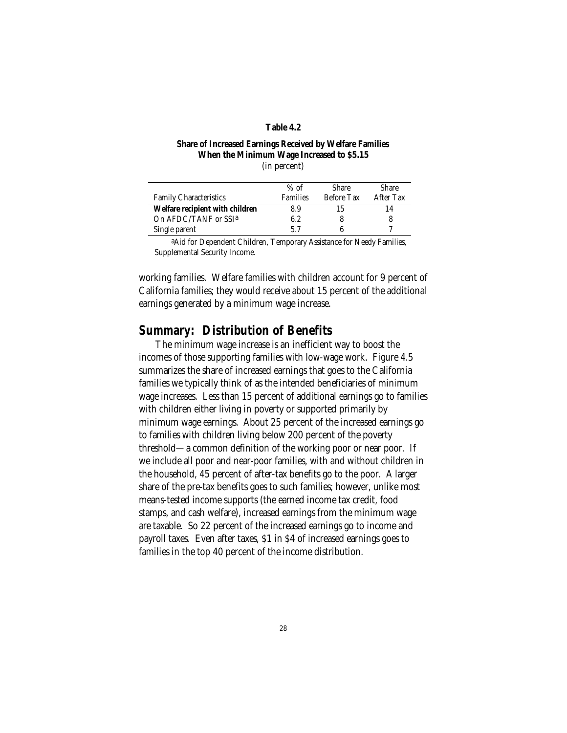**Table 4.2**

**Share of Increased Earnings Received by Welfare Families When the Minimum Wage Increased to $5.15**
(in percent)

| Family Characteristics | % of Families | Share Before Tax | Share After Tax |
|---|---|---|---|
| **Welfare recipient with children** | 8.9 | 15 | 14 |
| On AFDC/TANF or SSI[a] | 6.2 | 8 | 8 |
| Single parent | 5.7 | 6 | 7 |

[a]Aid for Dependent Children, Temporary Assistance for Needy Families, Supplemental Security Income.

working families. Welfare families with children account for 9 percent of California families; they would receive about 15 percent of the additional earnings generated by a minimum wage increase.

## Summary: Distribution of Benefits

The minimum wage increase is an inefficient way to boost the incomes of those supporting families with low-wage work. Figure 4.5 summarizes the share of increased earnings that goes to the California families we typically think of as the intended beneficiaries of minimum wage increases. Less than 15 percent of additional earnings go to families with children either living in poverty or supported primarily by minimum wage earnings. About 25 percent of the increased earnings go to families with children living below 200 percent of the poverty threshold—a common definition of the working poor or near poor. If we include all poor and near-poor families, with and without children in the household, 45 percent of after-tax benefits go to the poor. A larger share of the pre-tax benefits goes to such families; however, unlike most means-tested income supports (the earned income tax credit, food stamps, and cash welfare), increased earnings from the minimum wage are taxable. So 22 percent of the increased earnings go to income and payroll taxes. Even after taxes, $1 in $4 of increased earnings goes to families in the top 40 percent of the income distribution.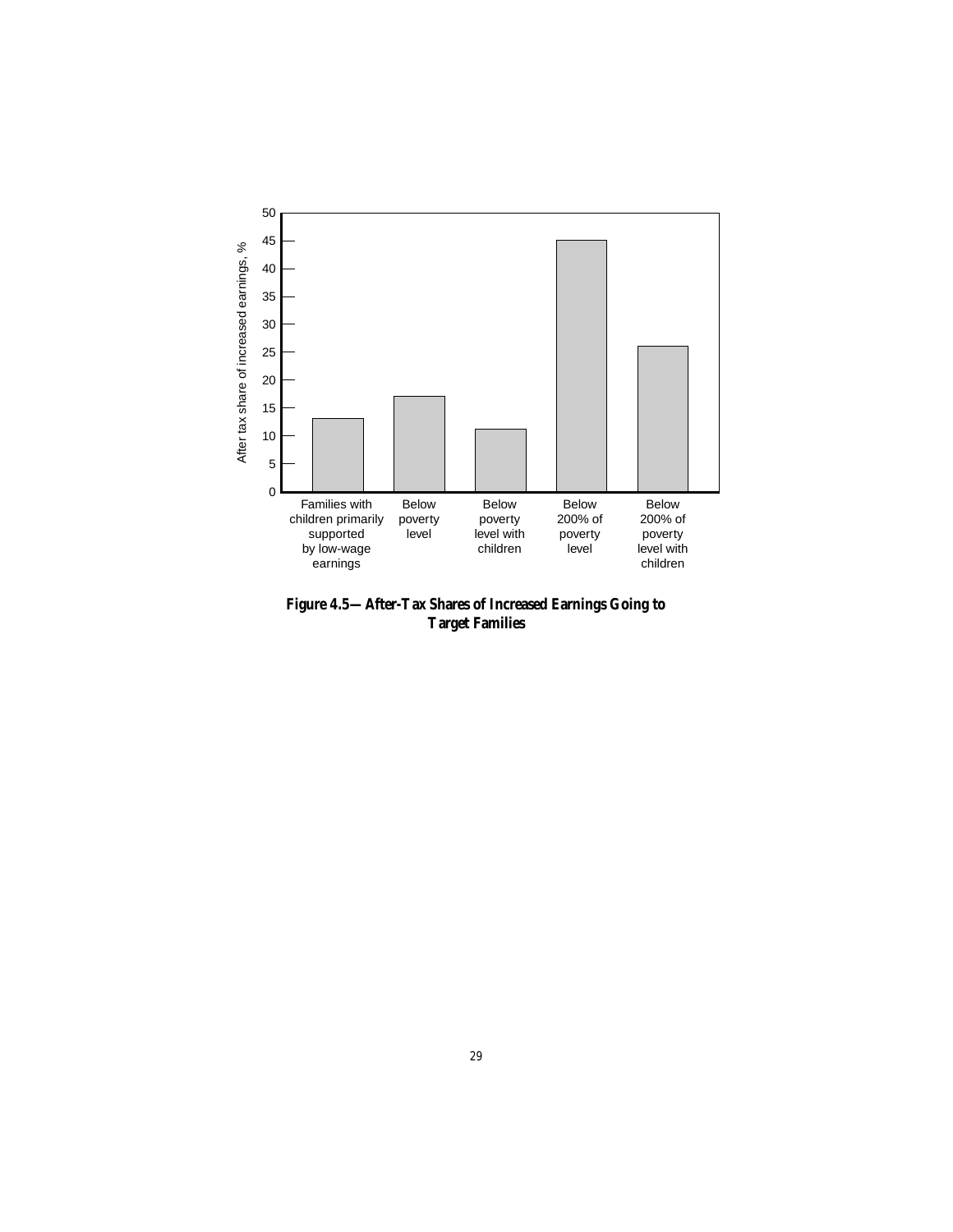Figure 4.5—After-Tax Shares of Increased Earnings Going to Target Families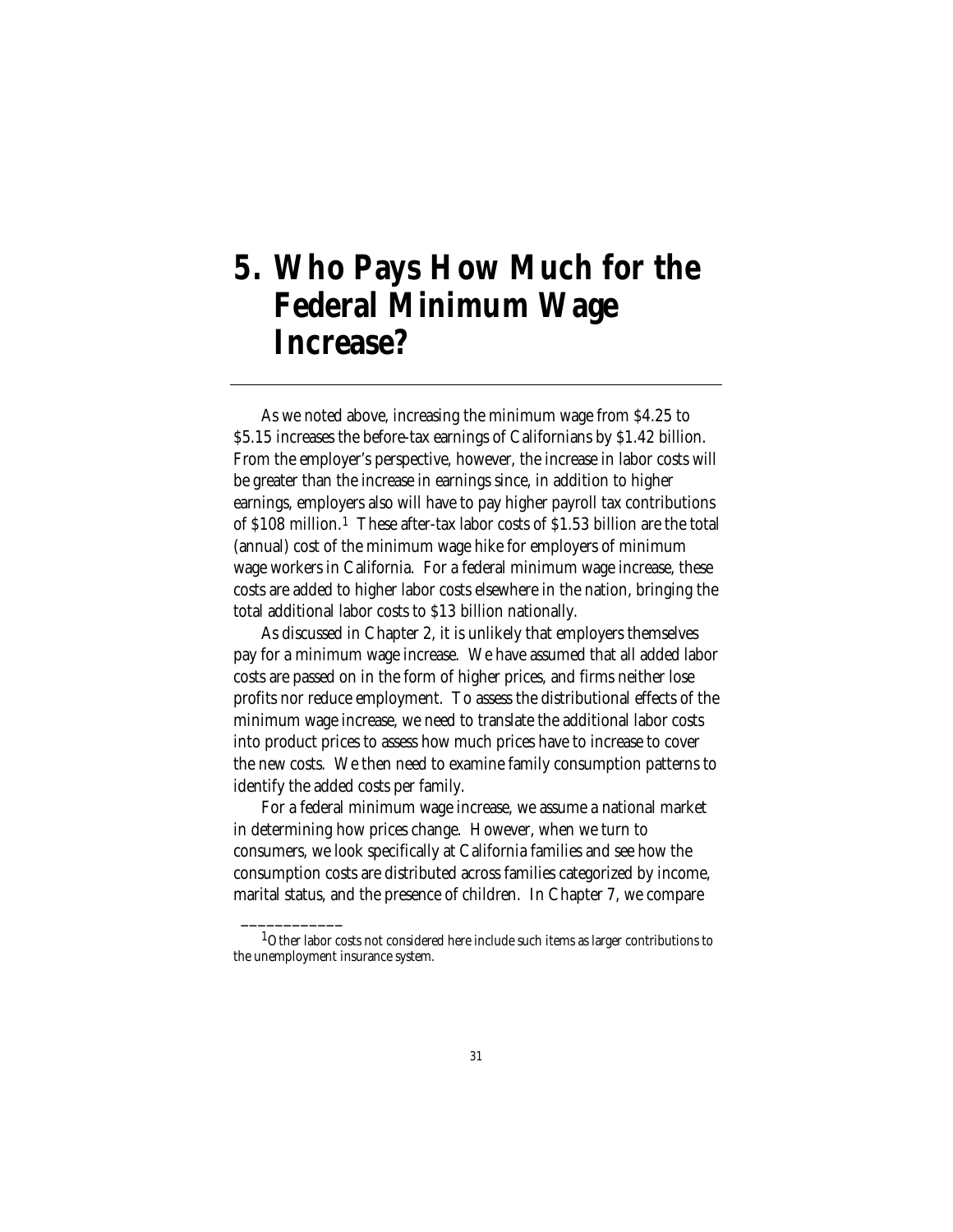# 5. Who Pays How Much for the Federal Minimum Wage Increase?

As we noted above, increasing the minimum wage from $4.25 to $5.15 increases the before-tax earnings of Californians by $1.42 billion. From the employer's perspective, however, the increase in labor costs will be greater than the increase in earnings since, in addition to higher earnings, employers also will have to pay higher payroll tax contributions of $108 million.[1] These after-tax labor costs of $1.53 billion are the total (annual) cost of the minimum wage hike for employers of minimum wage workers in California. For a federal minimum wage increase, these costs are added to higher labor costs elsewhere in the nation, bringing the total additional labor costs to $13 billion nationally.

As discussed in Chapter 2, it is unlikely that employers themselves pay for a minimum wage increase. We have assumed that all added labor costs are passed on in the form of higher prices, and firms neither lose profits nor reduce employment. To assess the distributional effects of the minimum wage increase, we need to translate the additional labor costs into product prices to assess how much prices have to increase to cover the new costs. We then need to examine family consumption patterns to identify the added costs per family.

For a federal minimum wage increase, we assume a national market in determining how prices change. However, when we turn to consumers, we look specifically at California families and see how the consumption costs are distributed across families categorized by income, marital status, and the presence of children. In Chapter 7, we compare

---

[1] Other labor costs not considered here include such items as larger contributions to the unemployment insurance system.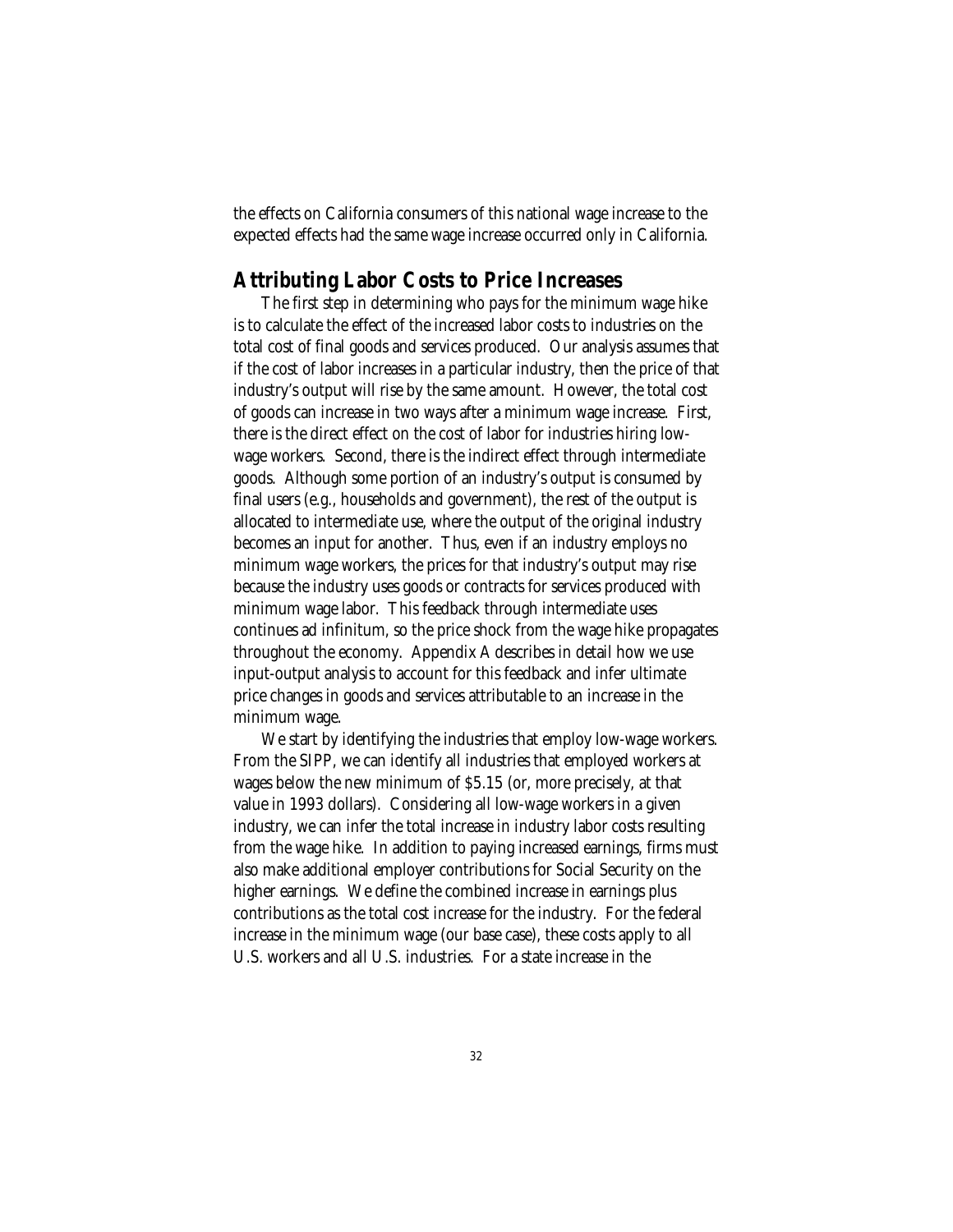the effects on California consumers of this national wage increase to the expected effects had the same wage increase occurred only in California.

## Attributing Labor Costs to Price Increases

The first step in determining who pays for the minimum wage hike is to calculate the effect of the increased labor costs to industries on the total cost of final goods and services produced. Our analysis assumes that if the cost of labor increases in a particular industry, then the price of that industry's output will rise by the same amount. However, the total cost of goods can increase in two ways after a minimum wage increase. First, there is the direct effect on the cost of labor for industries hiring low-wage workers. Second, there is the indirect effect through intermediate goods. Although some portion of an industry's output is consumed by final users (e.g., households and government), the rest of the output is allocated to intermediate use, where the output of the original industry becomes an input for another. Thus, even if an industry employs no minimum wage workers, the prices for that industry's output may rise because the industry uses goods or contracts for services produced with minimum wage labor. This feedback through intermediate uses continues ad infinitum, so the price shock from the wage hike propagates throughout the economy. Appendix A describes in detail how we use input-output analysis to account for this feedback and infer ultimate price changes in goods and services attributable to an increase in the minimum wage.

We start by identifying the industries that employ low-wage workers. From the SIPP, we can identify all industries that employed workers at wages below the new minimum of $5.15 (or, more precisely, at that value in 1993 dollars). Considering all low-wage workers in a given industry, we can infer the total increase in industry labor costs resulting from the wage hike. In addition to paying increased earnings, firms must also make additional employer contributions for Social Security on the higher earnings. We define the combined increase in earnings plus contributions as the total cost increase for the industry. For the federal increase in the minimum wage (our base case), these costs apply to all U.S. workers and all U.S. industries. For a state increase in the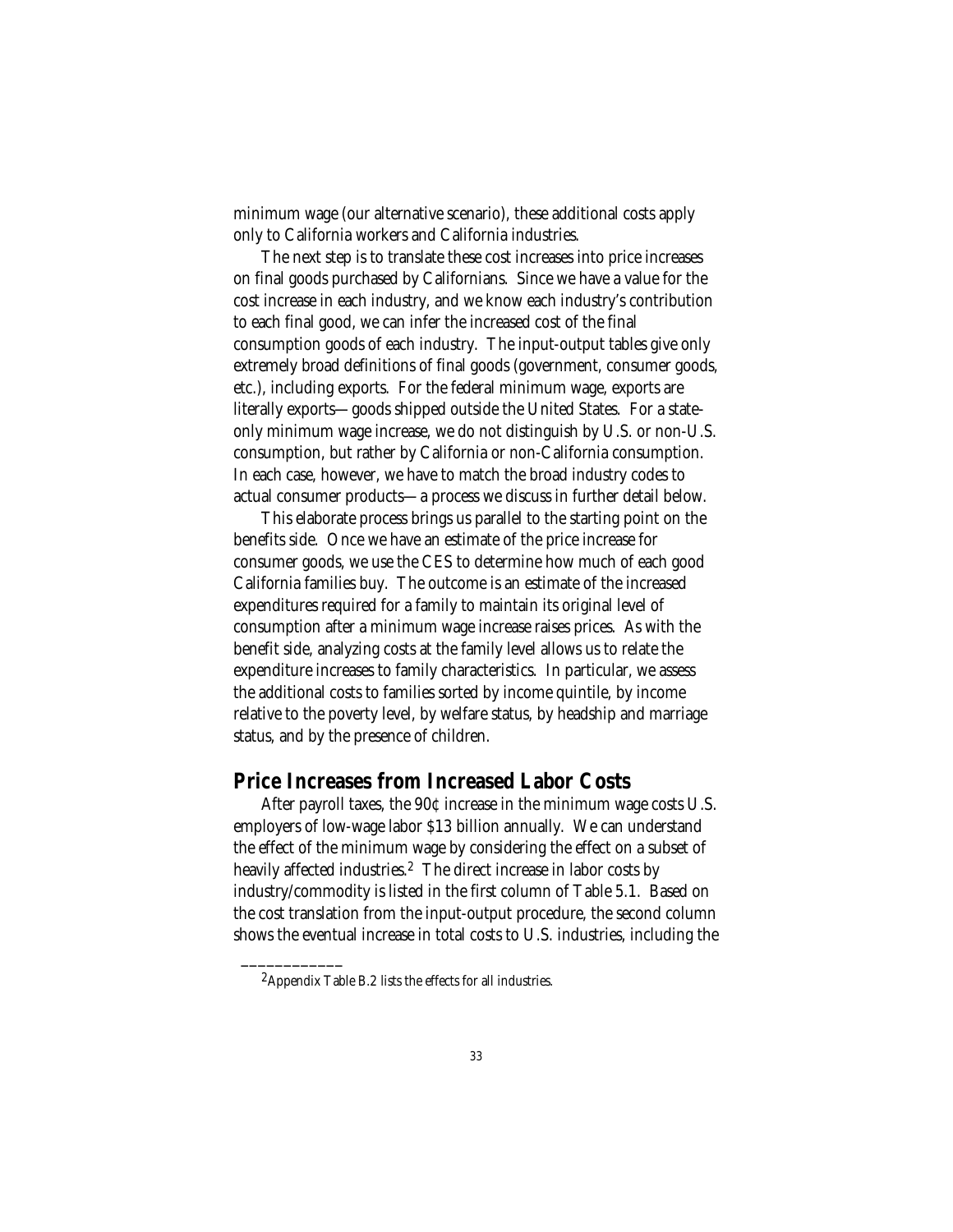minimum wage (our alternative scenario), these additional costs apply only to California workers and California industries.

The next step is to translate these cost increases into price increases on final goods purchased by Californians. Since we have a value for the cost increase in each industry, and we know each industry's contribution to each final good, we can infer the increased cost of the final consumption goods of each industry. The input-output tables give only extremely broad definitions of final goods (government, consumer goods, etc.), including exports. For the federal minimum wage, exports are literally exports—goods shipped outside the United States. For a state-only minimum wage increase, we do not distinguish by U.S. or non-U.S. consumption, but rather by California or non-California consumption. In each case, however, we have to match the broad industry codes to actual consumer products—a process we discuss in further detail below.

This elaborate process brings us parallel to the starting point on the benefits side. Once we have an estimate of the price increase for consumer goods, we use the CES to determine how much of each good California families buy. The outcome is an estimate of the increased expenditures required for a family to maintain its original level of consumption after a minimum wage increase raises prices. As with the benefit side, analyzing costs at the family level allows us to relate the expenditure increases to family characteristics. In particular, we assess the additional costs to families sorted by income quintile, by income relative to the poverty level, by welfare status, by headship and marriage status, and by the presence of children.

## Price Increases from Increased Labor Costs

After payroll taxes, the 90¢ increase in the minimum wage costs U.S. employers of low-wage labor $13 billion annually. We can understand the effect of the minimum wage by considering the effect on a subset of heavily affected industries.[2] The direct increase in labor costs by industry/commodity is listed in the first column of Table 5.1. Based on the cost translation from the input-output procedure, the second column shows the eventual increase in total costs to U.S. industries, including the

---

[2]Appendix Table B.2 lists the effects for all industries.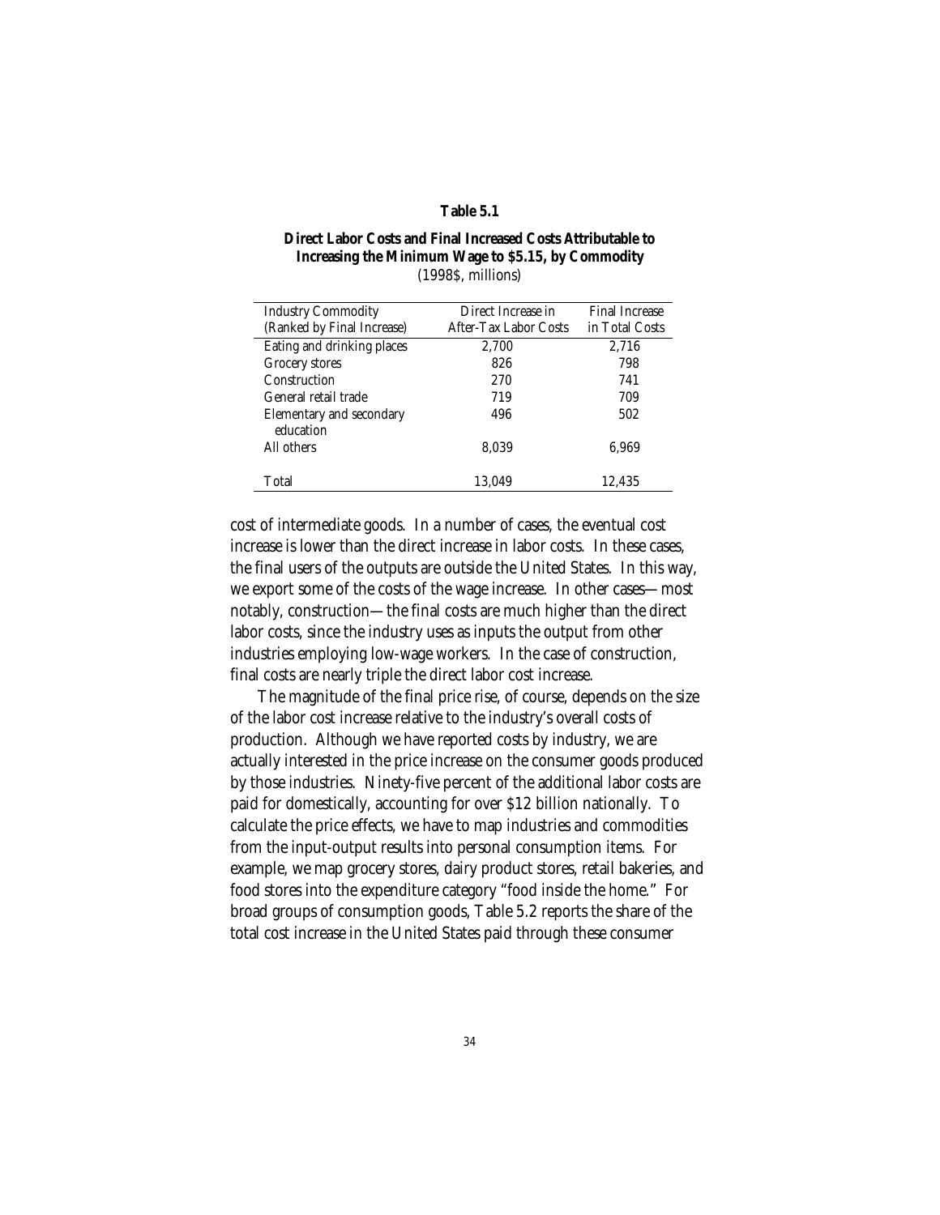**Table 5.1**

**Direct Labor Costs and Final Increased Costs Attributable to Increasing the Minimum Wage to $5.15, by Commodity**
(1998$, millions)

| Industry Commodity (Ranked by Final Increase) | Direct Increase in After-Tax Labor Costs | Final Increase in Total Costs |
|---|---|---|
| Eating and drinking places | 2,700 | 2,716 |
| Grocery stores | 826 | 798 |
| Construction | 270 | 741 |
| General retail trade | 719 | 709 |
| Elementary and secondary education | 496 | 502 |
| All others | 8,039 | 6,969 |
| Total | 13,049 | 12,435 |

cost of intermediate goods. In a number of cases, the eventual cost increase is lower than the direct increase in labor costs. In these cases, the final users of the outputs are outside the United States. In this way, we export some of the costs of the wage increase. In other cases—most notably, construction—the final costs are much higher than the direct labor costs, since the industry uses as inputs the output from other industries employing low-wage workers. In the case of construction, final costs are nearly triple the direct labor cost increase.

The magnitude of the final price rise, of course, depends on the size of the labor cost increase relative to the industry's overall costs of production. Although we have reported costs by industry, we are actually interested in the price increase on the consumer goods produced by those industries. Ninety-five percent of the additional labor costs are paid for domestically, accounting for over $12 billion nationally. To calculate the price effects, we have to map industries and commodities from the input-output results into personal consumption items. For example, we map grocery stores, dairy product stores, retail bakeries, and food stores into the expenditure category "food inside the home." For broad groups of consumption goods, Table 5.2 reports the share of the total cost increase in the United States paid through these consumer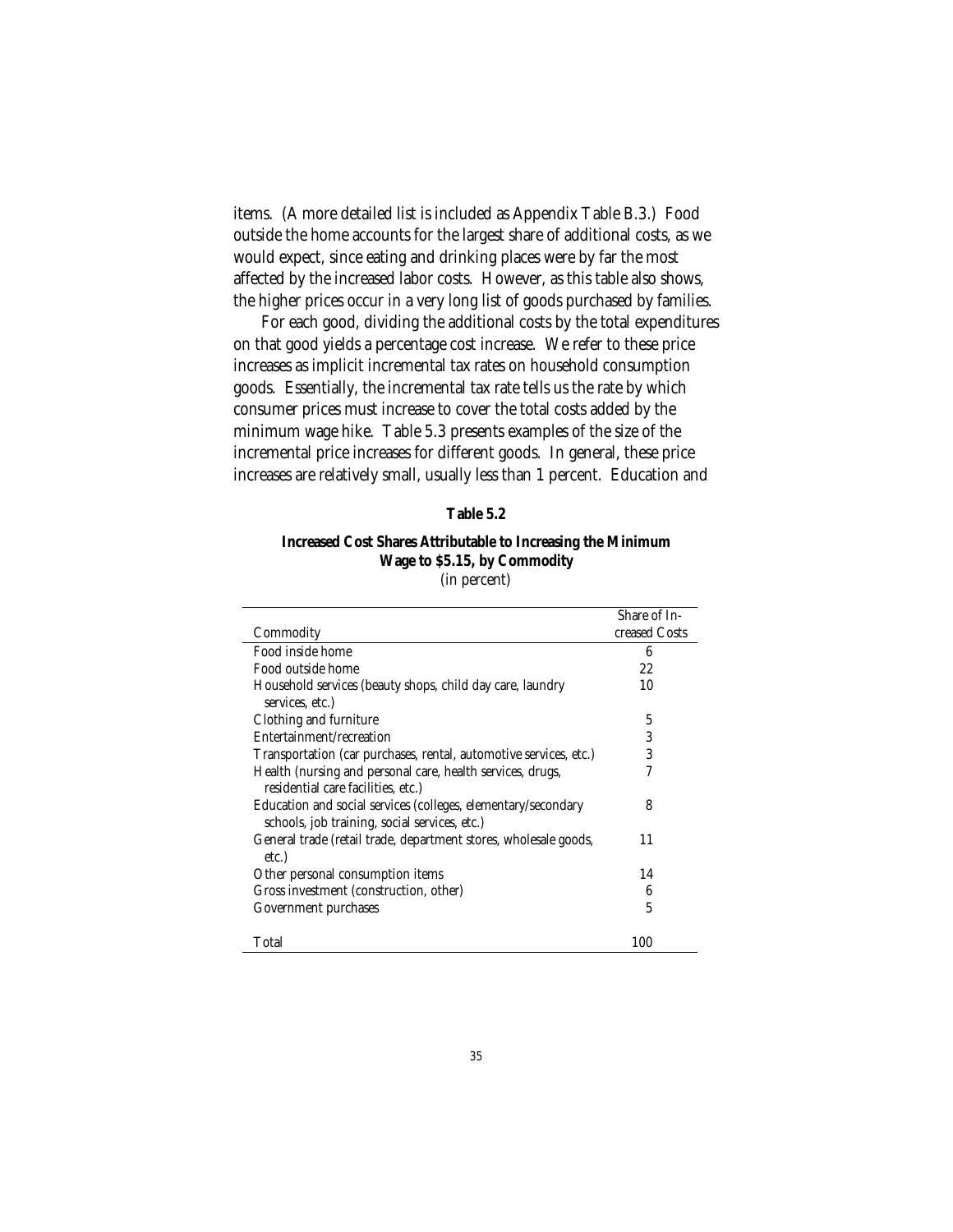items. (A more detailed list is included as Appendix Table B.3.) Food outside the home accounts for the largest share of additional costs, as we would expect, since eating and drinking places were by far the most affected by the increased labor costs. However, as this table also shows, the higher prices occur in a very long list of goods purchased by families.

For each good, dividing the additional costs by the total expenditures on that good yields a percentage cost increase. We refer to these price increases as implicit incremental tax rates on household consumption goods. Essentially, the incremental tax rate tells us the rate by which consumer prices must increase to cover the total costs added by the minimum wage hike. Table 5.3 presents examples of the size of the incremental price increases for different goods. In general, these price increases are relatively small, usually less than 1 percent. Education and

**Table 5.2**

**Increased Cost Shares Attributable to Increasing the Minimum Wage to $5.15, by Commodity**

(in percent)

| Commodity | Share of Increased Costs |
|---|---|
| Food inside home | 6 |
| Food outside home | 22 |
| Household services (beauty shops, child day care, laundry services, etc.) | 10 |
| Clothing and furniture | 5 |
| Entertainment/recreation | 3 |
| Transportation (car purchases, rental, automotive services, etc.) | 3 |
| Health (nursing and personal care, health services, drugs, residential care facilities, etc.) | 7 |
| Education and social services (colleges, elementary/secondary schools, job training, social services, etc.) | 8 |
| General trade (retail trade, department stores, wholesale goods, etc.) | 11 |
| Other personal consumption items | 14 |
| Gross investment (construction, other) | 6 |
| Government purchases | 5 |
| Total | 100 |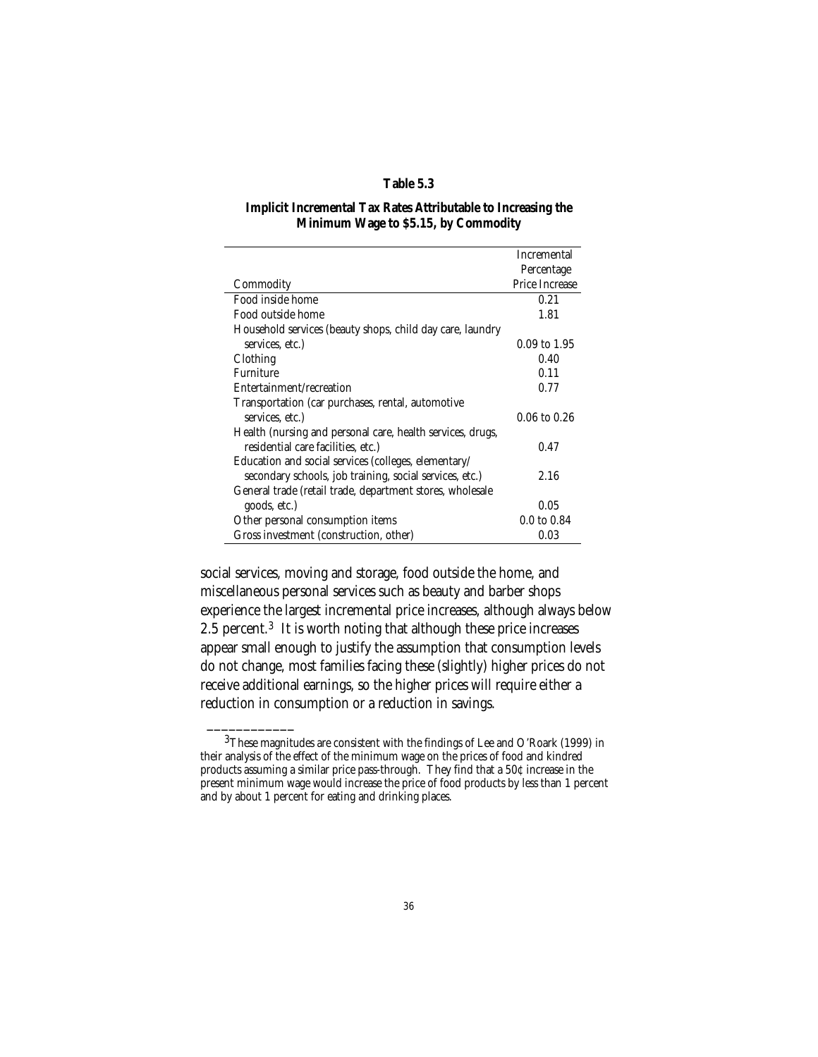**Table 5.3**

**Implicit Incremental Tax Rates Attributable to Increasing the Minimum Wage to $5.15, by Commodity**

| Commodity | Incremental Percentage Price Increase |
|---|---|
| Food inside home | 0.21 |
| Food outside home | 1.81 |
| Household services (beauty shops, child day care, laundry services, etc.) | 0.09 to 1.95 |
| Clothing | 0.40 |
| Furniture | 0.11 |
| Entertainment/recreation | 0.77 |
| Transportation (car purchases, rental, automotive services, etc.) | 0.06 to 0.26 |
| Health (nursing and personal care, health services, drugs, residential care facilities, etc.) | 0.47 |
| Education and social services (colleges, elementary/ secondary schools, job training, social services, etc.) | 2.16 |
| General trade (retail trade, department stores, wholesale goods, etc.) | 0.05 |
| Other personal consumption items | 0.0 to 0.84 |
| Gross investment (construction, other) | 0.03 |

social services, moving and storage, food outside the home, and miscellaneous personal services such as beauty and barber shops experience the largest incremental price increases, although always below 2.5 percent.[3] It is worth noting that although these price increases appear small enough to justify the assumption that consumption levels do not change, most families facing these (slightly) higher prices do not receive additional earnings, so the higher prices will require either a reduction in consumption or a reduction in savings.

---

[3] These magnitudes are consistent with the findings of Lee and O'Roark (1999) in their analysis of the effect of the minimum wage on the prices of food and kindred products assuming a similar price pass-through. They find that a 50¢ increase in the present minimum wage would increase the price of food products by less than 1 percent and by about 1 percent for eating and drinking places.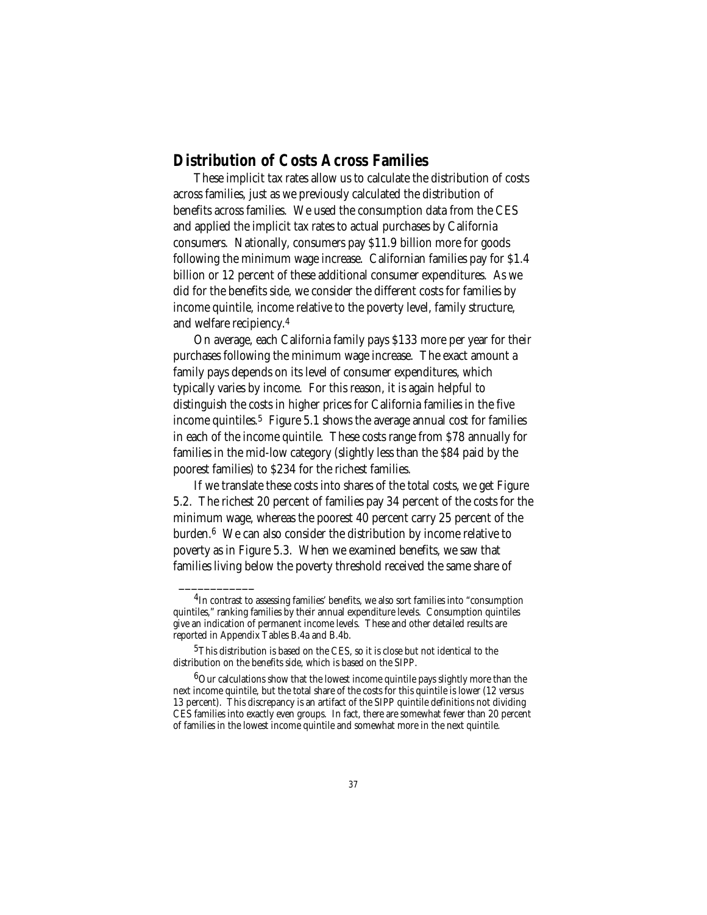## Distribution of Costs Across Families

These implicit tax rates allow us to calculate the distribution of costs across families, just as we previously calculated the distribution of benefits across families. We used the consumption data from the CES and applied the implicit tax rates to actual purchases by California consumers. Nationally, consumers pay $11.9 billion more for goods following the minimum wage increase. Californian families pay for $1.4 billion or 12 percent of these additional consumer expenditures. As we did for the benefits side, we consider the different costs for families by income quintile, income relative to the poverty level, family structure, and welfare recipiency.[4]

On average, each California family pays $133 more per year for their purchases following the minimum wage increase. The exact amount a family pays depends on its level of consumer expenditures, which typically varies by income. For this reason, it is again helpful to distinguish the costs in higher prices for California families in the five income quintiles.[5] Figure 5.1 shows the average annual cost for families in each of the income quintile. These costs range from $78 annually for families in the mid-low category (slightly less than the $84 paid by the poorest families) to $234 for the richest families.

If we translate these costs into shares of the total costs, we get Figure 5.2. The richest 20 percent of families pay 34 percent of the costs for the minimum wage, whereas the poorest 40 percent carry 25 percent of the burden.[6] We can also consider the distribution by income relative to poverty as in Figure 5.3. When we examined benefits, we saw that families living below the poverty threshold received the same share of

---

[4]In contrast to assessing families' benefits, we also sort families into "consumption quintiles," ranking families by their annual expenditure levels. Consumption quintiles give an indication of permanent income levels. These and other detailed results are reported in Appendix Tables B.4a and B.4b.

[5]This distribution is based on the CES, so it is close but not identical to the distribution on the benefits side, which is based on the SIPP.

[6]Our calculations show that the lowest income quintile pays slightly more than the next income quintile, but the total share of the costs for this quintile is lower (12 versus 13 percent). This discrepancy is an artifact of the SIPP quintile definitions not dividing CES families into exactly even groups. In fact, there are somewhat fewer than 20 percent of families in the lowest income quintile and somewhat more in the next quintile.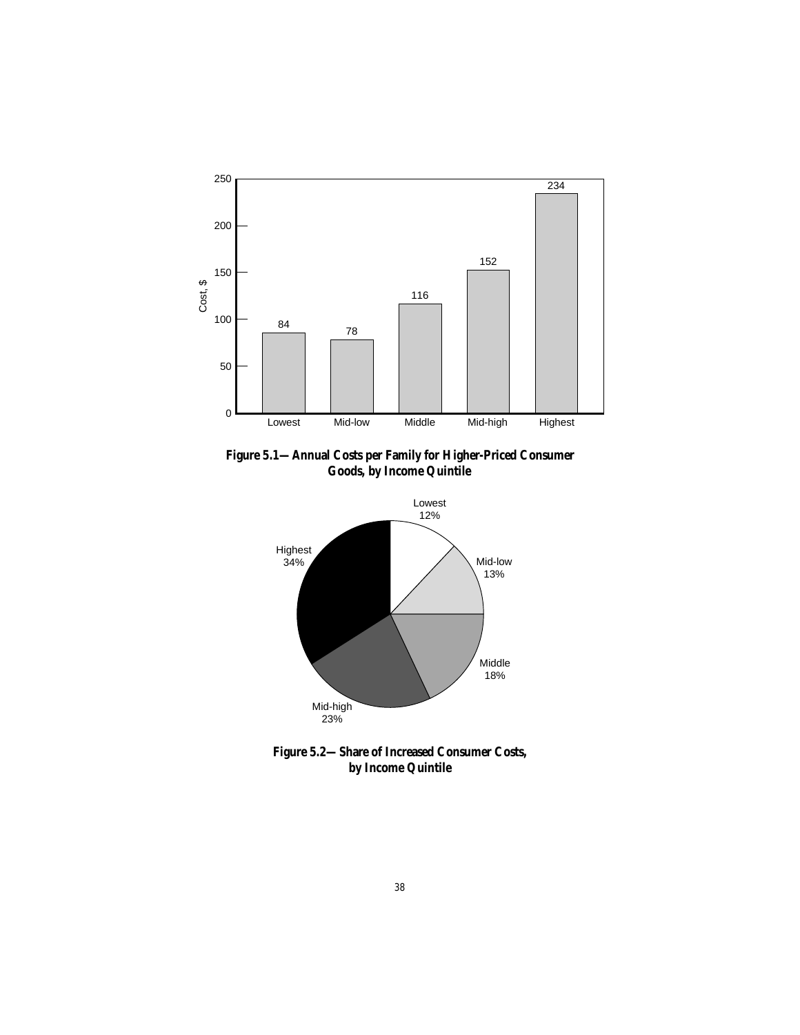| Income Quintile | Cost, $ |
| --- | --- |
| Lowest | 84 |
| Mid-low | 78 |
| Middle | 116 |
| Mid-high | 152 |
| Highest | 234 |

**Figure 5.1—Annual Costs per Family for Higher-Priced Consumer Goods, by Income Quintile**

| Income Quintile | Share |
| --- | --- |
| Lowest | 12% |
| Mid-low | 13% |
| Middle | 18% |
| Mid-high | 23% |
| Highest | 34% |

**Figure 5.2—Share of Increased Consumer Costs, by Income Quintile**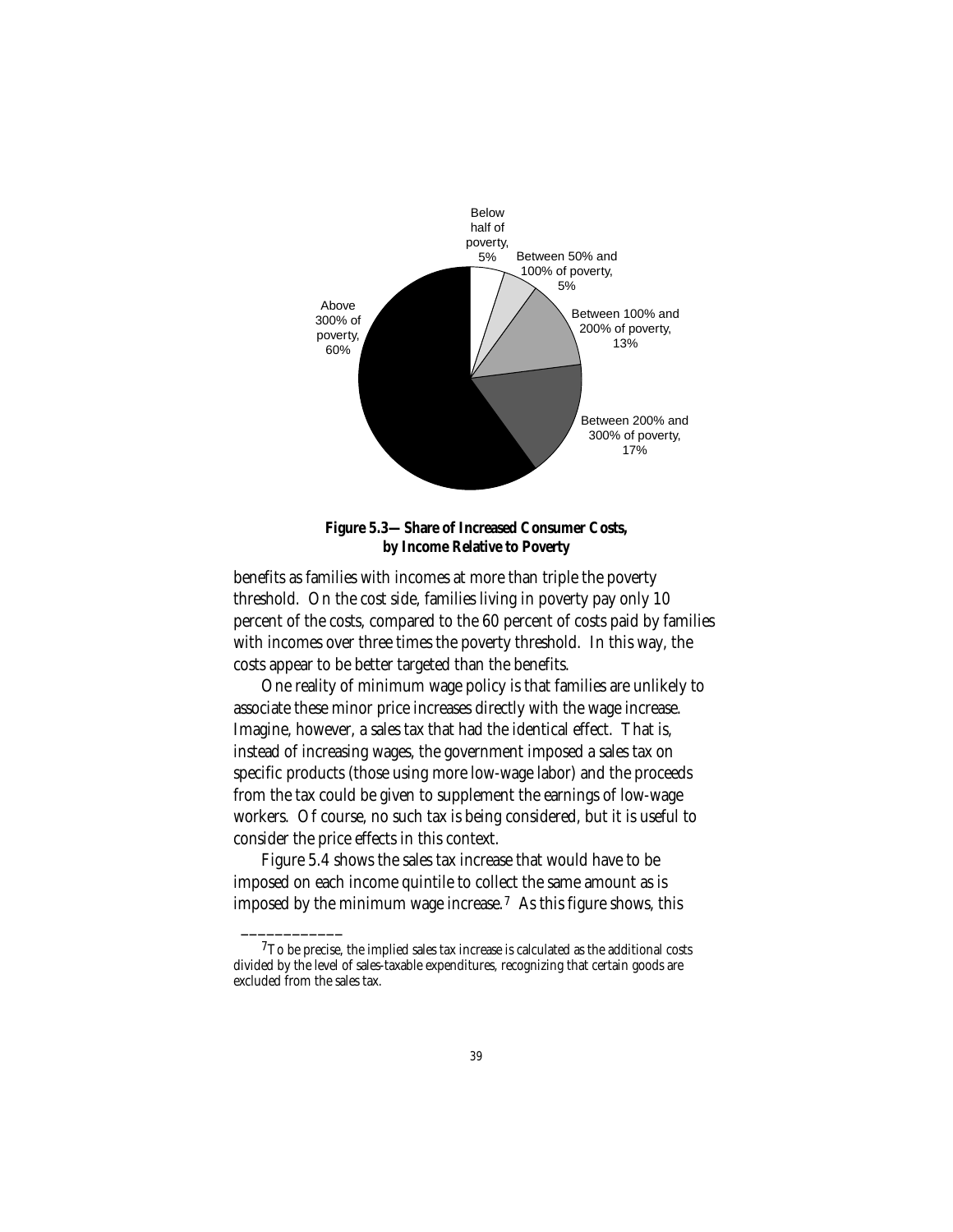**Figure 5.3—Share of Increased Consumer Costs, by Income Relative to Poverty**

benefits as families with incomes at more than triple the poverty threshold. On the cost side, families living in poverty pay only 10 percent of the costs, compared to the 60 percent of costs paid by families with incomes over three times the poverty threshold. In this way, the costs appear to be better targeted than the benefits.

One reality of minimum wage policy is that families are unlikely to associate these minor price increases directly with the wage increase. Imagine, however, a sales tax that had the identical effect. That is, instead of increasing wages, the government imposed a sales tax on specific products (those using more low-wage labor) and the proceeds from the tax could be given to supplement the earnings of low-wage workers. Of course, no such tax is being considered, but it is useful to consider the price effects in this context.

Figure 5.4 shows the sales tax increase that would have to be imposed on each income quintile to collect the same amount as is imposed by the minimum wage increase.[7] As this figure shows, this

---

[7] To be precise, the implied sales tax increase is calculated as the additional costs divided by the level of sales-taxable expenditures, recognizing that certain goods are excluded from the sales tax.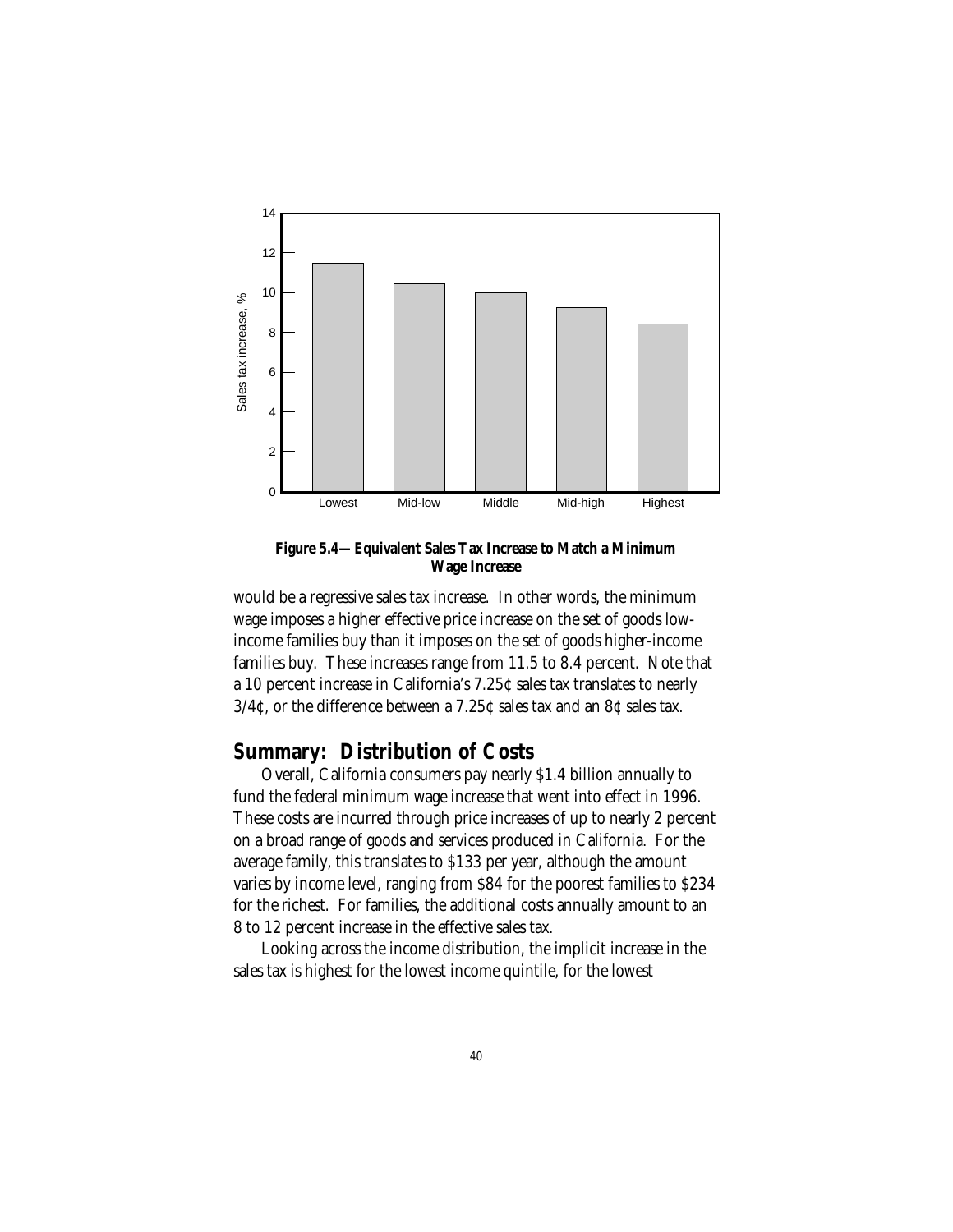**Figure 5.4—Equivalent Sales Tax Increase to Match a Minimum Wage Increase**

would be a regressive sales tax increase. In other words, the minimum wage imposes a higher effective price increase on the set of goods low-income families buy than it imposes on the set of goods higher-income families buy. These increases range from 11.5 to 8.4 percent. Note that a 10 percent increase in California's 7.25¢ sales tax translates to nearly 3/4¢, or the difference between a 7.25¢ sales tax and an 8¢ sales tax.

## Summary: Distribution of Costs

Overall, California consumers pay nearly $1.4 billion annually to fund the federal minimum wage increase that went into effect in 1996. These costs are incurred through price increases of up to nearly 2 percent on a broad range of goods and services produced in California. For the average family, this translates to $133 per year, although the amount varies by income level, ranging from $84 for the poorest families to $234 for the richest. For families, the additional costs annually amount to an 8 to 12 percent increase in the effective sales tax.

Looking across the income distribution, the implicit increase in the sales tax is highest for the lowest income quintile, for the lowest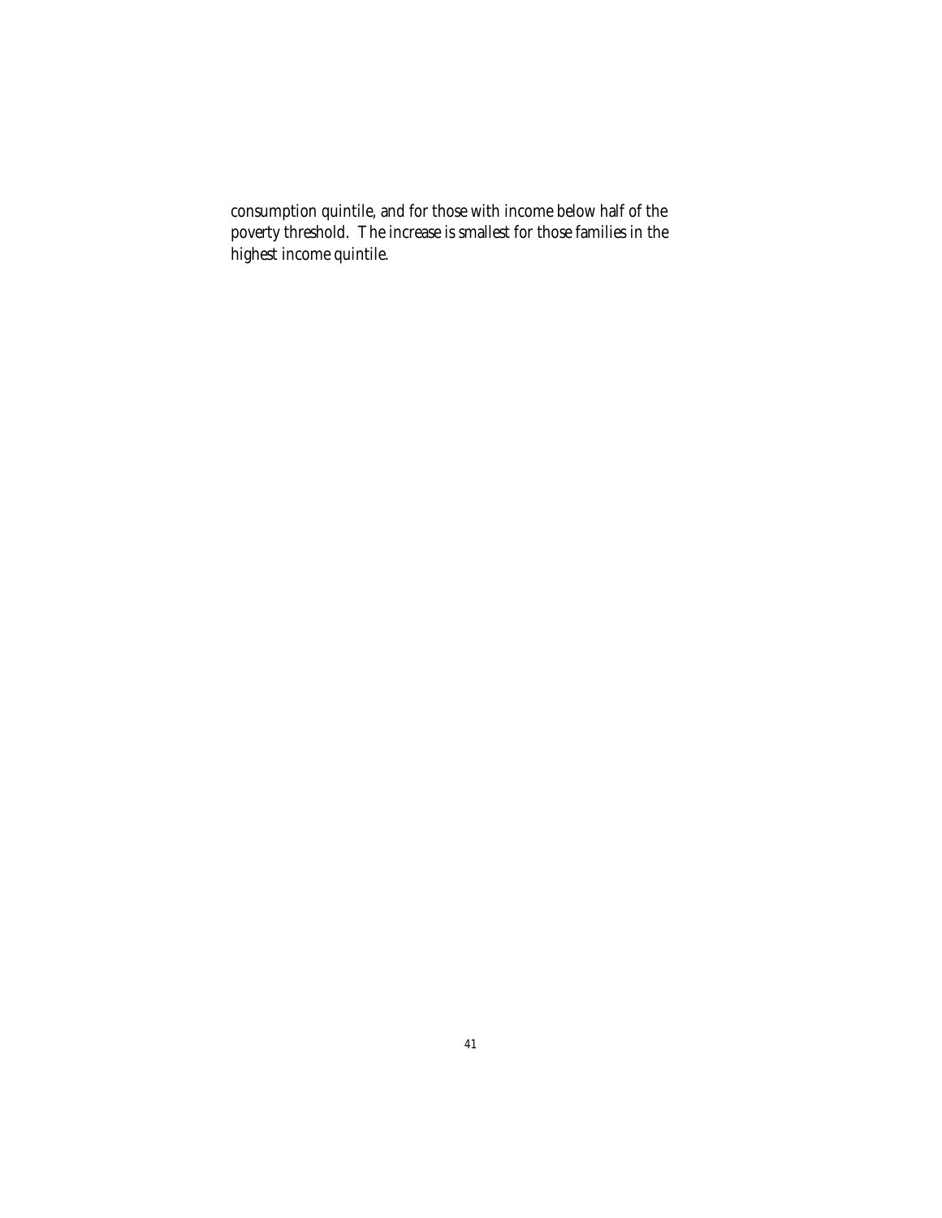consumption quintile, and for those with income below half of the poverty threshold. The increase is smallest for those families in the highest income quintile.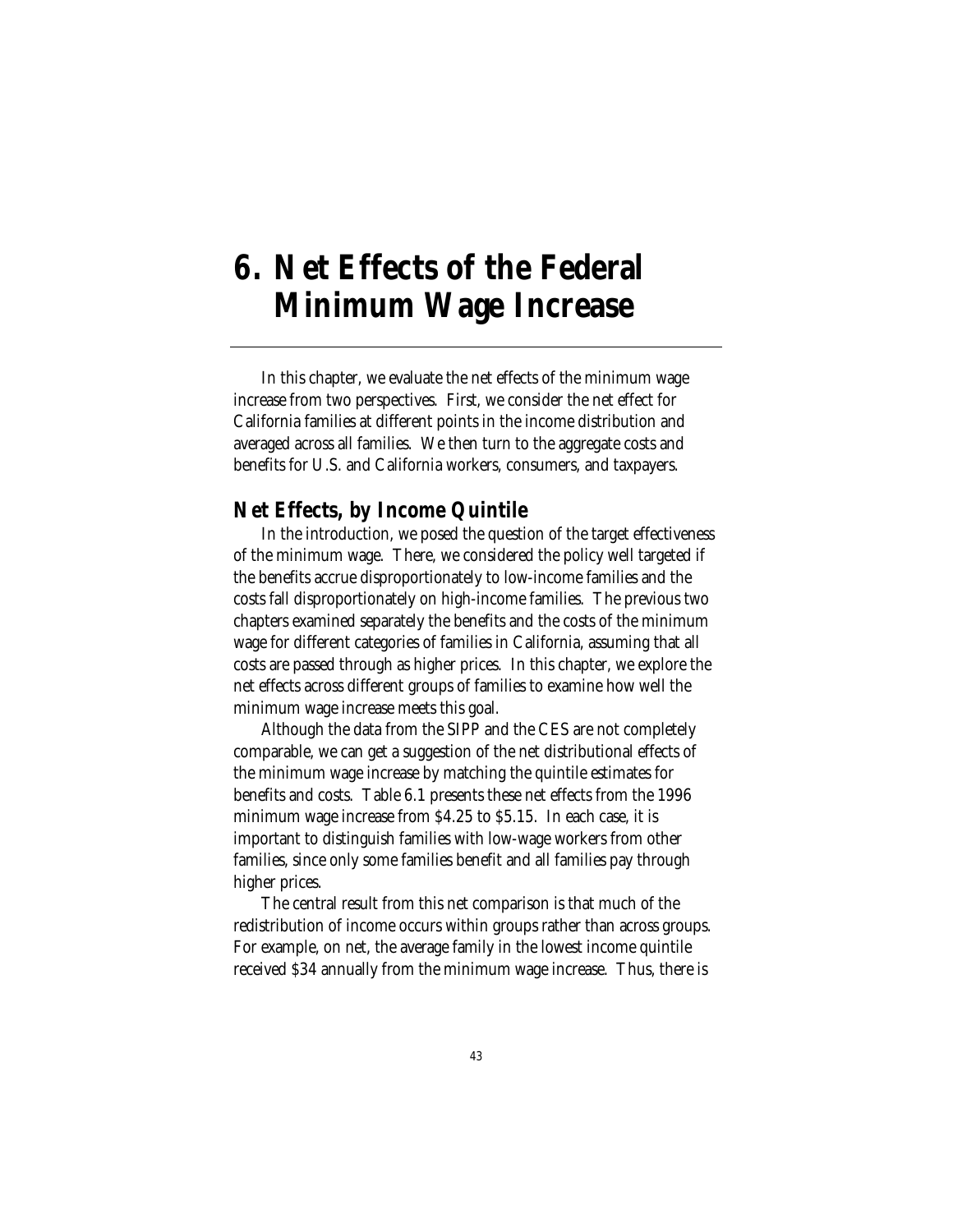# 6. Net Effects of the Federal Minimum Wage Increase

In this chapter, we evaluate the net effects of the minimum wage increase from two perspectives. First, we consider the net effect for California families at different points in the income distribution and averaged across all families. We then turn to the aggregate costs and benefits for U.S. and California workers, consumers, and taxpayers.

## Net Effects, by Income Quintile

In the introduction, we posed the question of the target effectiveness of the minimum wage. There, we considered the policy well targeted if the benefits accrue disproportionately to low-income families and the costs fall disproportionately on high-income families. The previous two chapters examined separately the benefits and the costs of the minimum wage for different categories of families in California, assuming that all costs are passed through as higher prices. In this chapter, we explore the net effects across different groups of families to examine how well the minimum wage increase meets this goal.

Although the data from the SIPP and the CES are not completely comparable, we can get a suggestion of the net distributional effects of the minimum wage increase by matching the quintile estimates for benefits and costs. Table 6.1 presents these net effects from the 1996 minimum wage increase from $4.25 to $5.15. In each case, it is important to distinguish families with low-wage workers from other families, since only some families benefit and all families pay through higher prices.

The central result from this net comparison is that much of the redistribution of income occurs within groups rather than across groups. For example, on net, the average family in the lowest income quintile received $34 annually from the minimum wage increase. Thus, there is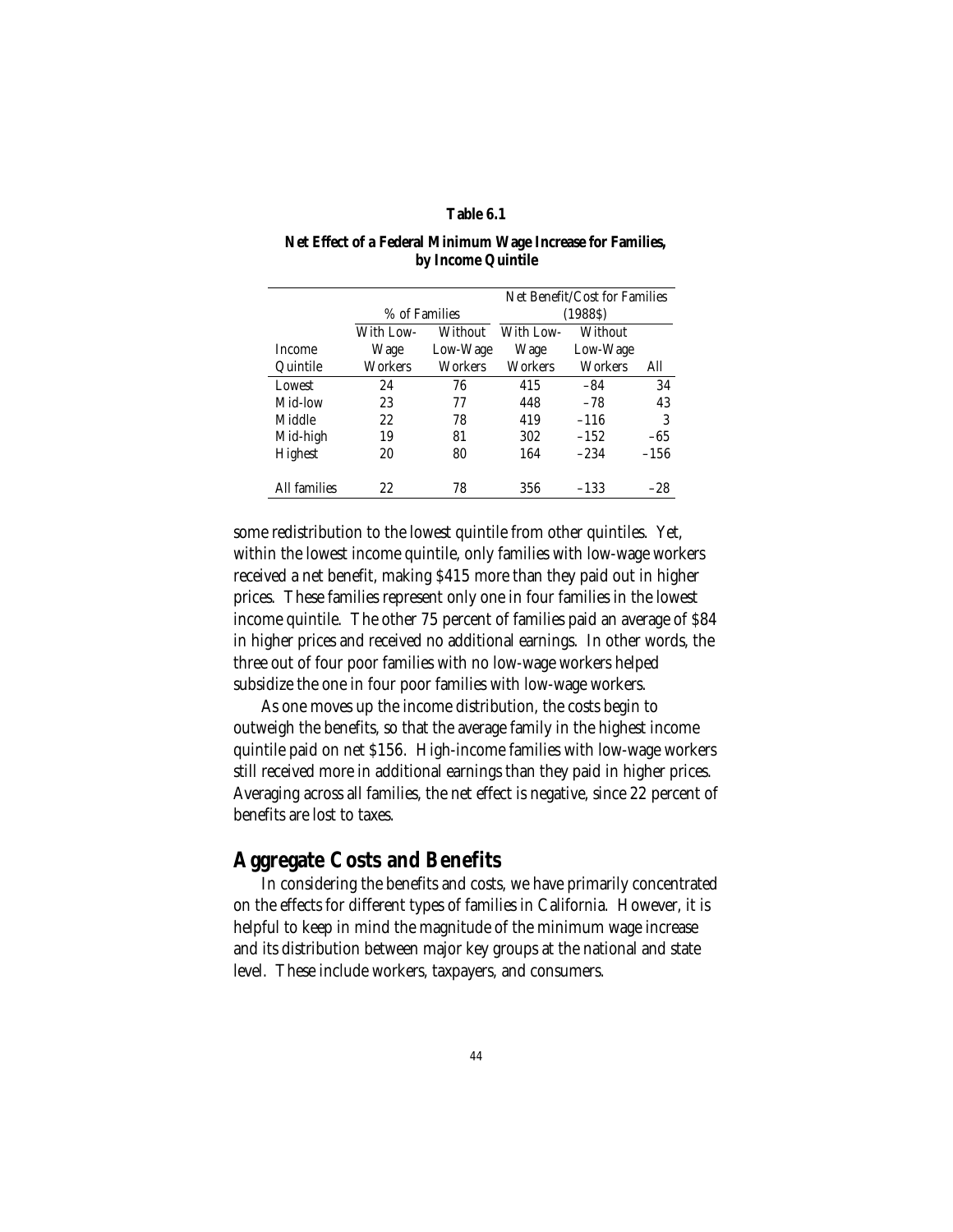**Table 6.1**

**Net Effect of a Federal Minimum Wage Increase for Families, by Income Quintile**

| | % of Families | | Net Benefit/Cost for Families (1988$) | | |
|---|---|---|---|---|---|
| Income Quintile | With Low-Wage Workers | Without Low-Wage Workers | With Low-Wage Workers | Without Low-Wage Workers | All |
| Lowest | 24 | 76 | 415 | –84 | 34 |
| Mid-low | 23 | 77 | 448 | –78 | 43 |
| Middle | 22 | 78 | 419 | –116 | 3 |
| Mid-high | 19 | 81 | 302 | –152 | –65 |
| Highest | 20 | 80 | 164 | –234 | –156 |
| All families | 22 | 78 | 356 | –133 | –28 |

some redistribution to the lowest quintile from other quintiles. Yet, within the lowest income quintile, only families with low-wage workers received a net benefit, making $415 more than they paid out in higher prices. These families represent only one in four families in the lowest income quintile. The other 75 percent of families paid an average of $84 in higher prices and received no additional earnings. In other words, the three out of four poor families with no low-wage workers helped subsidize the one in four poor families with low-wage workers.

As one moves up the income distribution, the costs begin to outweigh the benefits, so that the average family in the highest income quintile paid on net $156. High-income families with low-wage workers still received more in additional earnings than they paid in higher prices. Averaging across all families, the net effect is negative, since 22 percent of benefits are lost to taxes.

## Aggregate Costs and Benefits

In considering the benefits and costs, we have primarily concentrated on the effects for different types of families in California. However, it is helpful to keep in mind the magnitude of the minimum wage increase and its distribution between major key groups at the national and state level. These include workers, taxpayers, and consumers.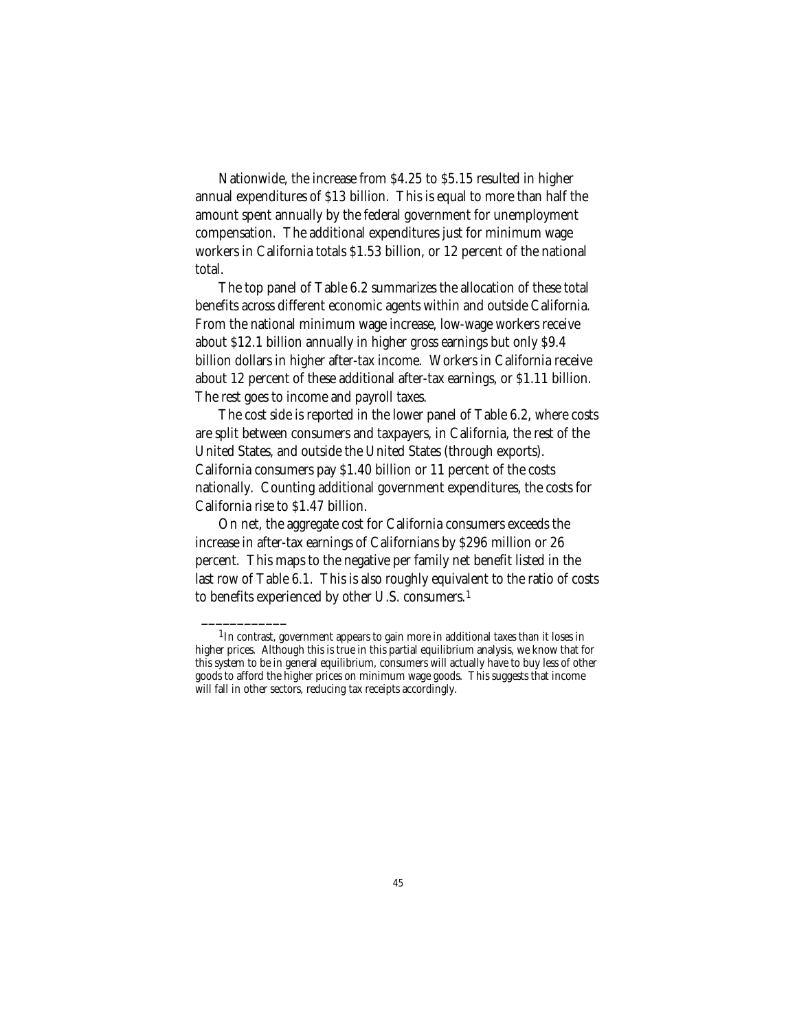Nationwide, the increase from \$4.25 to \$5.15 resulted in higher annual expenditures of \$13 billion. This is equal to more than half the amount spent annually by the federal government for unemployment compensation. The additional expenditures just for minimum wage workers in California totals \$1.53 billion, or 12 percent of the national total.

The top panel of Table 6.2 summarizes the allocation of these total benefits across different economic agents within and outside California. From the national minimum wage increase, low-wage workers receive about \$12.1 billion annually in higher gross earnings but only \$9.4 billion dollars in higher after-tax income. Workers in California receive about 12 percent of these additional after-tax earnings, or \$1.11 billion. The rest goes to income and payroll taxes.

The cost side is reported in the lower panel of Table 6.2, where costs are split between consumers and taxpayers, in California, the rest of the United States, and outside the United States (through exports). California consumers pay \$1.40 billion or 11 percent of the costs nationally. Counting additional government expenditures, the costs for California rise to \$1.47 billion.

On net, the aggregate cost for California consumers exceeds the increase in after-tax earnings of Californians by \$296 million or 26 percent. This maps to the negative per family net benefit listed in the last row of Table 6.1. This is also roughly equivalent to the ratio of costs to benefits experienced by other U.S. consumers.[1]

---

[1] In contrast, government appears to gain more in additional taxes than it loses in higher prices. Although this is true in this partial equilibrium analysis, we know that for this system to be in general equilibrium, consumers will actually have to buy less of other goods to afford the higher prices on minimum wage goods. This suggests that income will fall in other sectors, reducing tax receipts accordingly.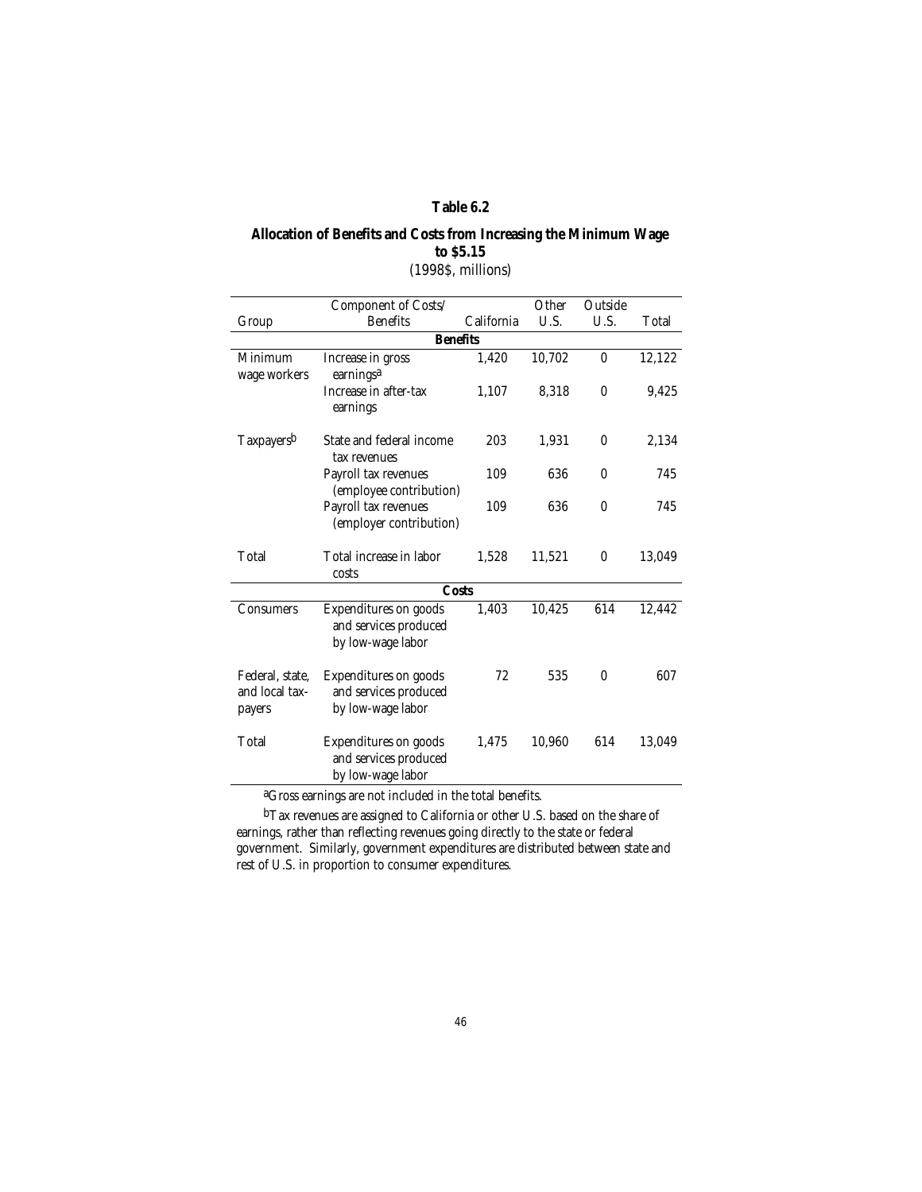**Table 6.2**

**Allocation of Benefits and Costs from Increasing the Minimum Wage to $5.15**

(1998$, millions)

| Group | Component of Costs/ Benefits | California | Other U.S. | Outside U.S. | Total |
|---|---|---|---|---|---|
| | **Benefits** | | | | |
| Minimum wage workers | Increase in gross earnings[a] | 1,420 | 10,702 | 0 | 12,122 |
| | Increase in after-tax earnings | 1,107 | 8,318 | 0 | 9,425 |
| Taxpayers[b] | State and federal income tax revenues | 203 | 1,931 | 0 | 2,134 |
| | Payroll tax revenues (employee contribution) | 109 | 636 | 0 | 745 |
| | Payroll tax revenues (employer contribution) | 109 | 636 | 0 | 745 |
| Total | Total increase in labor costs | 1,528 | 11,521 | 0 | 13,049 |
| | **Costs** | | | | |
| Consumers | Expenditures on goods and services produced by low-wage labor | 1,403 | 10,425 | 614 | 12,442 |
| Federal, state, and local taxpayers | Expenditures on goods and services produced by low-wage labor | 72 | 535 | 0 | 607 |
| Total | Expenditures on goods and services produced by low-wage labor | 1,475 | 10,960 | 614 | 13,049 |

[a]Gross earnings are not included in the total benefits.

[b]Tax revenues are assigned to California or other U.S. based on the share of earnings, rather than reflecting revenues going directly to the state or federal government. Similarly, government expenditures are distributed between state and rest of U.S. in proportion to consumer expenditures.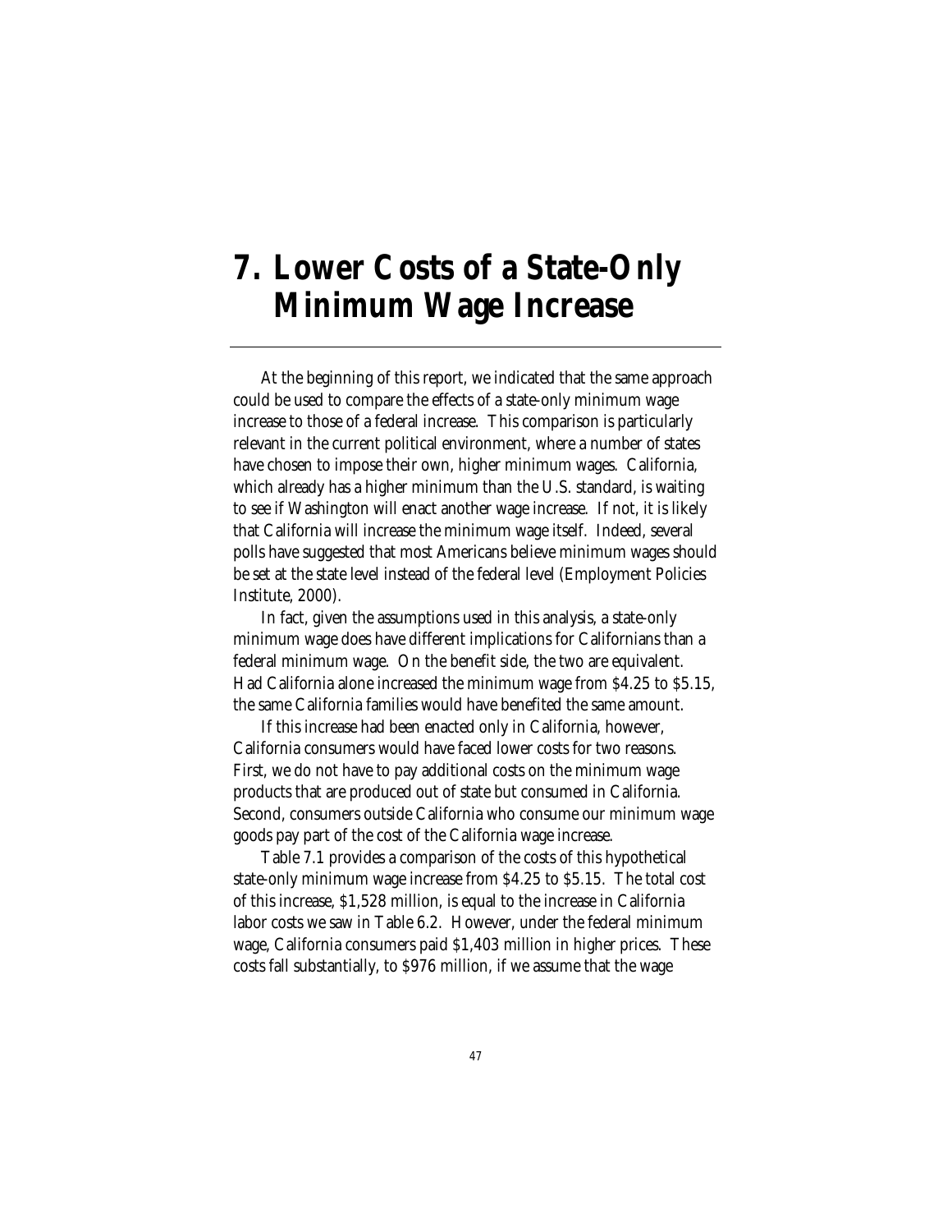# 7. Lower Costs of a State-Only Minimum Wage Increase

At the beginning of this report, we indicated that the same approach could be used to compare the effects of a state-only minimum wage increase to those of a federal increase. This comparison is particularly relevant in the current political environment, where a number of states have chosen to impose their own, higher minimum wages. California, which already has a higher minimum than the U.S. standard, is waiting to see if Washington will enact another wage increase. If not, it is likely that California will increase the minimum wage itself. Indeed, several polls have suggested that most Americans believe minimum wages should be set at the state level instead of the federal level (Employment Policies Institute, 2000).

In fact, given the assumptions used in this analysis, a state-only minimum wage does have different implications for Californians than a federal minimum wage. On the benefit side, the two are equivalent. Had California alone increased the minimum wage from $4.25 to $5.15, the same California families would have benefited the same amount.

If this increase had been enacted only in California, however, California consumers would have faced lower costs for two reasons. First, we do not have to pay additional costs on the minimum wage products that are produced out of state but consumed in California. Second, consumers outside California who consume our minimum wage goods pay part of the cost of the California wage increase.

Table 7.1 provides a comparison of the costs of this hypothetical state-only minimum wage increase from $4.25 to $5.15. The total cost of this increase, $1,528 million, is equal to the increase in California labor costs we saw in Table 6.2. However, under the federal minimum wage, California consumers paid $1,403 million in higher prices. These costs fall substantially, to $976 million, if we assume that the wage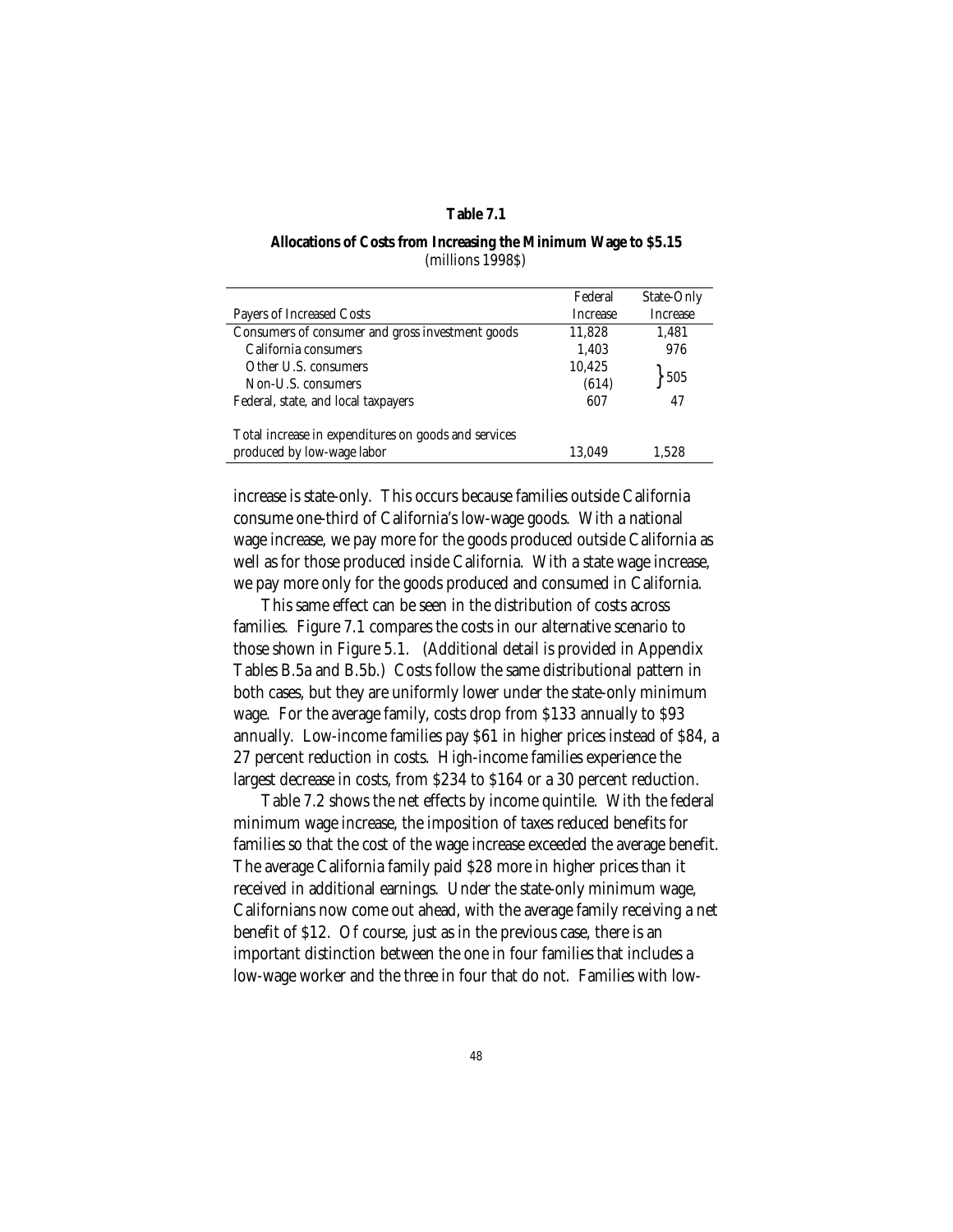**Table 7.1**

**Allocations of Costs from Increasing the Minimum Wage to $5.15**
(millions 1998$)

| Payers of Increased Costs | Federal Increase | State-Only Increase |
|---|---|---|
| Consumers of consumer and gross investment goods | 11,828 | 1,481 |
| California consumers | 1,403 | 976 |
| Other U.S. consumers | 10,425 | } 505 |
| Non-U.S. consumers | (614) | |
| Federal, state, and local taxpayers | 607 | 47 |
| Total increase in expenditures on goods and services produced by low-wage labor | 13,049 | 1,528 |

increase is state-only. This occurs because families outside California consume one-third of California's low-wage goods. With a national wage increase, we pay more for the goods produced outside California as well as for those produced inside California. With a state wage increase, we pay more only for the goods produced and consumed in California.

This same effect can be seen in the distribution of costs across families. Figure 7.1 compares the costs in our alternative scenario to those shown in Figure 5.1. (Additional detail is provided in Appendix Tables B.5a and B.5b.) Costs follow the same distributional pattern in both cases, but they are uniformly lower under the state-only minimum wage. For the average family, costs drop from $133 annually to $93 annually. Low-income families pay $61 in higher prices instead of $84, a 27 percent reduction in costs. High-income families experience the largest decrease in costs, from $234 to $164 or a 30 percent reduction.

Table 7.2 shows the net effects by income quintile. With the federal minimum wage increase, the imposition of taxes reduced benefits for families so that the cost of the wage increase exceeded the average benefit. The average California family paid $28 more in higher prices than it received in additional earnings. Under the state-only minimum wage, Californians now come out ahead, with the average family receiving a net benefit of $12. Of course, just as in the previous case, there is an important distinction between the one in four families that includes a low-wage worker and the three in four that do not. Families with low-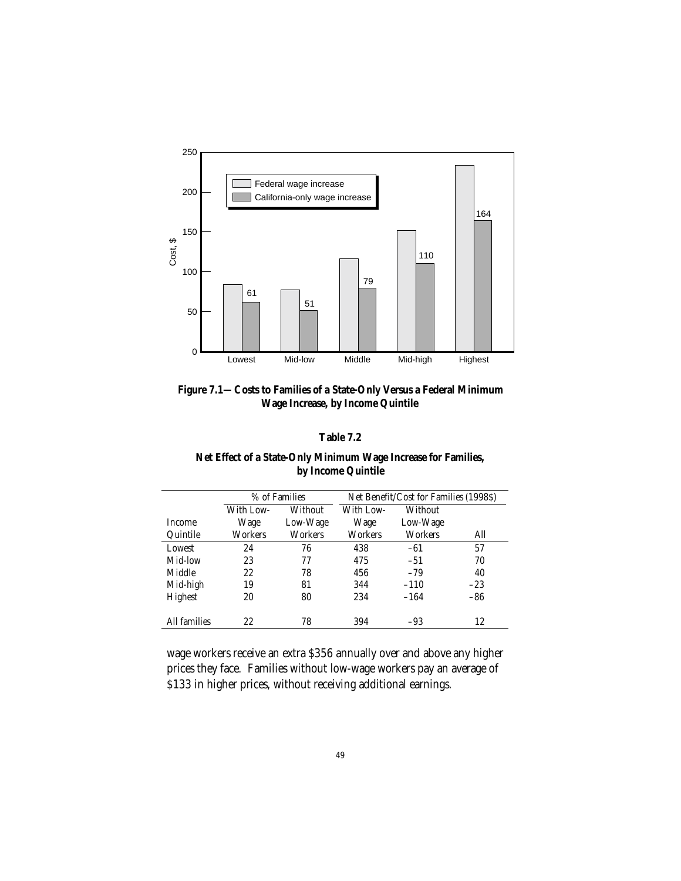**Figure 7.1—Costs to Families of a State-Only Versus a Federal Minimum Wage Increase, by Income Quintile**

**Table 7.2**

**Net Effect of a State-Only Minimum Wage Increase for Families, by Income Quintile**

| | % of Families | | Net Benefit/Cost for Families (1998$) | | |
|---|---|---|---|---|---|
| Income Quintile | With Low-Wage Workers | Without Low-Wage Workers | With Low-Wage Workers | Without Low-Wage Workers | All |
| Lowest | 24 | 76 | 438 | –61 | 57 |
| Mid-low | 23 | 77 | 475 | –51 | 70 |
| Middle | 22 | 78 | 456 | –79 | 40 |
| Mid-high | 19 | 81 | 344 | –110 | –23 |
| Highest | 20 | 80 | 234 | –164 | –86 |
| All families | 22 | 78 | 394 | –93 | 12 |

wage workers receive an extra $356 annually over and above any higher prices they face. Families without low-wage workers pay an average of $133 in higher prices, without receiving additional earnings.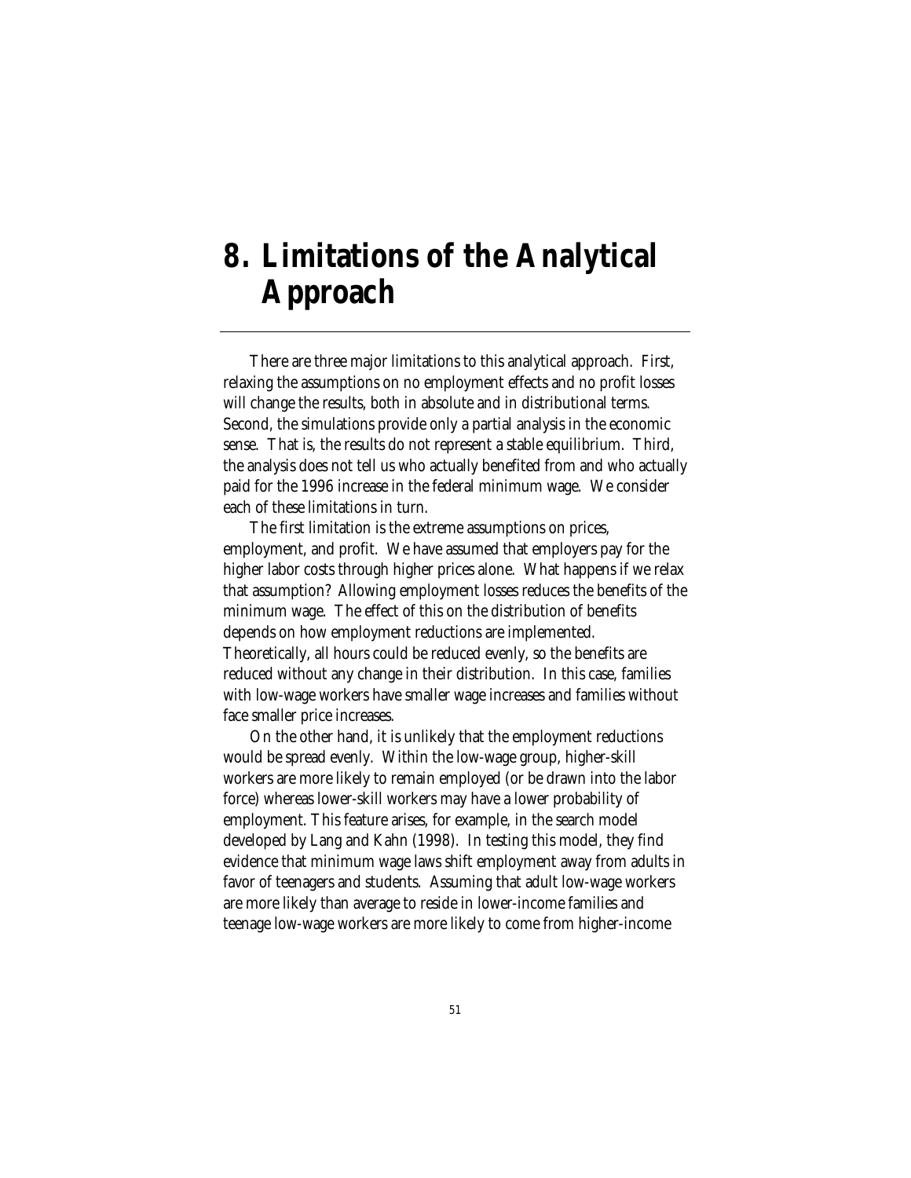# 8. Limitations of the Analytical Approach

There are three major limitations to this analytical approach. First, relaxing the assumptions on no employment effects and no profit losses will change the results, both in absolute and in distributional terms. Second, the simulations provide only a partial analysis in the economic sense. That is, the results do not represent a stable equilibrium. Third, the analysis does not tell us who actually benefited from and who actually paid for the 1996 increase in the federal minimum wage. We consider each of these limitations in turn.

The first limitation is the extreme assumptions on prices, employment, and profit. We have assumed that employers pay for the higher labor costs through higher prices alone. What happens if we relax that assumption? Allowing employment losses reduces the benefits of the minimum wage. The effect of this on the distribution of benefits depends on how employment reductions are implemented. Theoretically, all hours could be reduced evenly, so the benefits are reduced without any change in their distribution. In this case, families with low-wage workers have smaller wage increases and families without face smaller price increases.

On the other hand, it is unlikely that the employment reductions would be spread evenly. Within the low-wage group, higher-skill workers are more likely to remain employed (or be drawn into the labor force) whereas lower-skill workers may have a lower probability of employment. This feature arises, for example, in the search model developed by Lang and Kahn (1998). In testing this model, they find evidence that minimum wage laws shift employment away from adults in favor of teenagers and students. Assuming that adult low-wage workers are more likely than average to reside in lower-income families and teenage low-wage workers are more likely to come from higher-income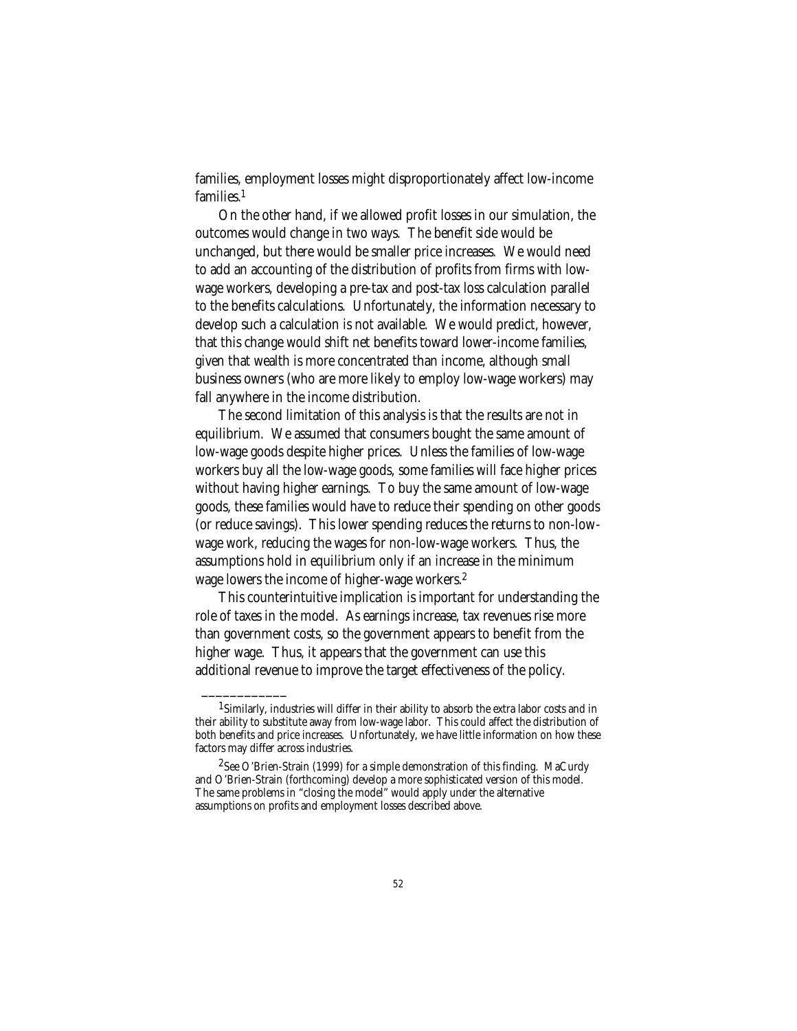families, employment losses might disproportionately affect low-income families.[1]

On the other hand, if we allowed profit losses in our simulation, the outcomes would change in two ways. The benefit side would be unchanged, but there would be smaller price increases. We would need to add an accounting of the distribution of profits from firms with low-wage workers, developing a pre-tax and post-tax loss calculation parallel to the benefits calculations. Unfortunately, the information necessary to develop such a calculation is not available. We would predict, however, that this change would shift net benefits toward lower-income families, given that wealth is more concentrated than income, although small business owners (who are more likely to employ low-wage workers) may fall anywhere in the income distribution.

The second limitation of this analysis is that the results are not in equilibrium. We assumed that consumers bought the same amount of low-wage goods despite higher prices. Unless the families of low-wage workers buy all the low-wage goods, some families will face higher prices without having higher earnings. To buy the same amount of low-wage goods, these families would have to reduce their spending on other goods (or reduce savings). This lower spending reduces the returns to non-low-wage work, reducing the wages for non-low-wage workers. Thus, the assumptions hold in equilibrium only if an increase in the minimum wage lowers the income of higher-wage workers.[2]

This counterintuitive implication is important for understanding the role of taxes in the model. As earnings increase, tax revenues rise more than government costs, so the government appears to benefit from the higher wage. Thus, it appears that the government can use this additional revenue to improve the target effectiveness of the policy.

---

[1] Similarly, industries will differ in their ability to absorb the extra labor costs and in their ability to substitute away from low-wage labor. This could affect the distribution of both benefits and price increases. Unfortunately, we have little information on how these factors may differ across industries.

[2] See O'Brien-Strain (1999) for a simple demonstration of this finding. MaCurdy and O'Brien-Strain (forthcoming) develop a more sophisticated version of this model. The same problems in "closing the model" would apply under the alternative assumptions on profits and employment losses described above.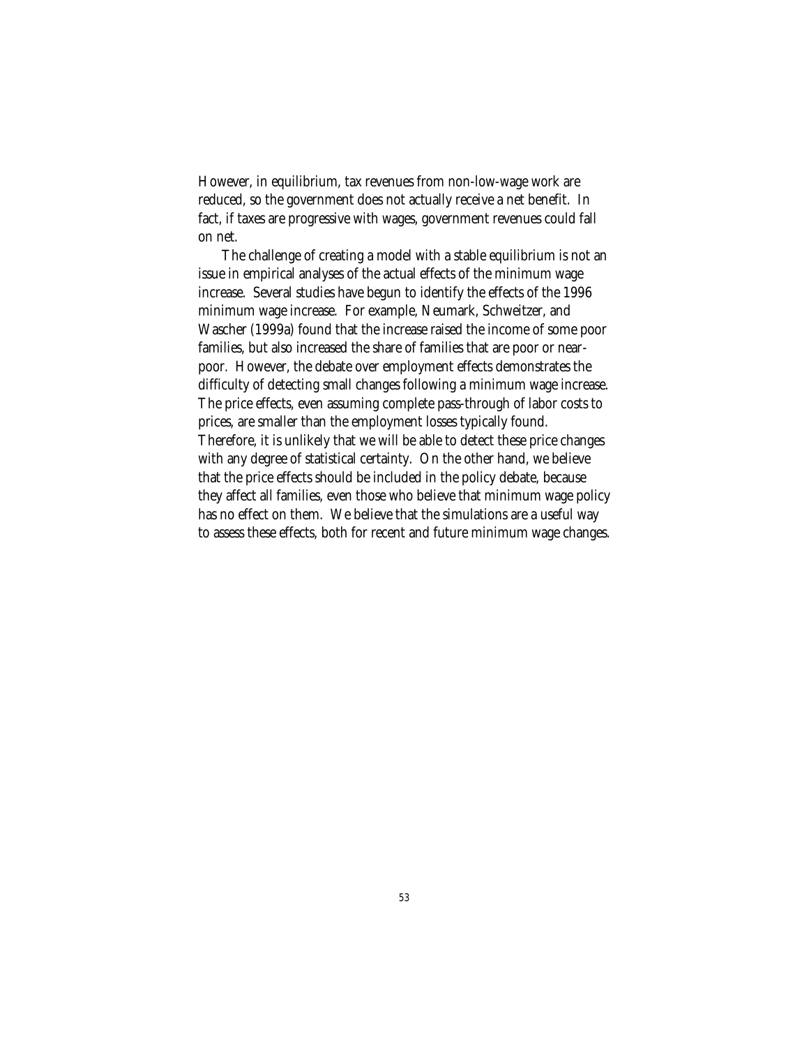However, in equilibrium, tax revenues from non-low-wage work are reduced, so the government does not actually receive a net benefit. In fact, if taxes are progressive with wages, government revenues could fall on net.

The challenge of creating a model with a stable equilibrium is not an issue in empirical analyses of the actual effects of the minimum wage increase. Several studies have begun to identify the effects of the 1996 minimum wage increase. For example, Neumark, Schweitzer, and Wascher (1999a) found that the increase raised the income of some poor families, but also increased the share of families that are poor or near-poor. However, the debate over employment effects demonstrates the difficulty of detecting small changes following a minimum wage increase. The price effects, even assuming complete pass-through of labor costs to prices, are smaller than the employment losses typically found. Therefore, it is unlikely that we will be able to detect these price changes with any degree of statistical certainty. On the other hand, we believe that the price effects should be included in the policy debate, because they affect all families, even those who believe that minimum wage policy has no effect on them. We believe that the simulations are a useful way to assess these effects, both for recent and future minimum wage changes.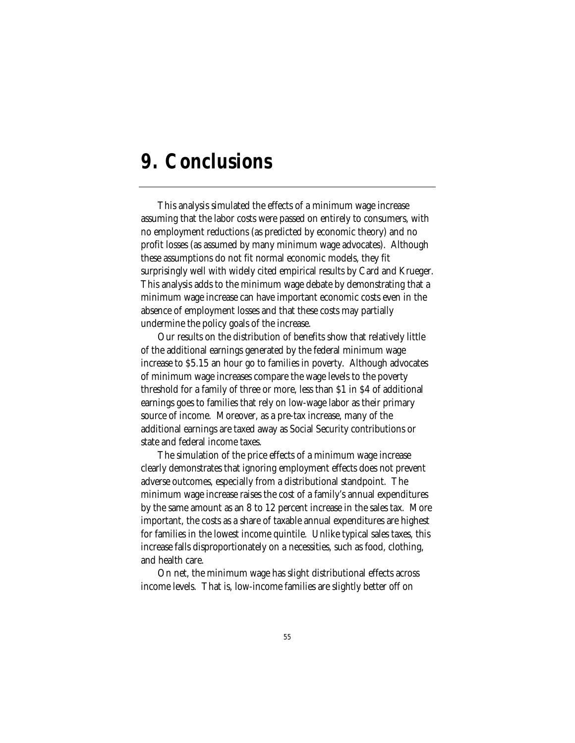# 9. Conclusions

This analysis simulated the effects of a minimum wage increase assuming that the labor costs were passed on entirely to consumers, with no employment reductions (as predicted by economic theory) and no profit losses (as assumed by many minimum wage advocates). Although these assumptions do not fit normal economic models, they fit surprisingly well with widely cited empirical results by Card and Krueger. This analysis adds to the minimum wage debate by demonstrating that a minimum wage increase can have important economic costs even in the absence of employment losses and that these costs may partially undermine the policy goals of the increase.

Our results on the distribution of benefits show that relatively little of the additional earnings generated by the federal minimum wage increase to $5.15 an hour go to families in poverty. Although advocates of minimum wage increases compare the wage levels to the poverty threshold for a family of three or more, less than $1 in $4 of additional earnings goes to families that rely on low-wage labor as their primary source of income. Moreover, as a pre-tax increase, many of the additional earnings are taxed away as Social Security contributions or state and federal income taxes.

The simulation of the price effects of a minimum wage increase clearly demonstrates that ignoring employment effects does not prevent adverse outcomes, especially from a distributional standpoint. The minimum wage increase raises the cost of a family's annual expenditures by the same amount as an 8 to 12 percent increase in the sales tax. More important, the costs as a share of taxable annual expenditures are highest for families in the lowest income quintile. Unlike typical sales taxes, this increase falls disproportionately on a necessities, such as food, clothing, and health care.

On net, the minimum wage has slight distributional effects across income levels. That is, low-income families are slightly better off on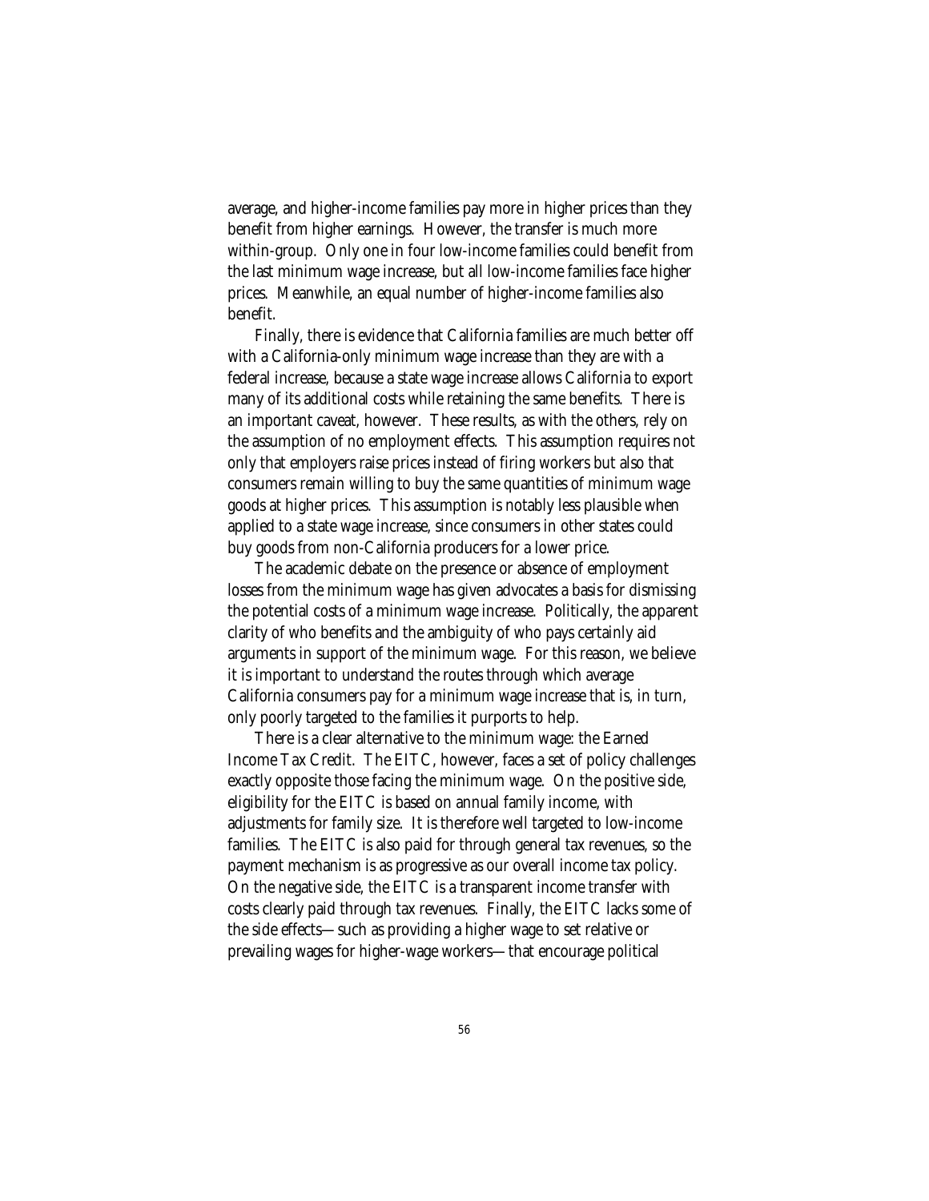average, and higher-income families pay more in higher prices than they benefit from higher earnings. However, the transfer is much more within-group. Only one in four low-income families could benefit from the last minimum wage increase, but all low-income families face higher prices. Meanwhile, an equal number of higher-income families also benefit.

Finally, there is evidence that California families are much better off with a California-only minimum wage increase than they are with a federal increase, because a state wage increase allows California to export many of its additional costs while retaining the same benefits. There is an important caveat, however. These results, as with the others, rely on the assumption of no employment effects. This assumption requires not only that employers raise prices instead of firing workers but also that consumers remain willing to buy the same quantities of minimum wage goods at higher prices. This assumption is notably less plausible when applied to a state wage increase, since consumers in other states could buy goods from non-California producers for a lower price.

The academic debate on the presence or absence of employment losses from the minimum wage has given advocates a basis for dismissing the potential costs of a minimum wage increase. Politically, the apparent clarity of who benefits and the ambiguity of who pays certainly aid arguments in support of the minimum wage. For this reason, we believe it is important to understand the routes through which average California consumers pay for a minimum wage increase that is, in turn, only poorly targeted to the families it purports to help.

There is a clear alternative to the minimum wage: the Earned Income Tax Credit. The EITC, however, faces a set of policy challenges exactly opposite those facing the minimum wage. On the positive side, eligibility for the EITC is based on annual family income, with adjustments for family size. It is therefore well targeted to low-income families. The EITC is also paid for through general tax revenues, so the payment mechanism is as progressive as our overall income tax policy. On the negative side, the EITC is a transparent income transfer with costs clearly paid through tax revenues. Finally, the EITC lacks some of the side effects—such as providing a higher wage to set relative or prevailing wages for higher-wage workers—that encourage political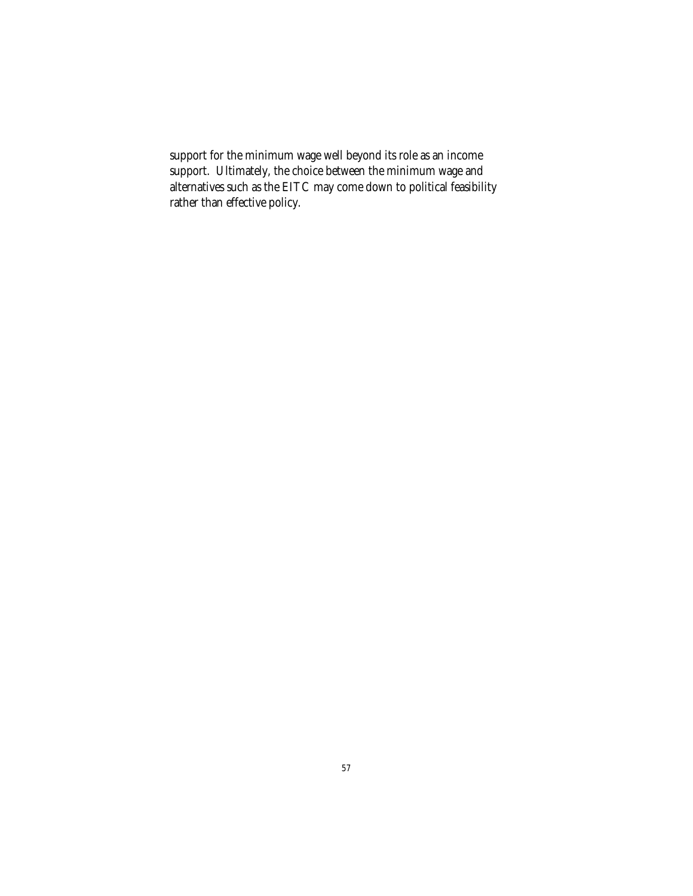support for the minimum wage well beyond its role as an income support. Ultimately, the choice between the minimum wage and alternatives such as the EITC may come down to political feasibility rather than effective policy.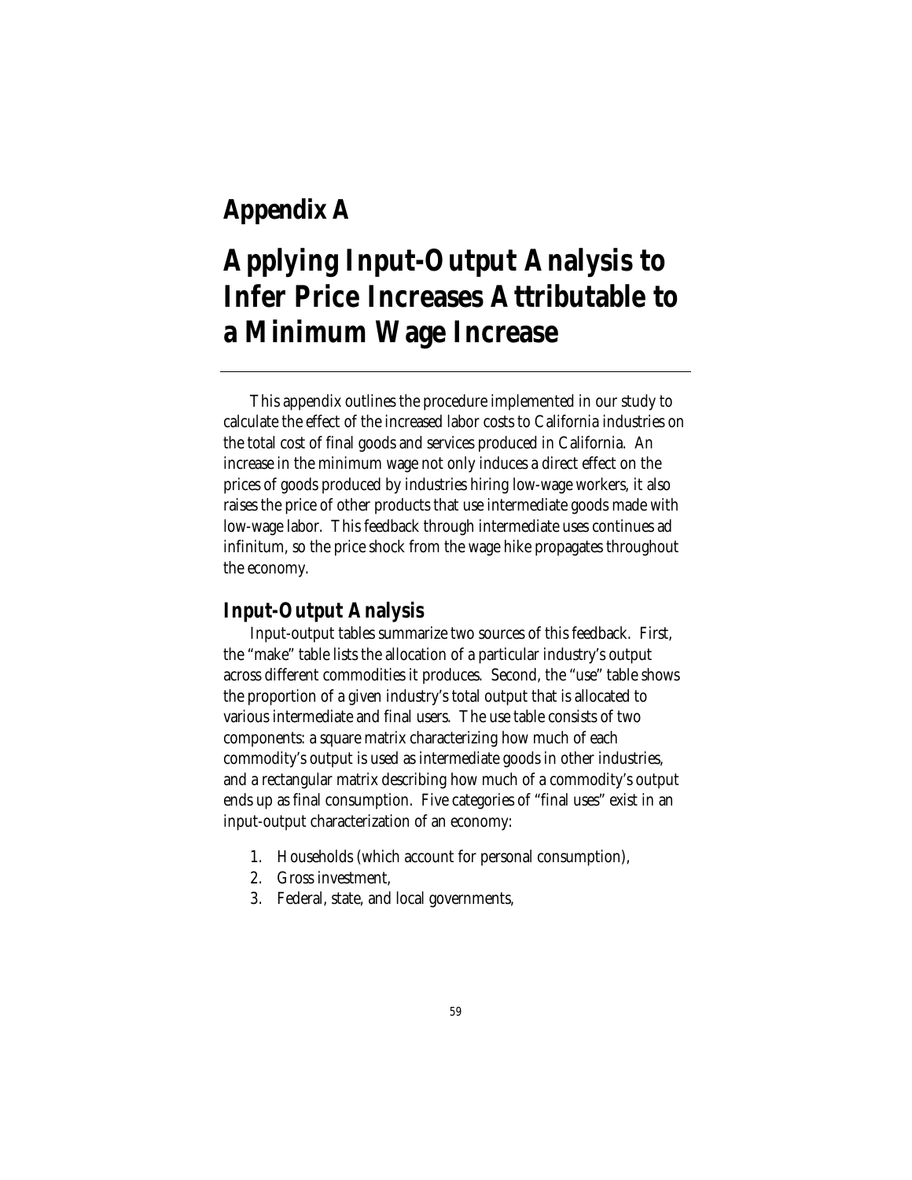# Appendix A

# Applying Input-Output Analysis to Infer Price Increases Attributable to a Minimum Wage Increase

This appendix outlines the procedure implemented in our study to calculate the effect of the increased labor costs to California industries on the total cost of final goods and services produced in California. An increase in the minimum wage not only induces a direct effect on the prices of goods produced by industries hiring low-wage workers, it also raises the price of other products that use intermediate goods made with low-wage labor. This feedback through intermediate uses continues ad infinitum, so the price shock from the wage hike propagates throughout the economy.

## Input-Output Analysis

Input-output tables summarize two sources of this feedback. First, the "make" table lists the allocation of a particular industry's output across different commodities it produces. Second, the "use" table shows the proportion of a given industry's total output that is allocated to various intermediate and final users. The use table consists of two components: a square matrix characterizing how much of each commodity's output is used as intermediate goods in other industries, and a rectangular matrix describing how much of a commodity's output ends up as final consumption. Five categories of "final uses" exist in an input-output characterization of an economy:

1. Households (which account for personal consumption),
2. Gross investment,
3. Federal, state, and local governments,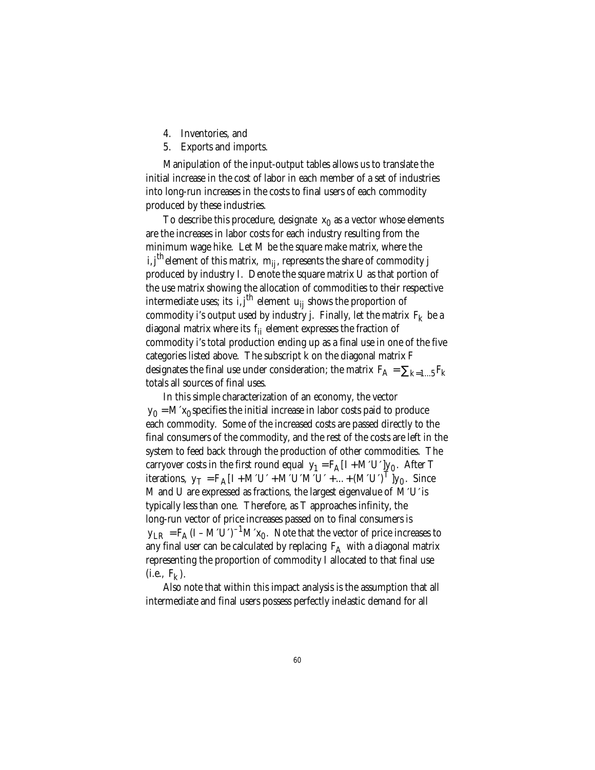4. Inventories, and
5. Exports and imports.

Manipulation of the input-output tables allows us to translate the initial increase in the cost of labor in each member of a set of industries into long-run increases in the costs to final users of each commodity produced by these industries.

To describe this procedure, designate $x_0$ as a vector whose elements are the increases in labor costs for each industry resulting from the minimum wage hike. Let M be the square make matrix, where the $i, j^{th}$ element of this matrix, $m_{ij}$, represents the share of commodity j produced by industry I. Denote the square matrix U as that portion of the use matrix showing the allocation of commodities to their respective intermediate uses; its $i, j^{th}$ element $u_{ij}$ shows the proportion of commodity i's output used by industry j. Finally, let the matrix $F_k$ be a diagonal matrix where its $f_{ii}$ element expresses the fraction of commodity i's total production ending up as a final use in one of the five categories listed above. The subscript k on the diagonal matrix F designates the final use under consideration; the matrix $F_A = \sum_{k=1...5} F_k$ totals all sources of final uses.

In this simple characterization of an economy, the vector $y_0 = M'x_0$ specifies the initial increase in labor costs paid to produce each commodity. Some of the increased costs are passed directly to the final consumers of the commodity, and the rest of the costs are left in the system to feed back through the production of other commodities. The carryover costs in the first round equal $y_1 = F_A[I + M'U']y_0$. After T iterations, $y_T = F_A[I + M'U' + M'U'M'U' + ... + (M'U')^T]y_0$. Since M and U are expressed as fractions, the largest eigenvalue of $M'U'$ is typically less than one. Therefore, as T approaches infinity, the long-run vector of price increases passed on to final consumers is $y_{LR} = F_A(I - M'U')^{-1}M'x_0$. Note that the vector of price increases to any final user can be calculated by replacing $F_A$ with a diagonal matrix representing the proportion of commodity I allocated to that final use (i.e., $F_k$).

Also note that within this impact analysis is the assumption that all intermediate and final users possess perfectly inelastic demand for all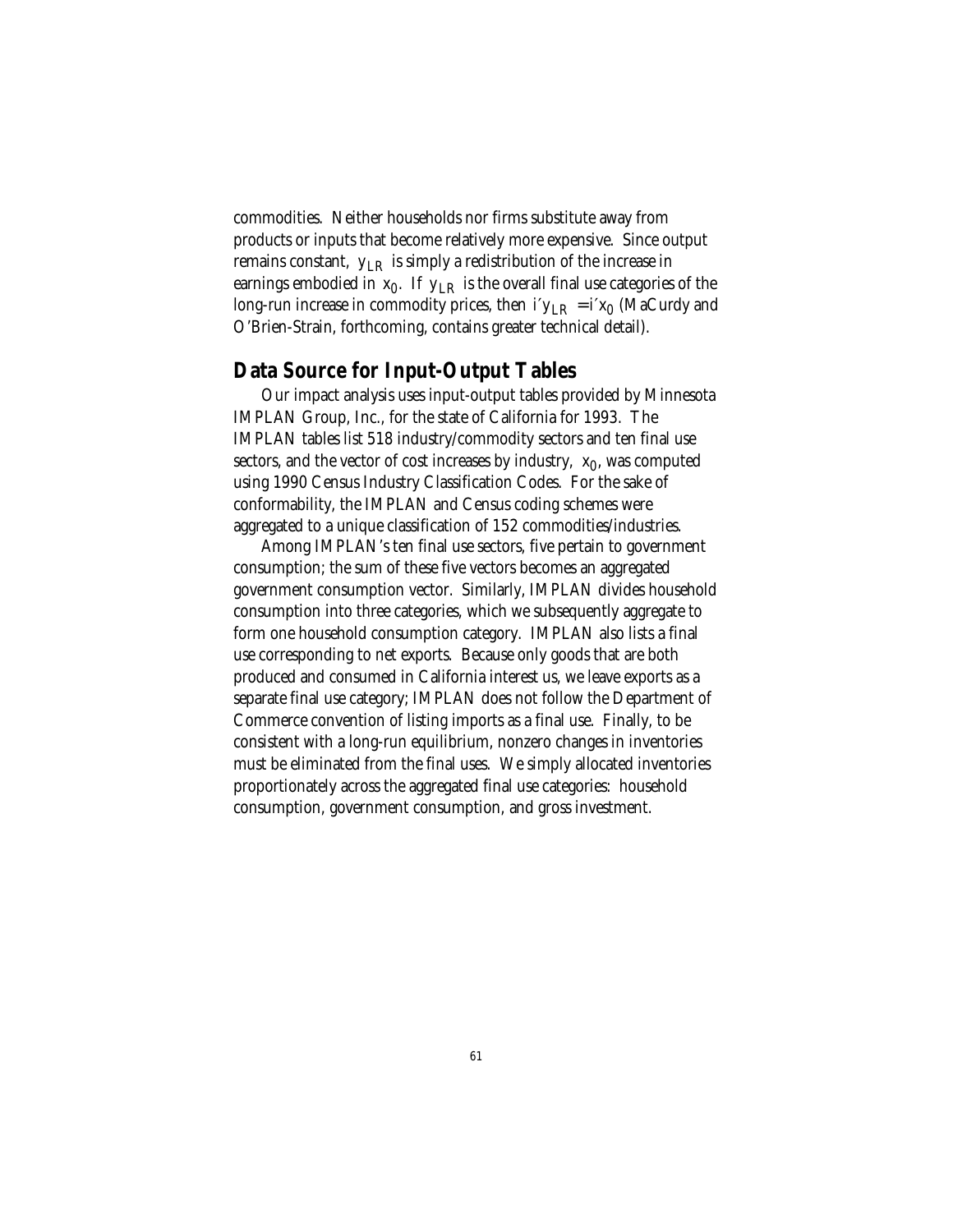commodities. Neither households nor firms substitute away from products or inputs that become relatively more expensive. Since output remains constant, $y_{LR}$ is simply a redistribution of the increase in earnings embodied in $x_0$. If $y_{LR}$ is the overall final use categories of the long-run increase in commodity prices, then $i'y_{LR} = i'x_0$ (MaCurdy and O'Brien-Strain, forthcoming, contains greater technical detail).

## Data Source for Input-Output Tables

Our impact analysis uses input-output tables provided by Minnesota IMPLAN Group, Inc., for the state of California for 1993. The IMPLAN tables list 518 industry/commodity sectors and ten final use sectors, and the vector of cost increases by industry, $x_0$, was computed using 1990 Census Industry Classification Codes. For the sake of conformability, the IMPLAN and Census coding schemes were aggregated to a unique classification of 152 commodities/industries.

Among IMPLAN's ten final use sectors, five pertain to government consumption; the sum of these five vectors becomes an aggregated government consumption vector. Similarly, IMPLAN divides household consumption into three categories, which we subsequently aggregate to form one household consumption category. IMPLAN also lists a final use corresponding to net exports. Because only goods that are both produced and consumed in California interest us, we leave exports as a separate final use category; IMPLAN does not follow the Department of Commerce convention of listing imports as a final use. Finally, to be consistent with a long-run equilibrium, nonzero changes in inventories must be eliminated from the final uses. We simply allocated inventories proportionately across the aggregated final use categories: household consumption, government consumption, and gross investment.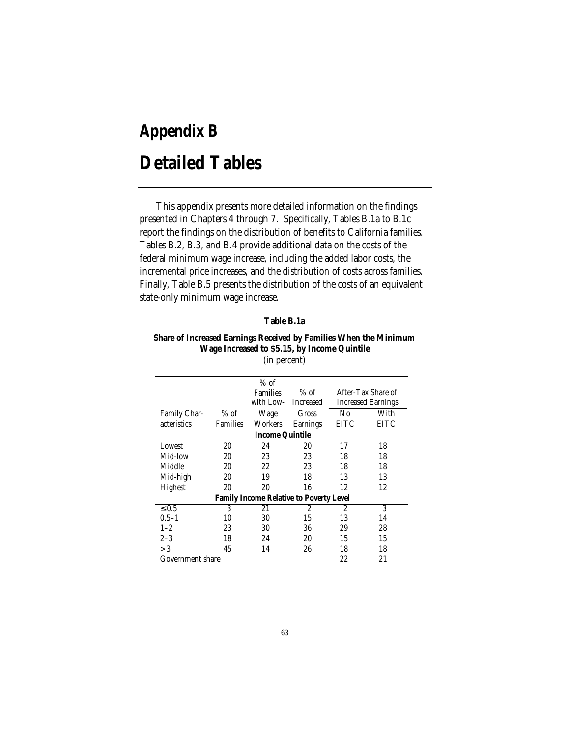# Appendix B

# Detailed Tables

This appendix presents more detailed information on the findings presented in Chapters 4 through 7. Specifically, Tables B.1a to B.1c report the findings on the distribution of benefits to California families. Tables B.2, B.3, and B.4 provide additional data on the costs of the federal minimum wage increase, including the added labor costs, the incremental price increases, and the distribution of costs across families. Finally, Table B.5 presents the distribution of the costs of an equivalent state-only minimum wage increase.

**Table B.1a**

**Share of Increased Earnings Received by Families When the Minimum Wage Increased to $5.15, by Income Quintile**
(in percent)

| Family Characteristics | % of Families | % of Families with Low-Wage Workers | % of Increased Gross Earnings | After-Tax Share of Increased Earnings: No EITC | After-Tax Share of Increased Earnings: With EITC |
|---|---|---|---|---|---|
| **Income Quintile** | | | | | |
| Lowest | 20 | 24 | 20 | 17 | 18 |
| Mid-low | 20 | 23 | 23 | 18 | 18 |
| Middle | 20 | 22 | 23 | 18 | 18 |
| Mid-high | 20 | 19 | 18 | 13 | 13 |
| Highest | 20 | 20 | 16 | 12 | 12 |
| **Family Income Relative to Poverty Level** | | | | | |
| ≤ 0.5 | 3 | 21 | 2 | 2 | 3 |
| 0.5–1 | 10 | 30 | 15 | 13 | 14 |
| 1–2 | 23 | 30 | 36 | 29 | 28 |
| 2–3 | 18 | 24 | 20 | 15 | 15 |
| > 3 | 45 | 14 | 26 | 18 | 18 |
| Government share | | | | 22 | 21 |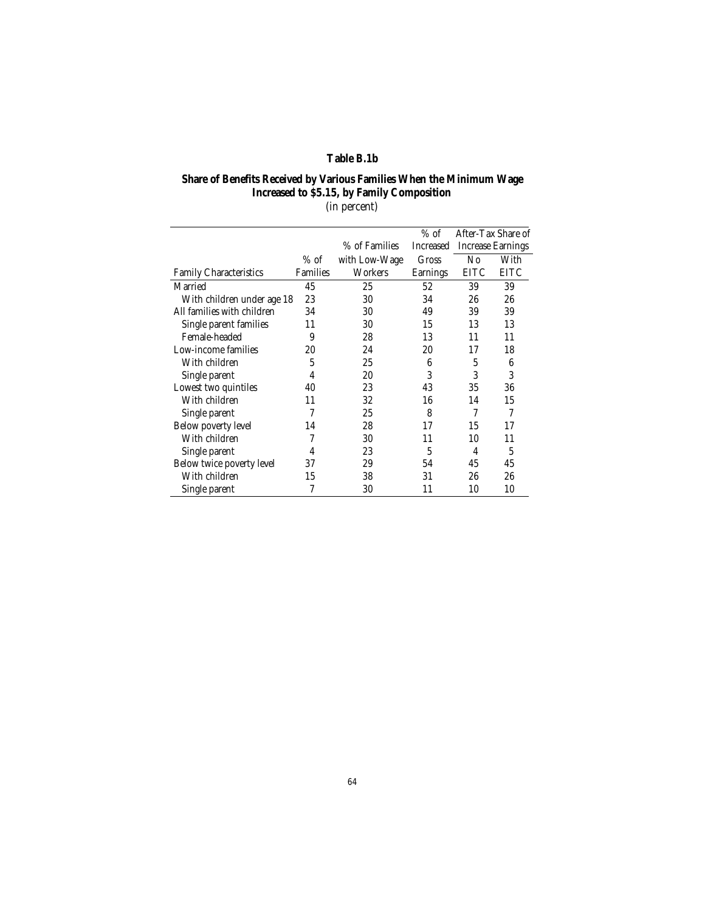**Table B.1b**

**Share of Benefits Received by Various Families When the Minimum Wage Increased to $5.15, by Family Composition**

(in percent)

| Family Characteristics | % of Families | % of Families with Low-Wage Workers | % of Increased Gross Earnings | After-Tax Share of Increase Earnings No EITC | After-Tax Share of Increase Earnings With EITC |
|---|---|---|---|---|---|
| Married | 45 | 25 | 52 | 39 | 39 |
| With children under age 18 | 23 | 30 | 34 | 26 | 26 |
| All families with children | 34 | 30 | 49 | 39 | 39 |
| Single parent families | 11 | 30 | 15 | 13 | 13 |
| Female-headed | 9 | 28 | 13 | 11 | 11 |
| Low-income families | 20 | 24 | 20 | 17 | 18 |
| With children | 5 | 25 | 6 | 5 | 6 |
| Single parent | 4 | 20 | 3 | 3 | 3 |
| Lowest two quintiles | 40 | 23 | 43 | 35 | 36 |
| With children | 11 | 32 | 16 | 14 | 15 |
| Single parent | 7 | 25 | 8 | 7 | 7 |
| Below poverty level | 14 | 28 | 17 | 15 | 17 |
| With children | 7 | 30 | 11 | 10 | 11 |
| Single parent | 4 | 23 | 5 | 4 | 5 |
| Below twice poverty level | 37 | 29 | 54 | 45 | 45 |
| With children | 15 | 38 | 31 | 26 | 26 |
| Single parent | 7 | 30 | 11 | 10 | 10 |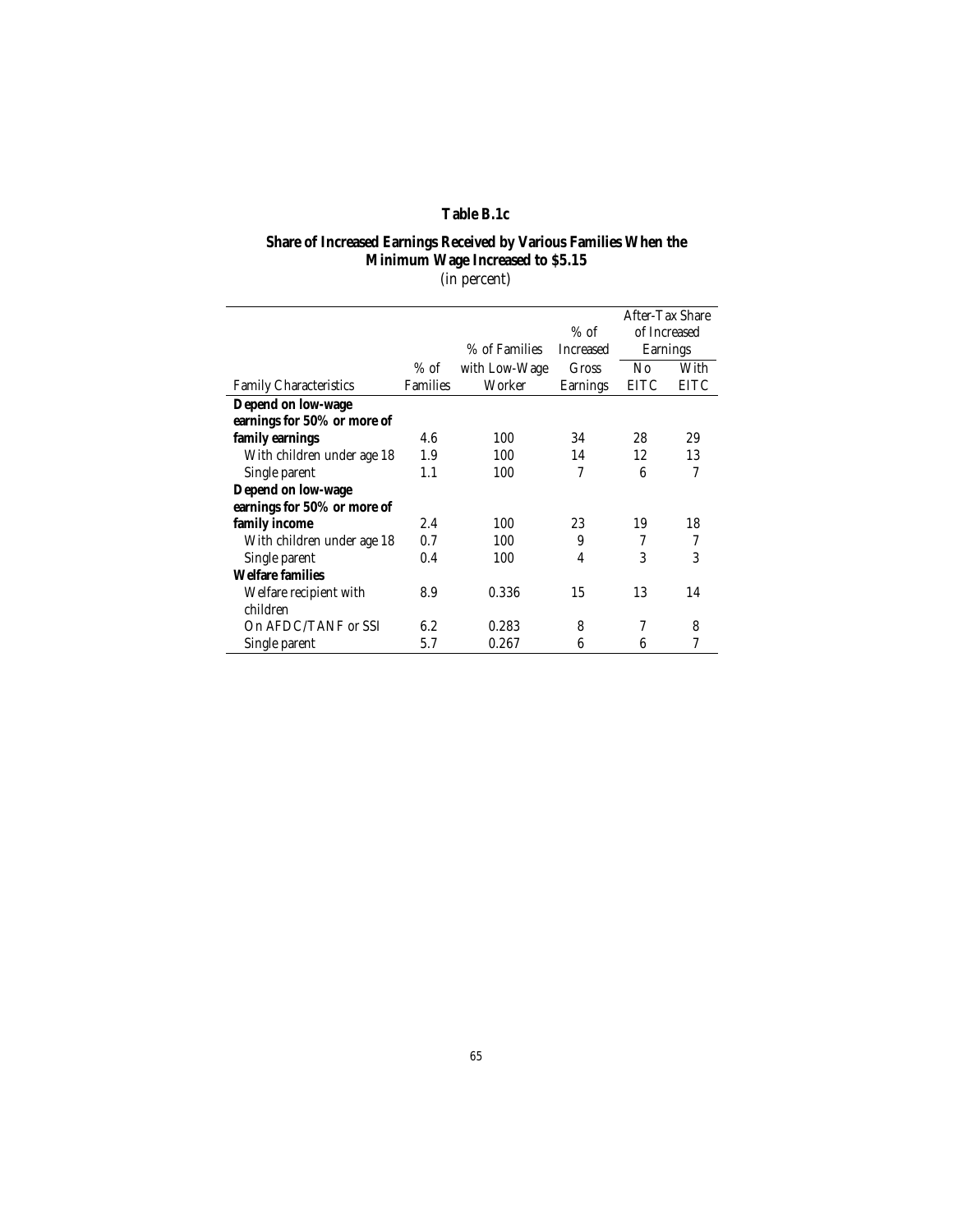**Table B.1c**

**Share of Increased Earnings Received by Various Families When the Minimum Wage Increased to $5.15**
(in percent)

| Family Characteristics | % of Families | % of Families with Low-Wage Worker | % of Increased Gross Earnings | After-Tax Share of Increased Earnings | |
|---|---|---|---|---|---|
| | | | | No EITC | With EITC |
| **Depend on low-wage earnings for 50% or more of family earnings** | 4.6 | 100 | 34 | 28 | 29 |
| With children under age 18 | 1.9 | 100 | 14 | 12 | 13 |
| Single parent | 1.1 | 100 | 7 | 6 | 7 |
| **Depend on low-wage earnings for 50% or more of family income** | 2.4 | 100 | 23 | 19 | 18 |
| With children under age 18 | 0.7 | 100 | 9 | 7 | 7 |
| Single parent | 0.4 | 100 | 4 | 3 | 3 |
| **Welfare families** | | | | | |
| Welfare recipient with children | 8.9 | 0.336 | 15 | 13 | 14 |
| On AFDC/TANF or SSI | 6.2 | 0.283 | 8 | 7 | 8 |
| Single parent | 5.7 | 0.267 | 6 | 6 | 7 |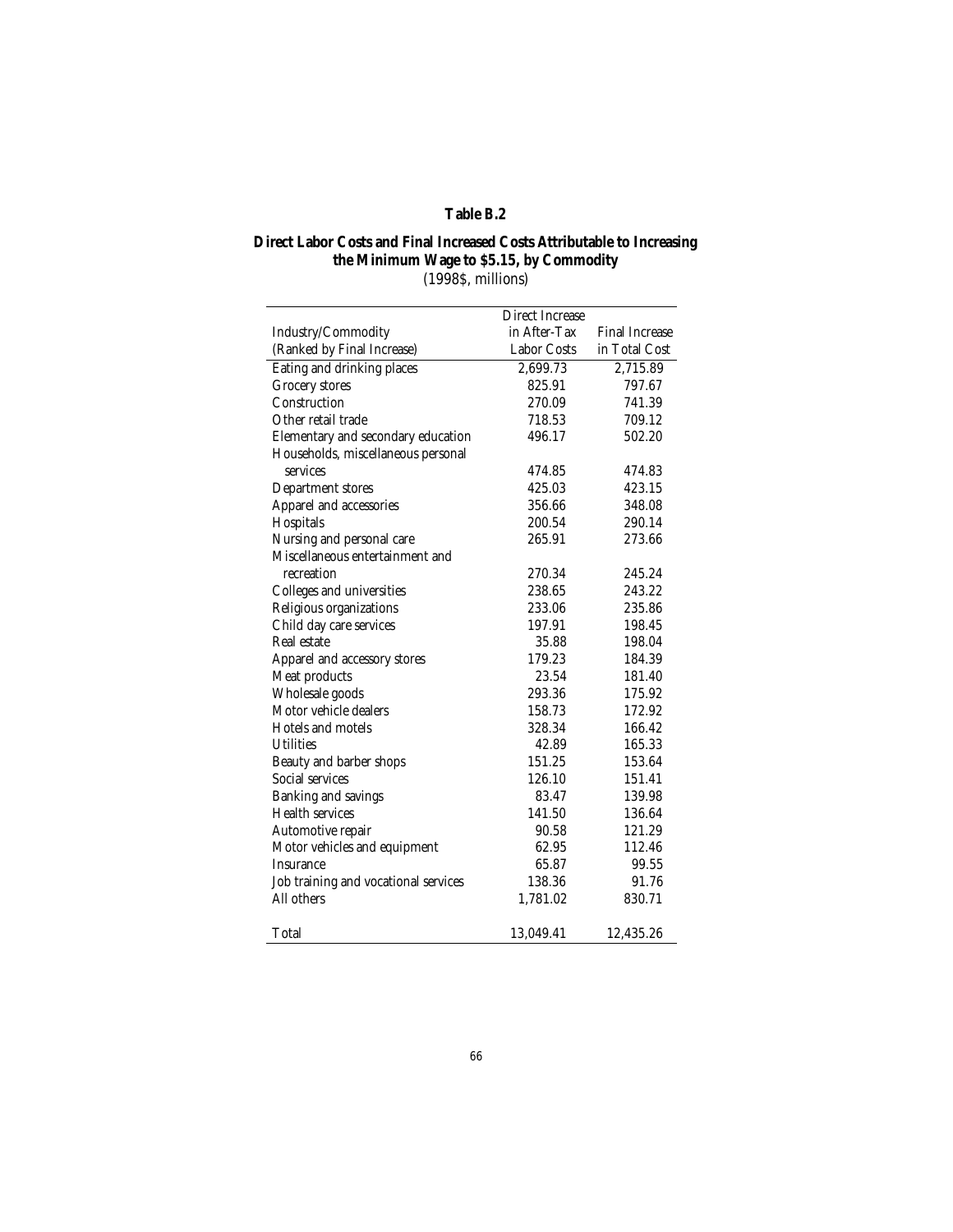**Table B.2**

**Direct Labor Costs and Final Increased Costs Attributable to Increasing the Minimum Wage to $5.15, by Commodity**
(1998$, millions)

| Industry/Commodity (Ranked by Final Increase) | Direct Increase in After-Tax Labor Costs | Final Increase in Total Cost |
|---|---|---|
| Eating and drinking places | 2,699.73 | 2,715.89 |
| Grocery stores | 825.91 | 797.67 |
| Construction | 270.09 | 741.39 |
| Other retail trade | 718.53 | 709.12 |
| Elementary and secondary education | 496.17 | 502.20 |
| Households, miscellaneous personal services | 474.85 | 474.83 |
| Department stores | 425.03 | 423.15 |
| Apparel and accessories | 356.66 | 348.08 |
| Hospitals | 200.54 | 290.14 |
| Nursing and personal care | 265.91 | 273.66 |
| Miscellaneous entertainment and recreation | 270.34 | 245.24 |
| Colleges and universities | 238.65 | 243.22 |
| Religious organizations | 233.06 | 235.86 |
| Child day care services | 197.91 | 198.45 |
| Real estate | 35.88 | 198.04 |
| Apparel and accessory stores | 179.23 | 184.39 |
| Meat products | 23.54 | 181.40 |
| Wholesale goods | 293.36 | 175.92 |
| Motor vehicle dealers | 158.73 | 172.92 |
| Hotels and motels | 328.34 | 166.42 |
| Utilities | 42.89 | 165.33 |
| Beauty and barber shops | 151.25 | 153.64 |
| Social services | 126.10 | 151.41 |
| Banking and savings | 83.47 | 139.98 |
| Health services | 141.50 | 136.64 |
| Automotive repair | 90.58 | 121.29 |
| Motor vehicles and equipment | 62.95 | 112.46 |
| Insurance | 65.87 | 99.55 |
| Job training and vocational services | 138.36 | 91.76 |
| All others | 1,781.02 | 830.71 |
| Total | 13,049.41 | 12,435.26 |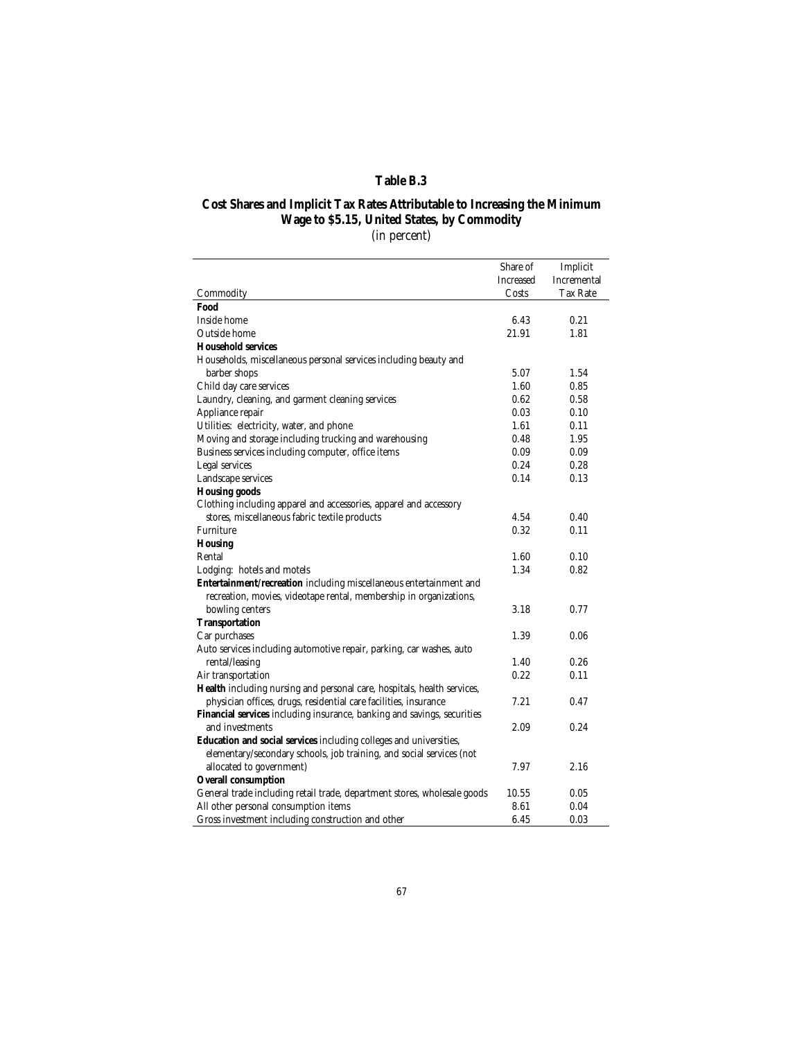**Table B.3**

**Cost Shares and Implicit Tax Rates Attributable to Increasing the Minimum Wage to $5.15, United States, by Commodity**
(in percent)

| Commodity | Share of Increased Costs | Implicit Incremental Tax Rate |
|---|---|---|
| **Food** | | |
| Inside home | 6.43 | 0.21 |
| Outside home | 21.91 | 1.81 |
| **Household services** | | |
| Households, miscellaneous personal services including beauty and barber shops | 5.07 | 1.54 |
| Child day care services | 1.60 | 0.85 |
| Laundry, cleaning, and garment cleaning services | 0.62 | 0.58 |
| Appliance repair | 0.03 | 0.10 |
| Utilities: electricity, water, and phone | 1.61 | 0.11 |
| Moving and storage including trucking and warehousing | 0.48 | 1.95 |
| Business services including computer, office items | 0.09 | 0.09 |
| Legal services | 0.24 | 0.28 |
| Landscape services | 0.14 | 0.13 |
| **Housing goods** | | |
| Clothing including apparel and accessories, apparel and accessory stores, miscellaneous fabric textile products | 4.54 | 0.40 |
| Furniture | 0.32 | 0.11 |
| **Housing** | | |
| Rental | 1.60 | 0.10 |
| Lodging: hotels and motels | 1.34 | 0.82 |
| **Entertainment/recreation** including miscellaneous entertainment and recreation, movies, videotape rental, membership in organizations, bowling centers | 3.18 | 0.77 |
| **Transportation** | | |
| Car purchases | 1.39 | 0.06 |
| Auto services including automotive repair, parking, car washes, auto rental/leasing | 1.40 | 0.26 |
| Air transportation | 0.22 | 0.11 |
| **Health** including nursing and personal care, hospitals, health services, physician offices, drugs, residential care facilities, insurance | 7.21 | 0.47 |
| **Financial services** including insurance, banking and savings, securities and investments | 2.09 | 0.24 |
| **Education and social services** including colleges and universities, elementary/secondary schools, job training, and social services (not allocated to government) | 7.97 | 2.16 |
| **Overall consumption** | | |
| General trade including retail trade, department stores, wholesale goods | 10.55 | 0.05 |
| All other personal consumption items | 8.61 | 0.04 |
| Gross investment including construction and other | 6.45 | 0.03 |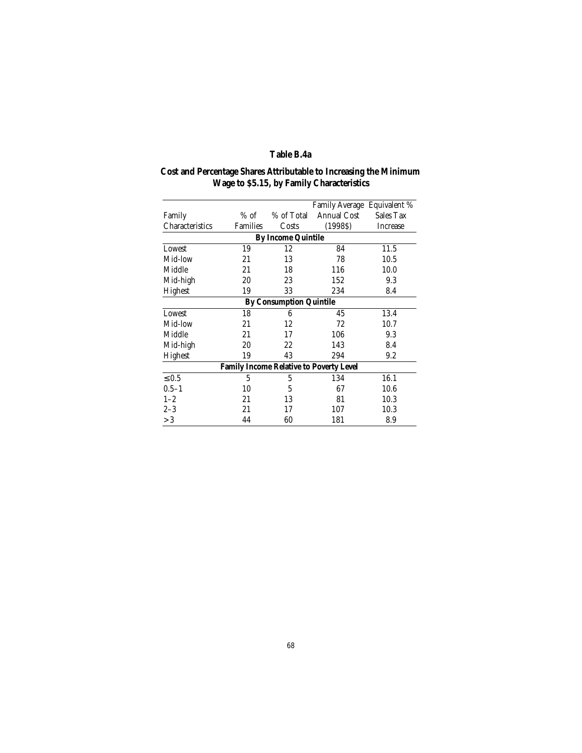**Table B.4a**

**Cost and Percentage Shares Attributable to Increasing the Minimum Wage to $5.15, by Family Characteristics**

| Family Characteristics | % of Families | % of Total Costs | Family Average Annual Cost (1998$) | Equivalent % Sales Tax Increase |
|---|---|---|---|---|
| **By Income Quintile** | | | | |
| Lowest | 19 | 12 | 84 | 11.5 |
| Mid-low | 21 | 13 | 78 | 10.5 |
| Middle | 21 | 18 | 116 | 10.0 |
| Mid-high | 20 | 23 | 152 | 9.3 |
| Highest | 19 | 33 | 234 | 8.4 |
| **By Consumption Quintile** | | | | |
| Lowest | 18 | 6 | 45 | 13.4 |
| Mid-low | 21 | 12 | 72 | 10.7 |
| Middle | 21 | 17 | 106 | 9.3 |
| Mid-high | 20 | 22 | 143 | 8.4 |
| Highest | 19 | 43 | 294 | 9.2 |
| **Family Income Relative to Poverty Level** | | | | |
| ≤ 0.5 | 5 | 5 | 134 | 16.1 |
| 0.5–1 | 10 | 5 | 67 | 10.6 |
| 1–2 | 21 | 13 | 81 | 10.3 |
| 2–3 | 21 | 17 | 107 | 10.3 |
| > 3 | 44 | 60 | 181 | 8.9 |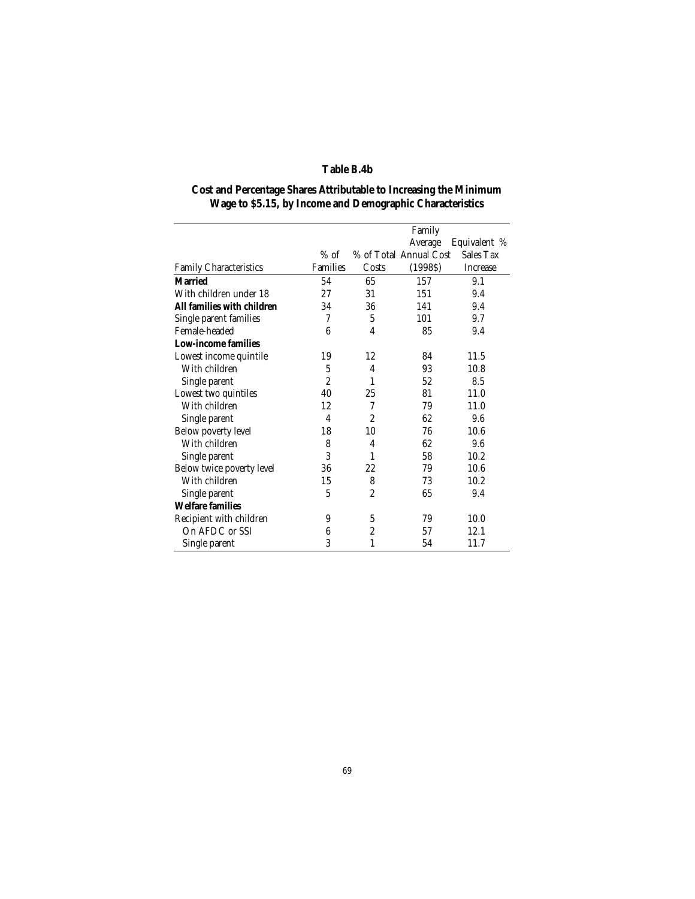**Table B.4b**

**Cost and Percentage Shares Attributable to Increasing the Minimum Wage to $5.15, by Income and Demographic Characteristics**

| Family Characteristics | % of Families | % of Total Costs | Family Average Annual Cost (1998$) | Equivalent % Sales Tax Increase |
|---|---|---|---|---|
| **Married** | 54 | 65 | 157 | 9.1 |
| With children under 18 | 27 | 31 | 151 | 9.4 |
| **All families with children** | 34 | 36 | 141 | 9.4 |
| Single parent families | 7 | 5 | 101 | 9.7 |
| Female-headed | 6 | 4 | 85 | 9.4 |
| **Low-income families** | | | | |
| Lowest income quintile | 19 | 12 | 84 | 11.5 |
| With children | 5 | 4 | 93 | 10.8 |
| Single parent | 2 | 1 | 52 | 8.5 |
| Lowest two quintiles | 40 | 25 | 81 | 11.0 |
| With children | 12 | 7 | 79 | 11.0 |
| Single parent | 4 | 2 | 62 | 9.6 |
| Below poverty level | 18 | 10 | 76 | 10.6 |
| With children | 8 | 4 | 62 | 9.6 |
| Single parent | 3 | 1 | 58 | 10.2 |
| Below twice poverty level | 36 | 22 | 79 | 10.6 |
| With children | 15 | 8 | 73 | 10.2 |
| Single parent | 5 | 2 | 65 | 9.4 |
| **Welfare families** | | | | |
| Recipient with children | 9 | 5 | 79 | 10.0 |
| On AFDC or SSI | 6 | 2 | 57 | 12.1 |
| Single parent | 3 | 1 | 54 | 11.7 |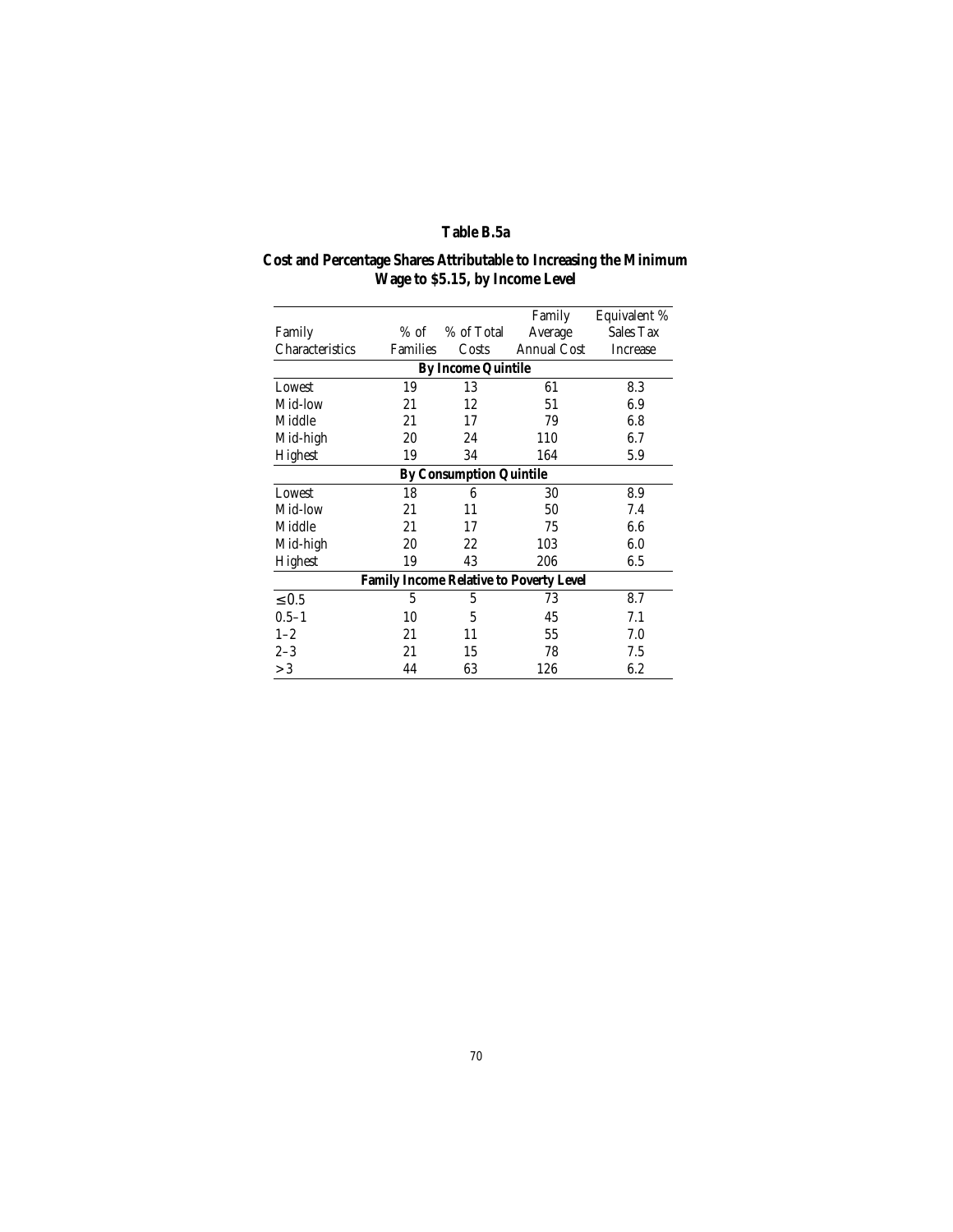## Table B.5a

## Cost and Percentage Shares Attributable to Increasing the Minimum Wage to $5.15, by Income Level

| Family Characteristics | % of Families | % of Total Costs | Family Average Annual Cost | Equivalent % Sales Tax Increase |
|---|---|---|---|---|
| **By Income Quintile** | | | | |
| Lowest | 19 | 13 | 61 | 8.3 |
| Mid-low | 21 | 12 | 51 | 6.9 |
| Middle | 21 | 17 | 79 | 6.8 |
| Mid-high | 20 | 24 | 110 | 6.7 |
| Highest | 19 | 34 | 164 | 5.9 |
| **By Consumption Quintile** | | | | |
| Lowest | 18 | 6 | 30 | 8.9 |
| Mid-low | 21 | 11 | 50 | 7.4 |
| Middle | 21 | 17 | 75 | 6.6 |
| Mid-high | 20 | 22 | 103 | 6.0 |
| Highest | 19 | 43 | 206 | 6.5 |
| **Family Income Relative to Poverty Level** | | | | |
| ≤ 0.5 | 5 | 5 | 73 | 8.7 |
| 0.5–1 | 10 | 5 | 45 | 7.1 |
| 1–2 | 21 | 11 | 55 | 7.0 |
| 2–3 | 21 | 15 | 78 | 7.5 |
| > 3 | 44 | 63 | 126 | 6.2 |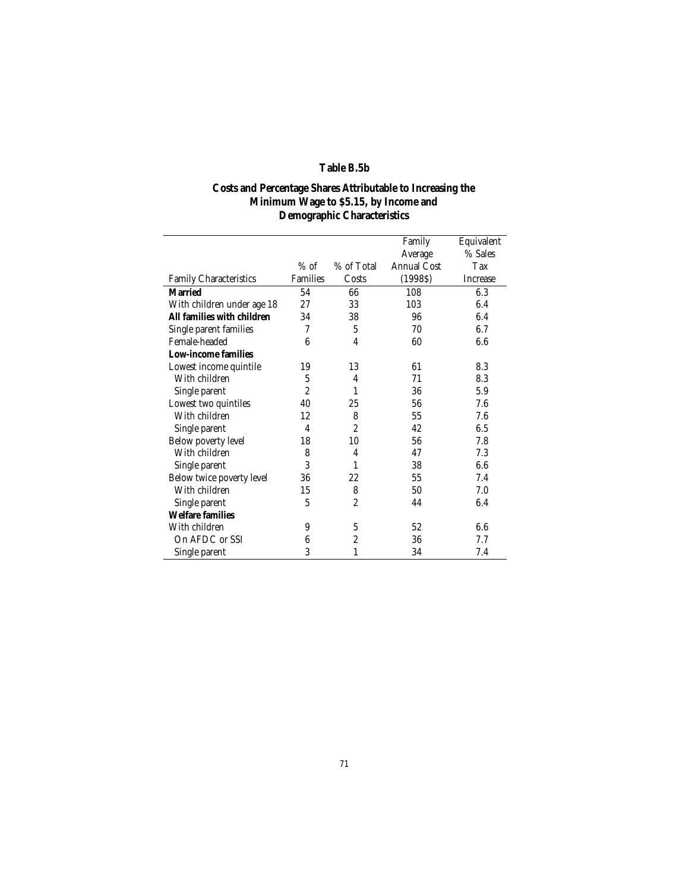## Table B.5b

### Costs and Percentage Shares Attributable to Increasing the Minimum Wage to $5.15, by Income and Demographic Characteristics

| Family Characteristics | % of Families | % of Total Costs | Family Average Annual Cost (1998$) | Equivalent % Sales Tax Increase |
|---|---|---|---|---|
| **Married** | 54 | 66 | 108 | 6.3 |
| With children under age 18 | 27 | 33 | 103 | 6.4 |
| **All families with children** | 34 | 38 | 96 | 6.4 |
| Single parent families | 7 | 5 | 70 | 6.7 |
| Female-headed | 6 | 4 | 60 | 6.6 |
| **Low-income families** | | | | |
| Lowest income quintile | 19 | 13 | 61 | 8.3 |
| With children | 5 | 4 | 71 | 8.3 |
| Single parent | 2 | 1 | 36 | 5.9 |
| Lowest two quintiles | 40 | 25 | 56 | 7.6 |
| With children | 12 | 8 | 55 | 7.6 |
| Single parent | 4 | 2 | 42 | 6.5 |
| Below poverty level | 18 | 10 | 56 | 7.8 |
| With children | 8 | 4 | 47 | 7.3 |
| Single parent | 3 | 1 | 38 | 6.6 |
| Below twice poverty level | 36 | 22 | 55 | 7.4 |
| With children | 15 | 8 | 50 | 7.0 |
| Single parent | 5 | 2 | 44 | 6.4 |
| **Welfare families** | | | | |
| With children | 9 | 5 | 52 | 6.6 |
| On AFDC or SSI | 6 | 2 | 36 | 7.7 |
| Single parent | 3 | 1 | 34 | 7.4 |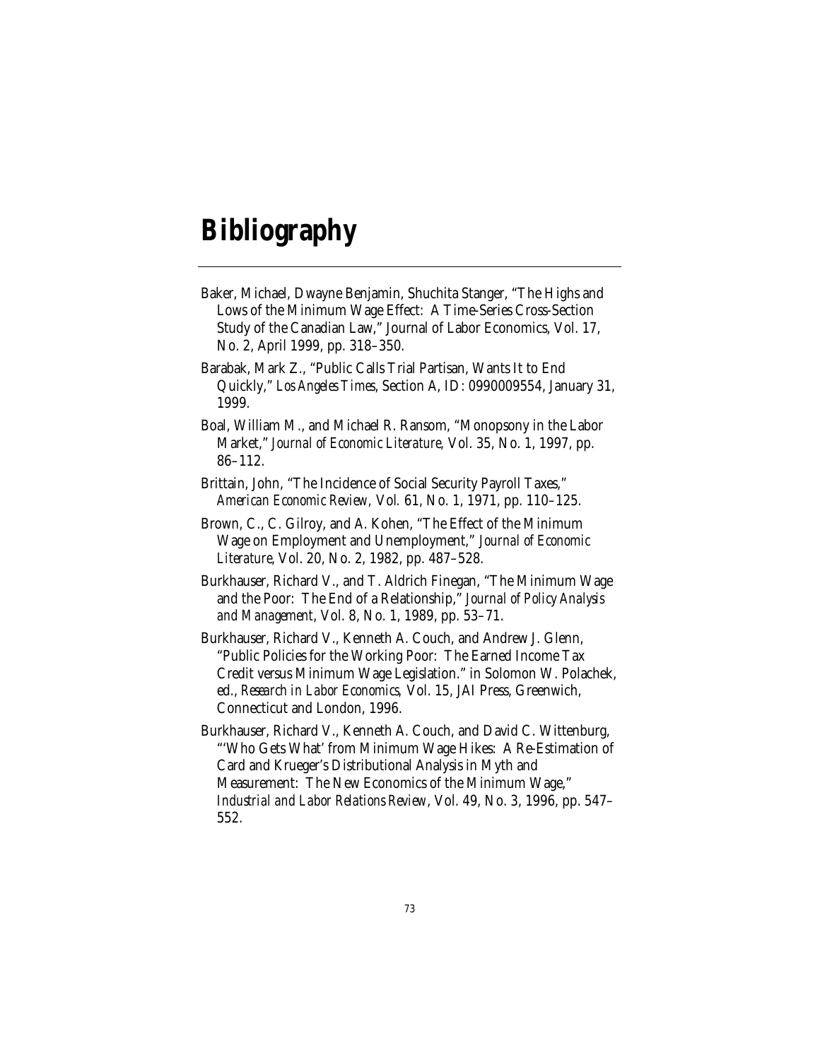# Bibliography

Baker, Michael, Dwayne Benjamin, Shuchita Stanger, "The Highs and Lows of the Minimum Wage Effect: A Time-Series Cross-Section Study of the Canadian Law," Journal of Labor Economics, Vol. 17, No. 2, April 1999, pp. 318–350.

Barabak, Mark Z., "Public Calls Trial Partisan, Wants It to End Quickly," *Los Angeles Times*, Section A, ID: 0990009554, January 31, 1999.

Boal, William M., and Michael R. Ransom, "Monopsony in the Labor Market," *Journal of Economic Literature*, Vol. 35, No. 1, 1997, pp. 86–112.

Brittain, John, "The Incidence of Social Security Payroll Taxes," *American Economic Review*, Vol. 61, No. 1, 1971, pp. 110–125.

Brown, C., C. Gilroy, and A. Kohen, "The Effect of the Minimum Wage on Employment and Unemployment," *Journal of Economic Literature*, Vol. 20, No. 2, 1982, pp. 487–528.

Burkhauser, Richard V., and T. Aldrich Finegan, "The Minimum Wage and the Poor: The End of a Relationship," *Journal of Policy Analysis and Management*, Vol. 8, No. 1, 1989, pp. 53–71.

Burkhauser, Richard V., Kenneth A. Couch, and Andrew J. Glenn, "Public Policies for the Working Poor: The Earned Income Tax Credit versus Minimum Wage Legislation." in Solomon W. Polachek, ed., *Research in Labor Economics*, Vol. 15, JAI Press, Greenwich, Connecticut and London, 1996.

Burkhauser, Richard V., Kenneth A. Couch, and David C. Wittenburg, "'Who Gets What' from Minimum Wage Hikes: A Re-Estimation of Card and Krueger's Distributional Analysis in Myth and Measurement: The New Economics of the Minimum Wage," *Industrial and Labor Relations Review*, Vol. 49, No. 3, 1996, pp. 547–552.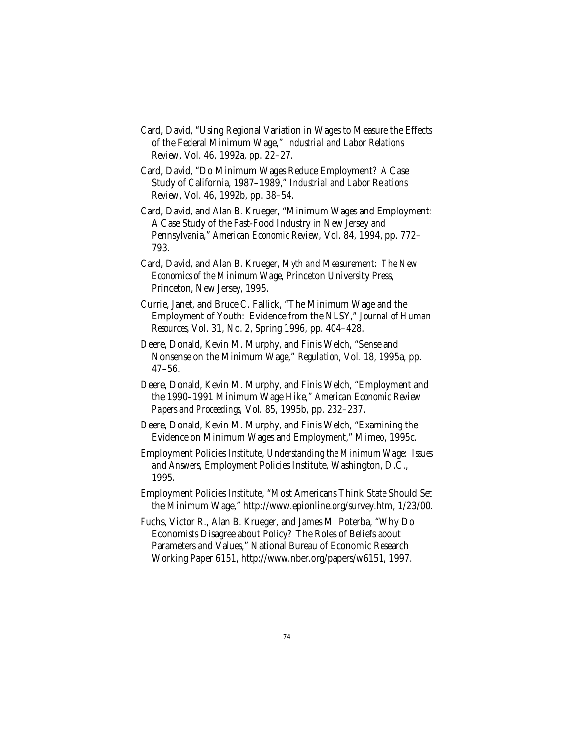Card, David, "Using Regional Variation in Wages to Measure the Effects of the Federal Minimum Wage," *Industrial and Labor Relations Review*, Vol. 46, 1992a, pp. 22–27.

Card, David, "Do Minimum Wages Reduce Employment? A Case Study of California, 1987–1989," *Industrial and Labor Relations Review*, Vol. 46, 1992b, pp. 38–54.

Card, David, and Alan B. Krueger, "Minimum Wages and Employment: A Case Study of the Fast-Food Industry in New Jersey and Pennsylvania," *American Economic Review*, Vol. 84, 1994, pp. 772–793.

Card, David, and Alan B. Krueger, *Myth and Measurement: The New Economics of the Minimum Wage*, Princeton University Press, Princeton, New Jersey, 1995.

Currie, Janet, and Bruce C. Fallick, "The Minimum Wage and the Employment of Youth: Evidence from the NLSY," *Journal of Human Resources*, Vol. 31, No. 2, Spring 1996, pp. 404–428.

Deere, Donald, Kevin M. Murphy, and Finis Welch, "Sense and Nonsense on the Minimum Wage," *Regulation*, Vol. 18, 1995a, pp. 47–56.

Deere, Donald, Kevin M. Murphy, and Finis Welch, "Employment and the 1990–1991 Minimum Wage Hike," *American Economic Review Papers and Proceedings*, Vol. 85, 1995b, pp. 232–237.

Deere, Donald, Kevin M. Murphy, and Finis Welch, "Examining the Evidence on Minimum Wages and Employment," Mimeo, 1995c.

Employment Policies Institute, *Understanding the Minimum Wage: Issues and Answers*, Employment Policies Institute, Washington, D.C., 1995.

Employment Policies Institute, "Most Americans Think State Should Set the Minimum Wage," http://www.epionline.org/survey.htm, 1/23/00.

Fuchs, Victor R., Alan B. Krueger, and James M. Poterba, "Why Do Economists Disagree about Policy? The Roles of Beliefs about Parameters and Values," National Bureau of Economic Research Working Paper 6151, http://www.nber.org/papers/w6151, 1997.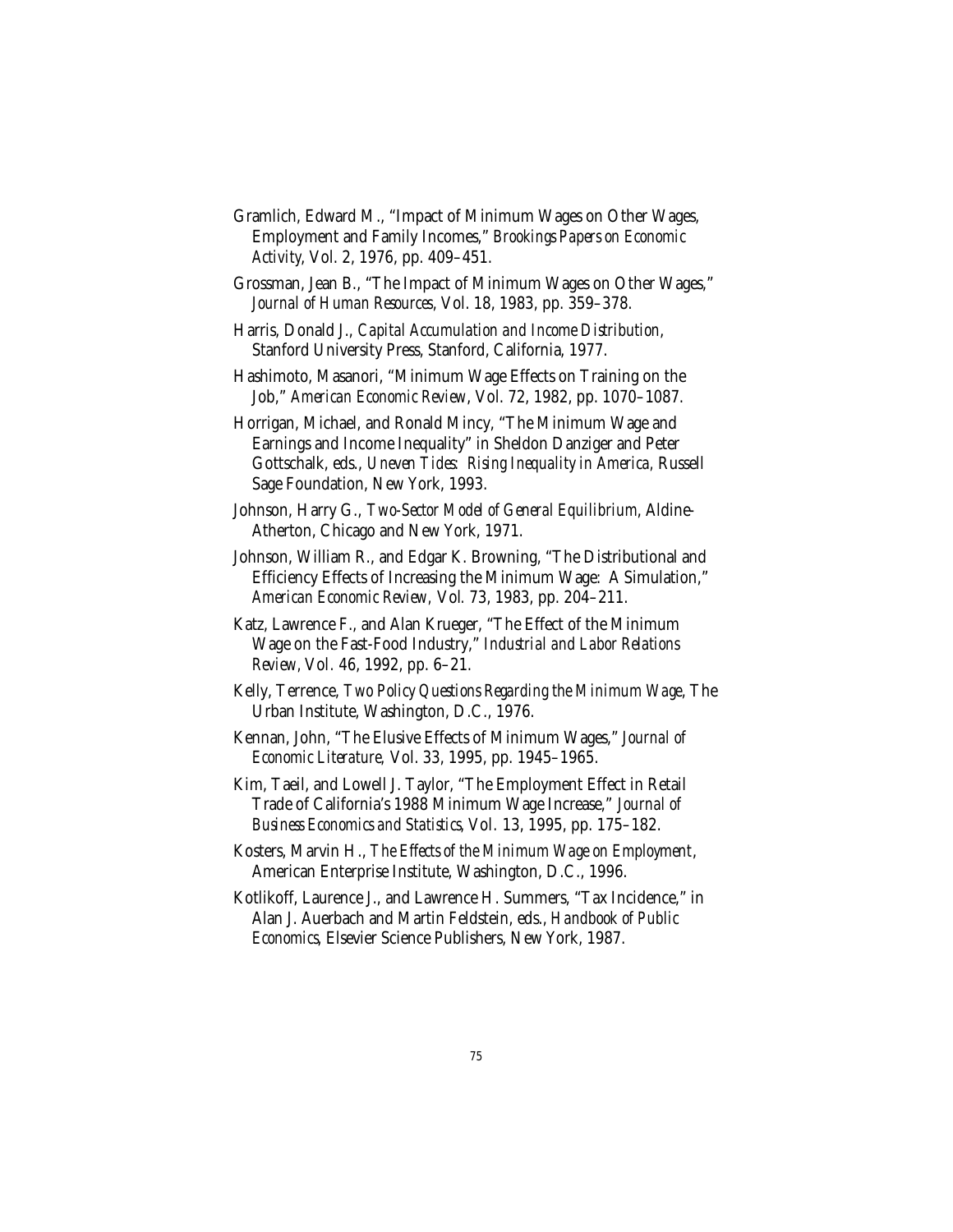Gramlich, Edward M., "Impact of Minimum Wages on Other Wages, Employment and Family Incomes," *Brookings Papers on Economic Activity*, Vol. 2, 1976, pp. 409–451.

Grossman, Jean B., "The Impact of Minimum Wages on Other Wages," *Journal of Human Resources*, Vol. 18, 1983, pp. 359–378.

Harris, Donald J., *Capital Accumulation and Income Distribution*, Stanford University Press, Stanford, California, 1977.

Hashimoto, Masanori, "Minimum Wage Effects on Training on the Job," *American Economic Review*, Vol. 72, 1982, pp. 1070–1087.

Horrigan, Michael, and Ronald Mincy, "The Minimum Wage and Earnings and Income Inequality" in Sheldon Danziger and Peter Gottschalk, eds., *Uneven Tides: Rising Inequality in America*, Russell Sage Foundation, New York, 1993.

Johnson, Harry G., *Two-Sector Model of General Equilibrium*, Aldine-Atherton, Chicago and New York, 1971.

Johnson, William R., and Edgar K. Browning, "The Distributional and Efficiency Effects of Increasing the Minimum Wage: A Simulation," *American Economic Review*, Vol. 73, 1983, pp. 204–211.

Katz, Lawrence F., and Alan Krueger, "The Effect of the Minimum Wage on the Fast-Food Industry," *Industrial and Labor Relations Review*, Vol. 46, 1992, pp. 6–21.

Kelly, Terrence, *Two Policy Questions Regarding the Minimum Wage*, The Urban Institute, Washington, D.C., 1976.

Kennan, John, "The Elusive Effects of Minimum Wages," *Journal of Economic Literature*, Vol. 33, 1995, pp. 1945–1965.

Kim, Taeil, and Lowell J. Taylor, "The Employment Effect in Retail Trade of California's 1988 Minimum Wage Increase," *Journal of Business Economics and Statistics*, Vol. 13, 1995, pp. 175–182.

Kosters, Marvin H., *The Effects of the Minimum Wage on Employment*, American Enterprise Institute, Washington, D.C., 1996.

Kotlikoff, Laurence J., and Lawrence H. Summers, "Tax Incidence," in Alan J. Auerbach and Martin Feldstein, eds., *Handbook of Public Economics*, Elsevier Science Publishers, New York, 1987.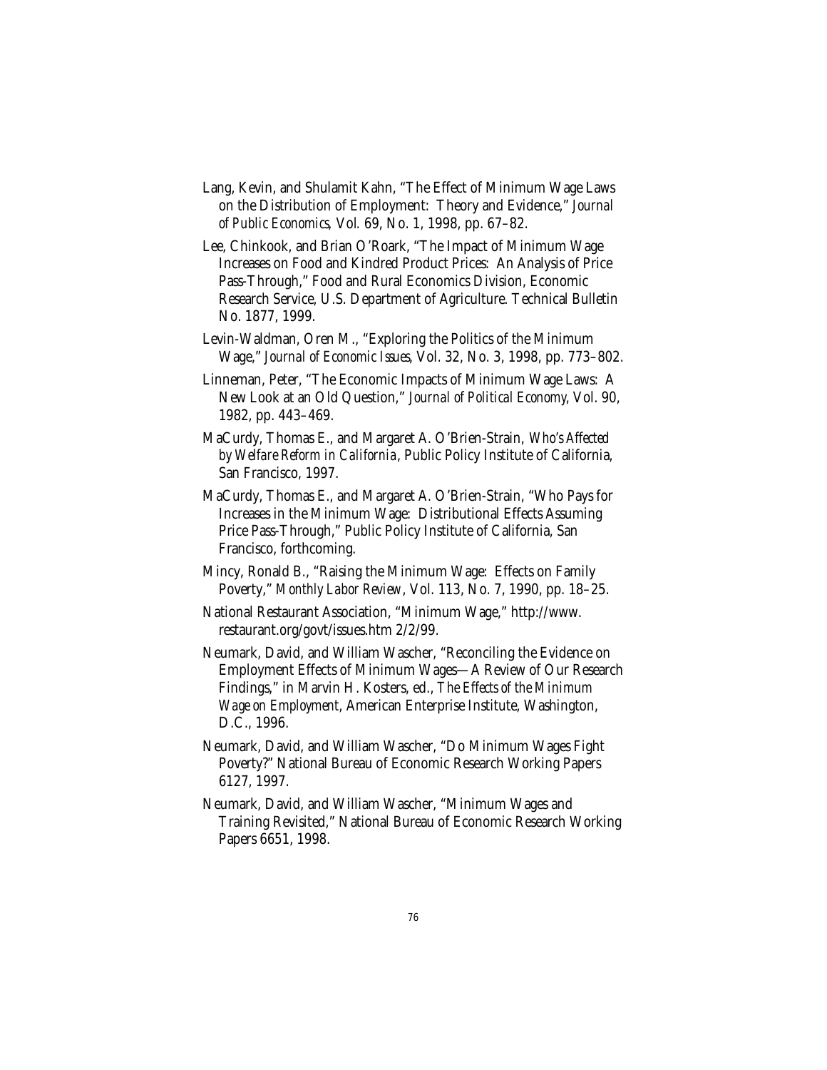Lang, Kevin, and Shulamit Kahn, "The Effect of Minimum Wage Laws on the Distribution of Employment: Theory and Evidence," *Journal of Public Economics*, Vol. 69, No. 1, 1998, pp. 67–82.

Lee, Chinkook, and Brian O'Roark, "The Impact of Minimum Wage Increases on Food and Kindred Product Prices: An Analysis of Price Pass-Through," Food and Rural Economics Division, Economic Research Service, U.S. Department of Agriculture. Technical Bulletin No. 1877, 1999.

Levin-Waldman, Oren M., "Exploring the Politics of the Minimum Wage," *Journal of Economic Issues*, Vol. 32, No. 3, 1998, pp. 773–802.

Linneman, Peter, "The Economic Impacts of Minimum Wage Laws: A New Look at an Old Question," *Journal of Political Economy*, Vol. 90, 1982, pp. 443–469.

MaCurdy, Thomas E., and Margaret A. O'Brien-Strain, *Who's Affected by Welfare Reform in California*, Public Policy Institute of California, San Francisco, 1997.

MaCurdy, Thomas E., and Margaret A. O'Brien-Strain, "Who Pays for Increases in the Minimum Wage: Distributional Effects Assuming Price Pass-Through," Public Policy Institute of California, San Francisco, forthcoming.

Mincy, Ronald B., "Raising the Minimum Wage: Effects on Family Poverty," *Monthly Labor Review*, Vol. 113, No. 7, 1990, pp. 18–25.

National Restaurant Association, "Minimum Wage," http://www.restaurant.org/govt/issues.htm 2/2/99.

Neumark, David, and William Wascher, "Reconciling the Evidence on Employment Effects of Minimum Wages—A Review of Our Research Findings," in Marvin H. Kosters, ed., *The Effects of the Minimum Wage on Employment*, American Enterprise Institute, Washington, D.C., 1996.

Neumark, David, and William Wascher, "Do Minimum Wages Fight Poverty?" National Bureau of Economic Research Working Papers 6127, 1997.

Neumark, David, and William Wascher, "Minimum Wages and Training Revisited," National Bureau of Economic Research Working Papers 6651, 1998.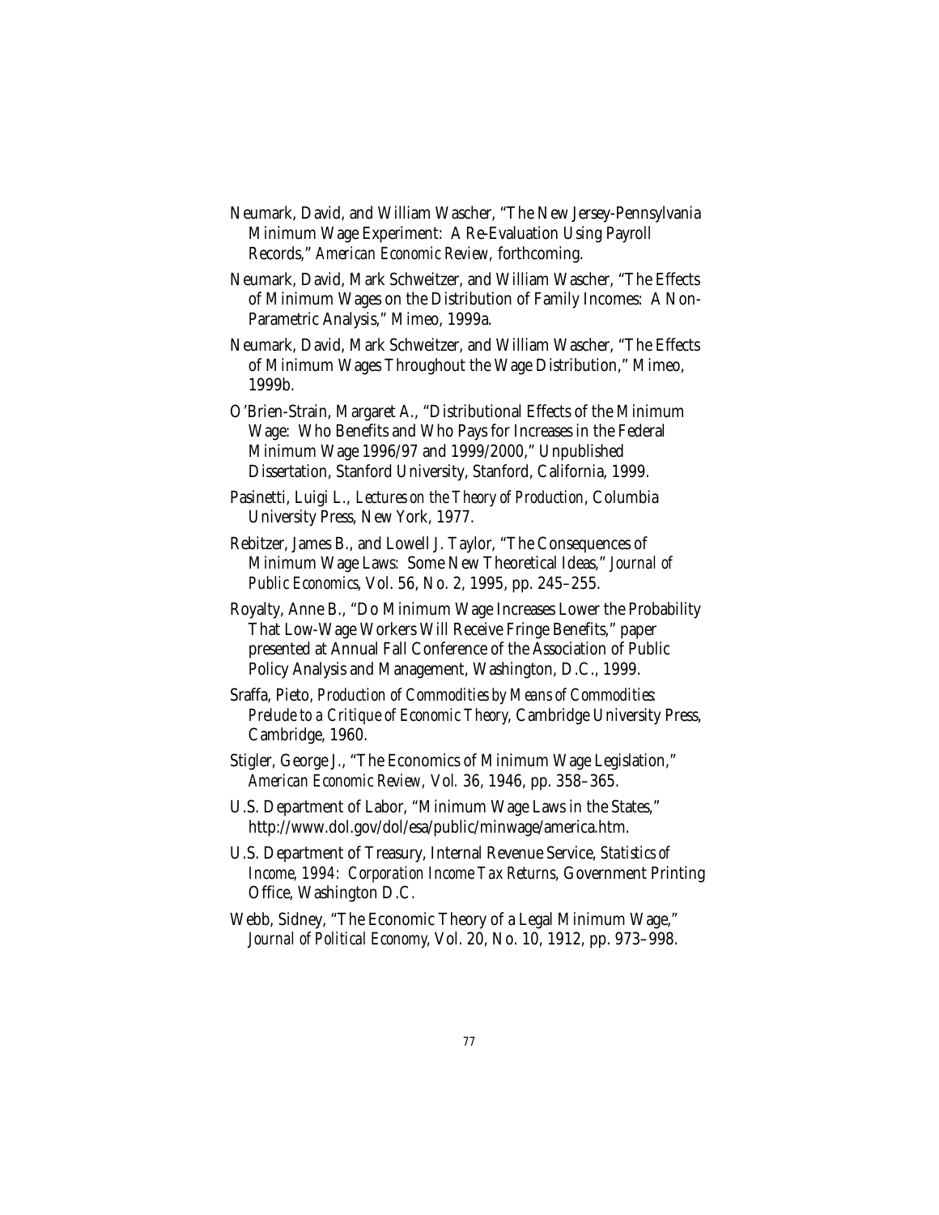Neumark, David, and William Wascher, "The New Jersey-Pennsylvania Minimum Wage Experiment: A Re-Evaluation Using Payroll Records," *American Economic Review*, forthcoming.

Neumark, David, Mark Schweitzer, and William Wascher, "The Effects of Minimum Wages on the Distribution of Family Incomes: A Non-Parametric Analysis," Mimeo, 1999a.

Neumark, David, Mark Schweitzer, and William Wascher, "The Effects of Minimum Wages Throughout the Wage Distribution," Mimeo, 1999b.

O'Brien-Strain, Margaret A., "Distributional Effects of the Minimum Wage: Who Benefits and Who Pays for Increases in the Federal Minimum Wage 1996/97 and 1999/2000," Unpublished Dissertation, Stanford University, Stanford, California, 1999.

Pasinetti, Luigi L., *Lectures on the Theory of Production*, Columbia University Press, New York, 1977.

Rebitzer, James B., and Lowell J. Taylor, "The Consequences of Minimum Wage Laws: Some New Theoretical Ideas," *Journal of Public Economics*, Vol. 56, No. 2, 1995, pp. 245–255.

Royalty, Anne B., "Do Minimum Wage Increases Lower the Probability That Low-Wage Workers Will Receive Fringe Benefits," paper presented at Annual Fall Conference of the Association of Public Policy Analysis and Management, Washington, D.C., 1999.

Sraffa, Pieto, *Production of Commodities by Means of Commodities: Prelude to a Critique of Economic Theory*, Cambridge University Press, Cambridge, 1960.

Stigler, George J., "The Economics of Minimum Wage Legislation," *American Economic Review*, Vol. 36, 1946, pp. 358–365.

U.S. Department of Labor, "Minimum Wage Laws in the States," http://www.dol.gov/dol/esa/public/minwage/america.htm.

U.S. Department of Treasury, Internal Revenue Service, *Statistics of Income, 1994: Corporation Income Tax Returns*, Government Printing Office, Washington D.C.

Webb, Sidney, "The Economic Theory of a Legal Minimum Wage," *Journal of Political Economy*, Vol. 20, No. 10, 1912, pp. 973–998.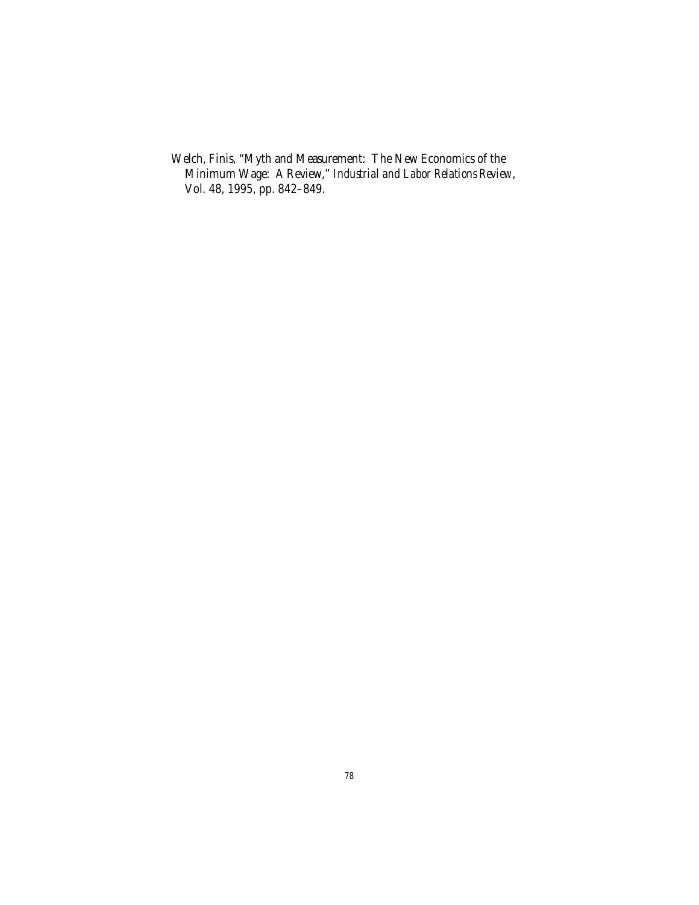Welch, Finis, "Myth and Measurement: The New Economics of the Minimum Wage: A Review," *Industrial and Labor Relations Review*, Vol. 48, 1995, pp. 842–849.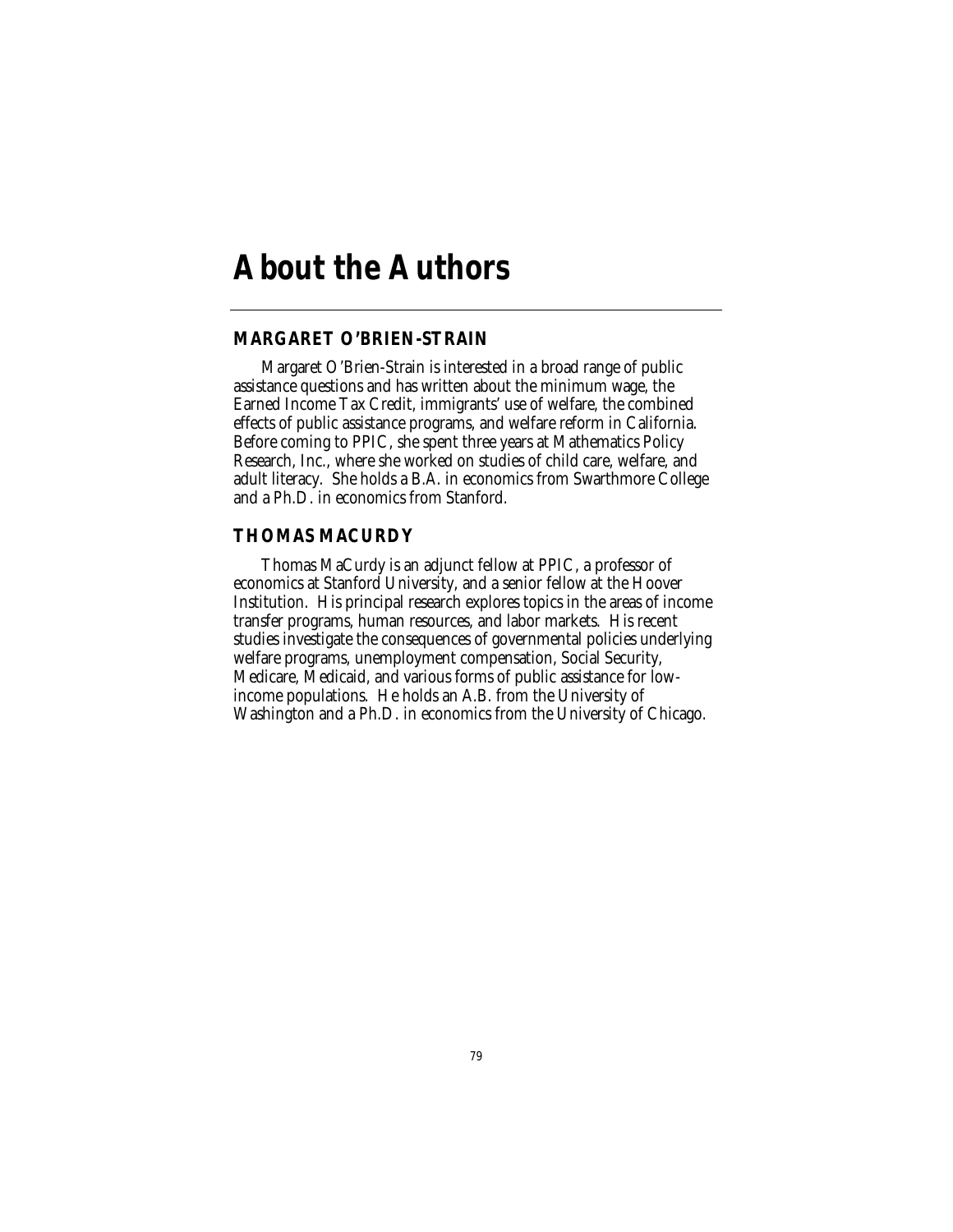# About the Authors

## MARGARET O'BRIEN-STRAIN

Margaret O'Brien-Strain is interested in a broad range of public assistance questions and has written about the minimum wage, the Earned Income Tax Credit, immigrants' use of welfare, the combined effects of public assistance programs, and welfare reform in California. Before coming to PPIC, she spent three years at Mathematics Policy Research, Inc., where she worked on studies of child care, welfare, and adult literacy. She holds a B.A. in economics from Swarthmore College and a Ph.D. in economics from Stanford.

## THOMAS MACURDY

Thomas MaCurdy is an adjunct fellow at PPIC, a professor of economics at Stanford University, and a senior fellow at the Hoover Institution. His principal research explores topics in the areas of income transfer programs, human resources, and labor markets. His recent studies investigate the consequences of governmental policies underlying welfare programs, unemployment compensation, Social Security, Medicare, Medicaid, and various forms of public assistance for low-income populations. He holds an A.B. from the University of Washington and a Ph.D. in economics from the University of Chicago.